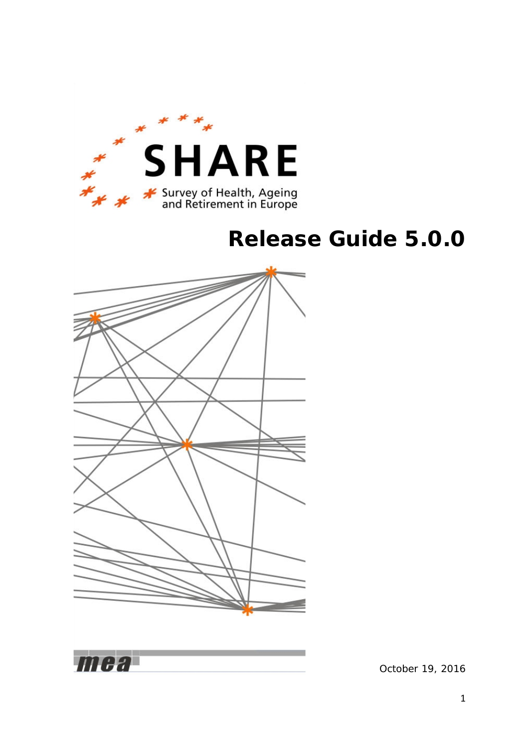SHARE

Survey of Health, Ageing and Retirement in Europe

# Release Guide 5.0.0

mea

October 19, 2016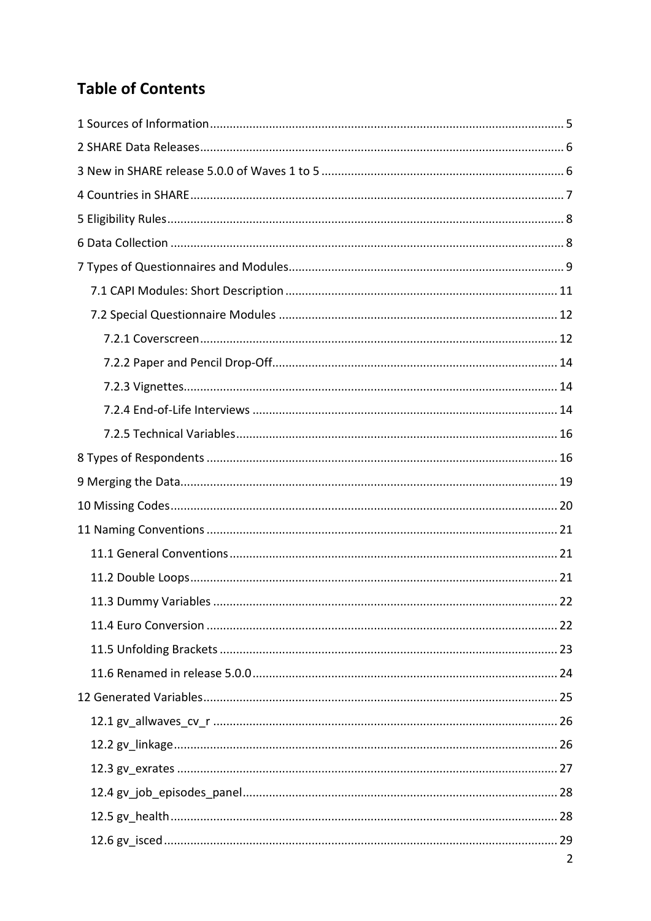# Table of Contents

1 Sources of Information .......... 5
2 SHARE Data Releases .......... 6
3 New in SHARE release 5.0.0 of Waves 1 to 5 .......... 6
4 Countries in SHARE .......... 7
5 Eligibility Rules .......... 8
6 Data Collection .......... 8
7 Types of Questionnaires and Modules .......... 9
   7.1 CAPI Modules: Short Description .......... 11
   7.2 Special Questionnaire Modules .......... 12
      7.2.1 Coverscreen .......... 12
      7.2.2 Paper and Pencil Drop-Off .......... 14
      7.2.3 Vignettes .......... 14
      7.2.4 End-of-Life Interviews .......... 14
      7.2.5 Technical Variables .......... 16
8 Types of Respondents .......... 16
9 Merging the Data .......... 19
10 Missing Codes .......... 20
11 Naming Conventions .......... 21
   11.1 General Conventions .......... 21
   11.2 Double Loops .......... 21
   11.3 Dummy Variables .......... 22
   11.4 Euro Conversion .......... 22
   11.5 Unfolding Brackets .......... 23
   11.6 Renamed in release 5.0.0 .......... 24
12 Generated Variables .......... 25
   12.1 gv_allwaves_cv_r .......... 26
   12.2 gv_linkage .......... 26
   12.3 gv_exrates .......... 27
   12.4 gv_job_episodes_panel .......... 28
   12.5 gv_health .......... 28
   12.6 gv_isced .......... 29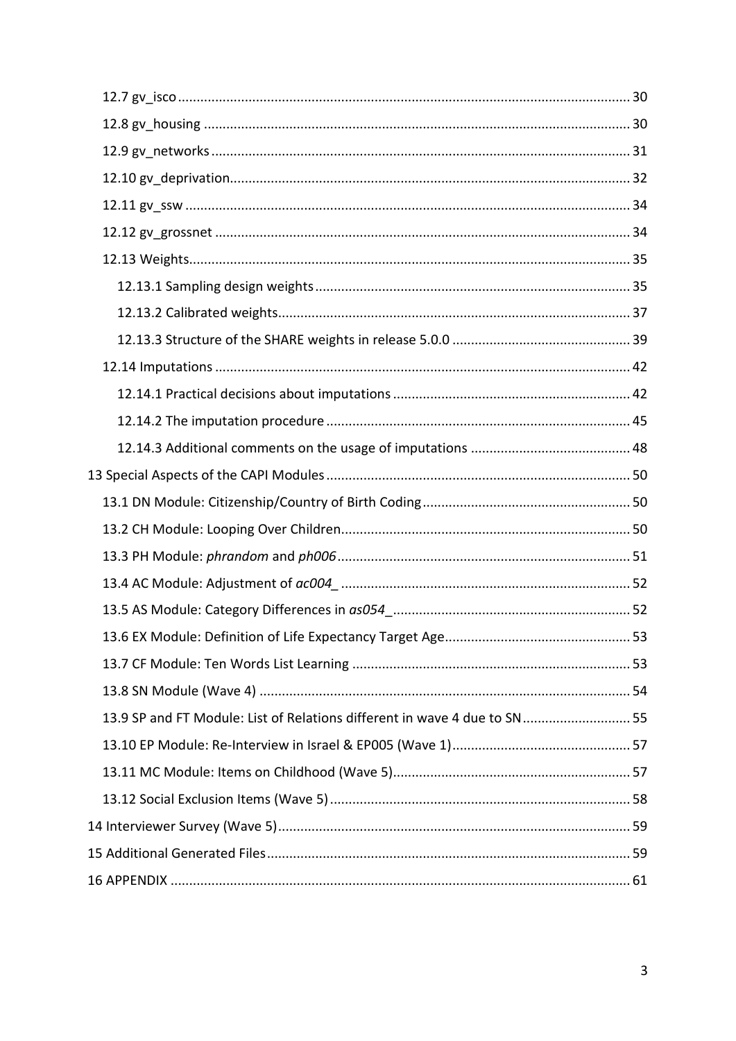12.7 gv_isco ........................................................................................................ 30

12.8 gv_housing ................................................................................................. 30

12.9 gv_networks ............................................................................................... 31

12.10 gv_deprivation.......................................................................................... 32

12.11 gv_ssw ...................................................................................................... 34

12.12 gv_grossnet .............................................................................................. 34

12.13 Weights...................................................................................................... 35

12.13.1 Sampling design weights .................................................................... 35

12.13.2 Calibrated weights.............................................................................. 37

12.13.3 Structure of the SHARE weights in release 5.0.0 ................................ 39

12.14 Imputations ............................................................................................... 42

12.14.1 Practical decisions about imputations ............................................... 42

12.14.2 The imputation procedure ................................................................. 45

12.14.3 Additional comments on the usage of imputations ........................... 48

13 Special Aspects of the CAPI Modules ................................................................. 50

13.1 DN Module: Citizenship/Country of Birth Coding ........................................ 50

13.2 CH Module: Looping Over Children............................................................. 50

13.3 PH Module: *phrandom* and *ph006* .............................................................. 51

13.4 AC Module: Adjustment of *ac004_* ............................................................. 52

13.5 AS Module: Category Differences in *as054_* ................................................ 52

13.6 EX Module: Definition of Life Expectancy Target Age.................................. 53

13.7 CF Module: Ten Words List Learning ........................................................... 53

13.8 SN Module (Wave 4) ................................................................................... 54

13.9 SP and FT Module: List of Relations different in wave 4 due to SN ............ 55

13.10 EP Module: Re-Interview in Israel & EP005 (Wave 1)................................ 57

13.11 MC Module: Items on Childhood (Wave 5)................................................ 57

13.12 Social Exclusion Items (Wave 5) ................................................................ 58

14 Interviewer Survey (Wave 5).............................................................................. 59

15 Additional Generated Files................................................................................. 59

16 APPENDIX .......................................................................................................... 61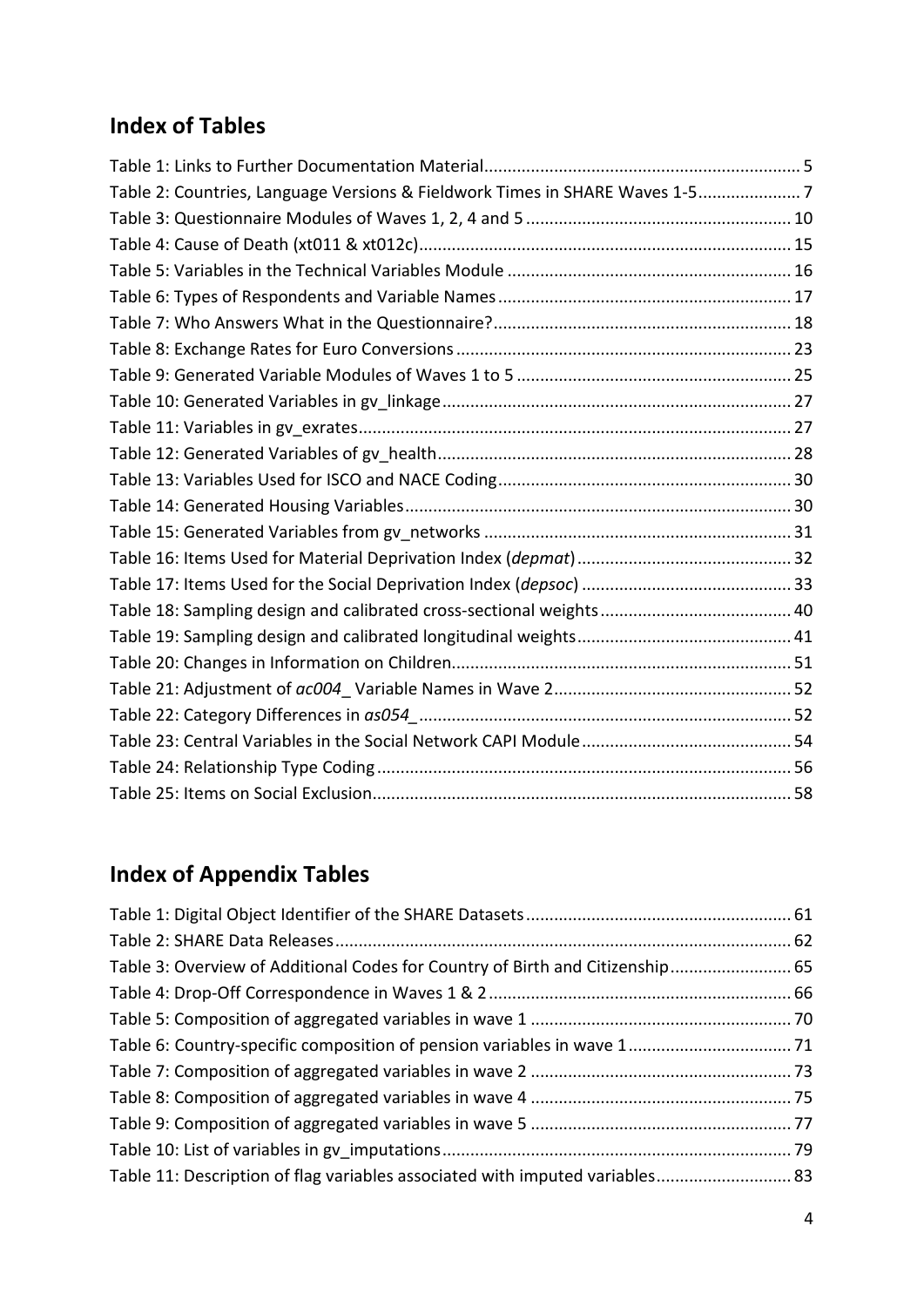## Index of Tables

Table 1: Links to Further Documentation Material ... 5
Table 2: Countries, Language Versions & Fieldwork Times in SHARE Waves 1-5 ... 7
Table 3: Questionnaire Modules of Waves 1, 2, 4 and 5 ... 10
Table 4: Cause of Death (xt011 & xt012c) ... 15
Table 5: Variables in the Technical Variables Module ... 16
Table 6: Types of Respondents and Variable Names ... 17
Table 7: Who Answers What in the Questionnaire? ... 18
Table 8: Exchange Rates for Euro Conversions ... 23
Table 9: Generated Variable Modules of Waves 1 to 5 ... 25
Table 10: Generated Variables in gv_linkage ... 27
Table 11: Variables in gv_exrates ... 27
Table 12: Generated Variables of gv_health ... 28
Table 13: Variables Used for ISCO and NACE Coding ... 30
Table 14: Generated Housing Variables ... 30
Table 15: Generated Variables from gv_networks ... 31
Table 16: Items Used for Material Deprivation Index (*depmat*) ... 32
Table 17: Items Used for the Social Deprivation Index (*depsoc*) ... 33
Table 18: Sampling design and calibrated cross-sectional weights ... 40
Table 19: Sampling design and calibrated longitudinal weights ... 41
Table 20: Changes in Information on Children ... 51
Table 21: Adjustment of *ac004_* Variable Names in Wave 2 ... 52
Table 22: Category Differences in *as054_* ... 52
Table 23: Central Variables in the Social Network CAPI Module ... 54
Table 24: Relationship Type Coding ... 56
Table 25: Items on Social Exclusion ... 58

## Index of Appendix Tables

Table 1: Digital Object Identifier of the SHARE Datasets ... 61
Table 2: SHARE Data Releases ... 62
Table 3: Overview of Additional Codes for Country of Birth and Citizenship ... 65
Table 4: Drop-Off Correspondence in Waves 1 & 2 ... 66
Table 5: Composition of aggregated variables in wave 1 ... 70
Table 6: Country-specific composition of pension variables in wave 1 ... 71
Table 7: Composition of aggregated variables in wave 2 ... 73
Table 8: Composition of aggregated variables in wave 4 ... 75
Table 9: Composition of aggregated variables in wave 5 ... 77
Table 10: List of variables in gv_imputations ... 79
Table 11: Description of flag variables associated with imputed variables ... 83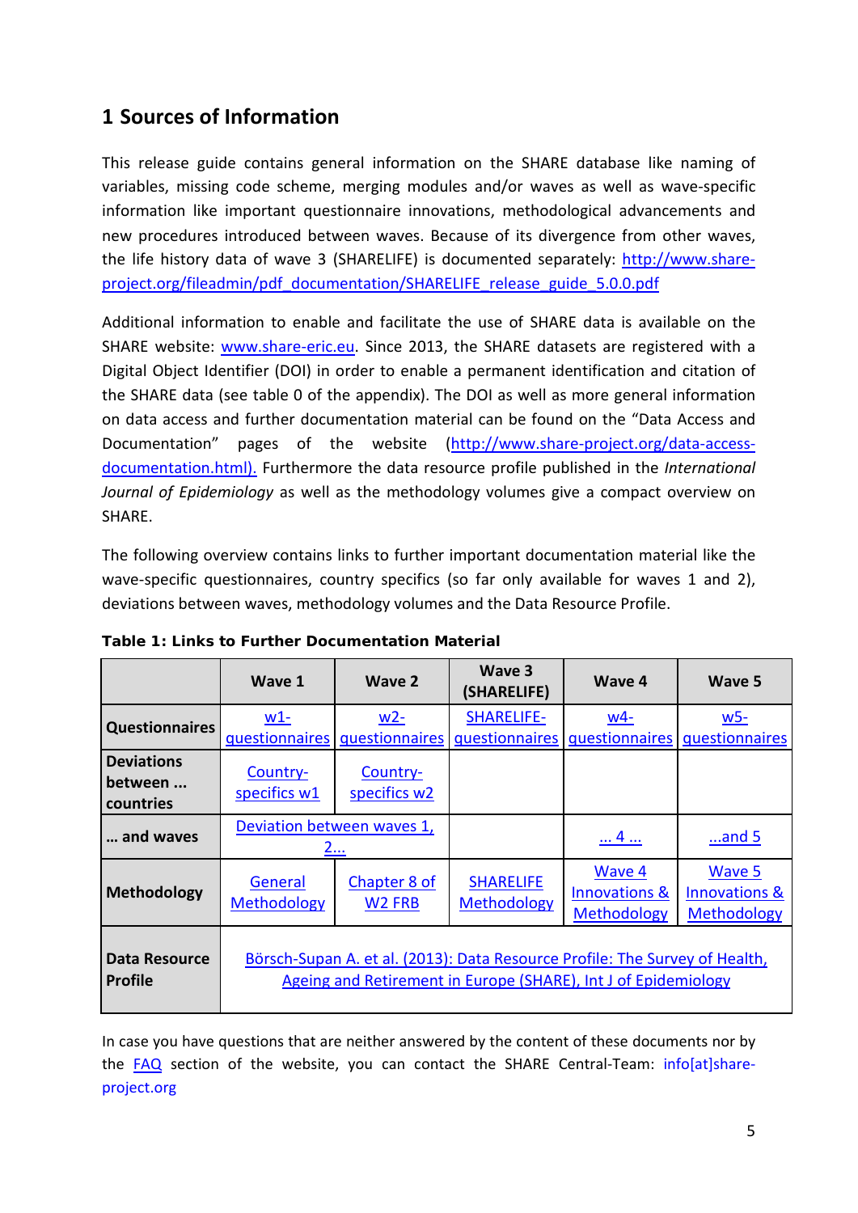## 1 Sources of Information

This release guide contains general information on the SHARE database like naming of variables, missing code scheme, merging modules and/or waves as well as wave-specific information like important questionnaire innovations, methodological advancements and new procedures introduced between waves. Because of its divergence from other waves, the life history data of wave 3 (SHARELIFE) is documented separately: http://www.share-project.org/fileadmin/pdf_documentation/SHARELIFE_release_guide_5.0.0.pdf

Additional information to enable and facilitate the use of SHARE data is available on the SHARE website: www.share-eric.eu. Since 2013, the SHARE datasets are registered with a Digital Object Identifier (DOI) in order to enable a permanent identification and citation of the SHARE data (see table 0 of the appendix). The DOI as well as more general information on data access and further documentation material can be found on the "Data Access and Documentation" pages of the website (http://www.share-project.org/data-access-documentation.html). Furthermore the data resource profile published in the *International Journal of Epidemiology* as well as the methodology volumes give a compact overview on SHARE.

The following overview contains links to further important documentation material like the wave-specific questionnaires, country specifics (so far only available for waves 1 and 2), deviations between waves, methodology volumes and the Data Resource Profile.

**Table 1: Links to Further Documentation Material**

| | Wave 1 | Wave 2 | Wave 3 (SHARELIFE) | Wave 4 | Wave 5 |
|---|---|---|---|---|---|
| **Questionnaires** | w1-questionnaires | w2-questionnaires | SHARELIFE-questionnaires | w4-questionnaires | w5-questionnaires |
| **Deviations between ... countries** | Country-specifics w1 | Country-specifics w2 | | | |
| **... and waves** | Deviation between waves 1, 2... | | | ... 4 ... | ...and 5 |
| **Methodology** | General Methodology | Chapter 8 of W2 FRB | SHARELIFE Methodology | Wave 4 Innovations & Methodology | Wave 5 Innovations & Methodology |
| **Data Resource Profile** | Börsch-Supan A. et al. (2013): Data Resource Profile: The Survey of Health, Ageing and Retirement in Europe (SHARE), Int J of Epidemiology | | | | |

In case you have questions that are neither answered by the content of these documents nor by the FAQ section of the website, you can contact the SHARE Central-Team: info[at]share-project.org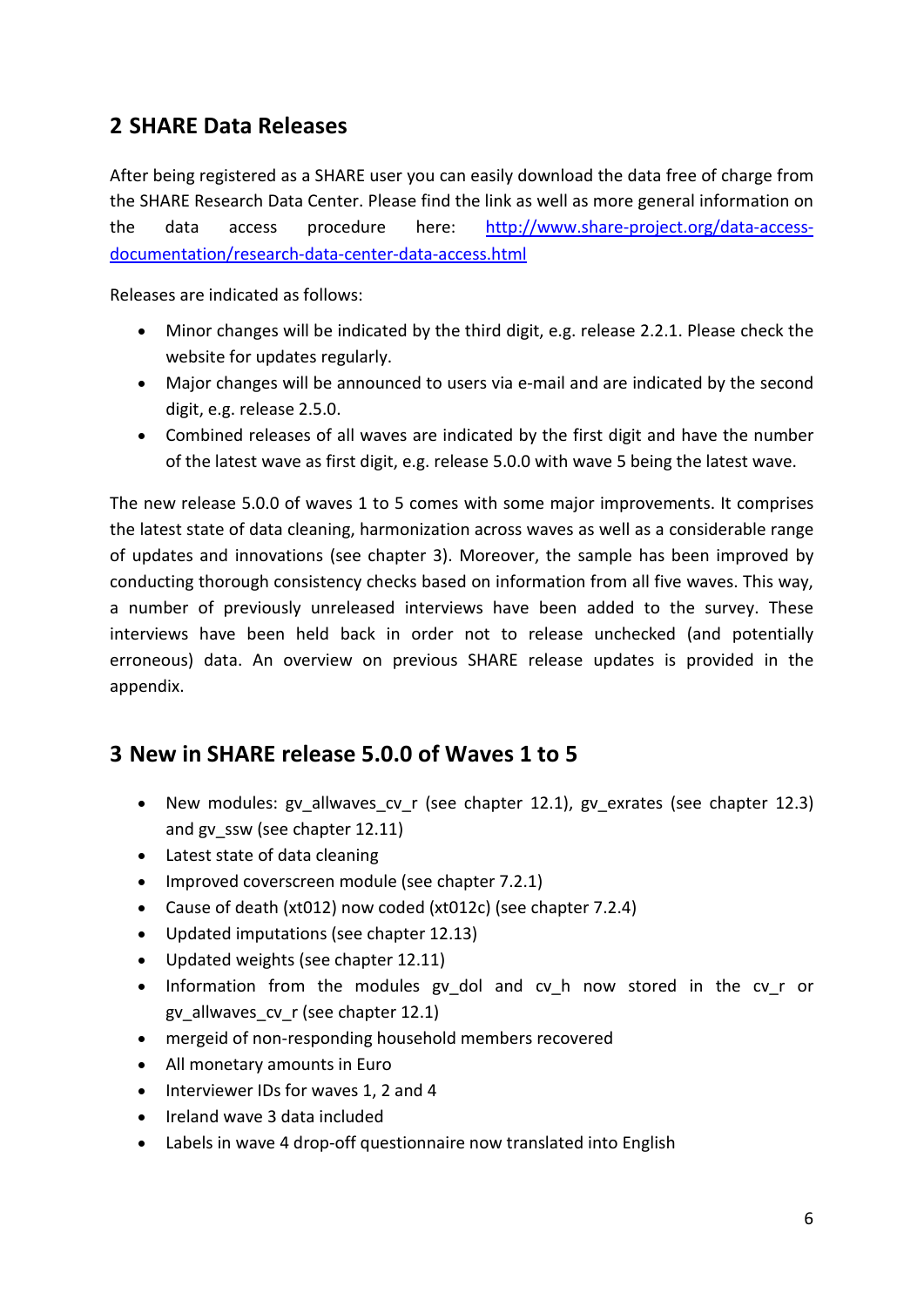## 2 SHARE Data Releases

After being registered as a SHARE user you can easily download the data free of charge from the SHARE Research Data Center. Please find the link as well as more general information on the data access procedure here: [http://www.share-project.org/data-access-documentation/research-data-center-data-access.html](http://www.share-project.org/data-access-documentation/research-data-center-data-access.html)

Releases are indicated as follows:

- Minor changes will be indicated by the third digit, e.g. release 2.2.1. Please check the website for updates regularly.
- Major changes will be announced to users via e-mail and are indicated by the second digit, e.g. release 2.5.0.
- Combined releases of all waves are indicated by the first digit and have the number of the latest wave as first digit, e.g. release 5.0.0 with wave 5 being the latest wave.

The new release 5.0.0 of waves 1 to 5 comes with some major improvements. It comprises the latest state of data cleaning, harmonization across waves as well as a considerable range of updates and innovations (see chapter 3). Moreover, the sample has been improved by conducting thorough consistency checks based on information from all five waves. This way, a number of previously unreleased interviews have been added to the survey. These interviews have been held back in order not to release unchecked (and potentially erroneous) data. An overview on previous SHARE release updates is provided in the appendix.

## 3 New in SHARE release 5.0.0 of Waves 1 to 5

- New modules: gv_allwaves_cv_r (see chapter 12.1), gv_exrates (see chapter 12.3) and gv_ssw (see chapter 12.11)
- Latest state of data cleaning
- Improved coverscreen module (see chapter 7.2.1)
- Cause of death (xt012) now coded (xt012c) (see chapter 7.2.4)
- Updated imputations (see chapter 12.13)
- Updated weights (see chapter 12.11)
- Information from the modules gv_dol and cv_h now stored in the cv_r or gv_allwaves_cv_r (see chapter 12.1)
- mergeid of non-responding household members recovered
- All monetary amounts in Euro
- Interviewer IDs for waves 1, 2 and 4
- Ireland wave 3 data included
- Labels in wave 4 drop-off questionnaire now translated into English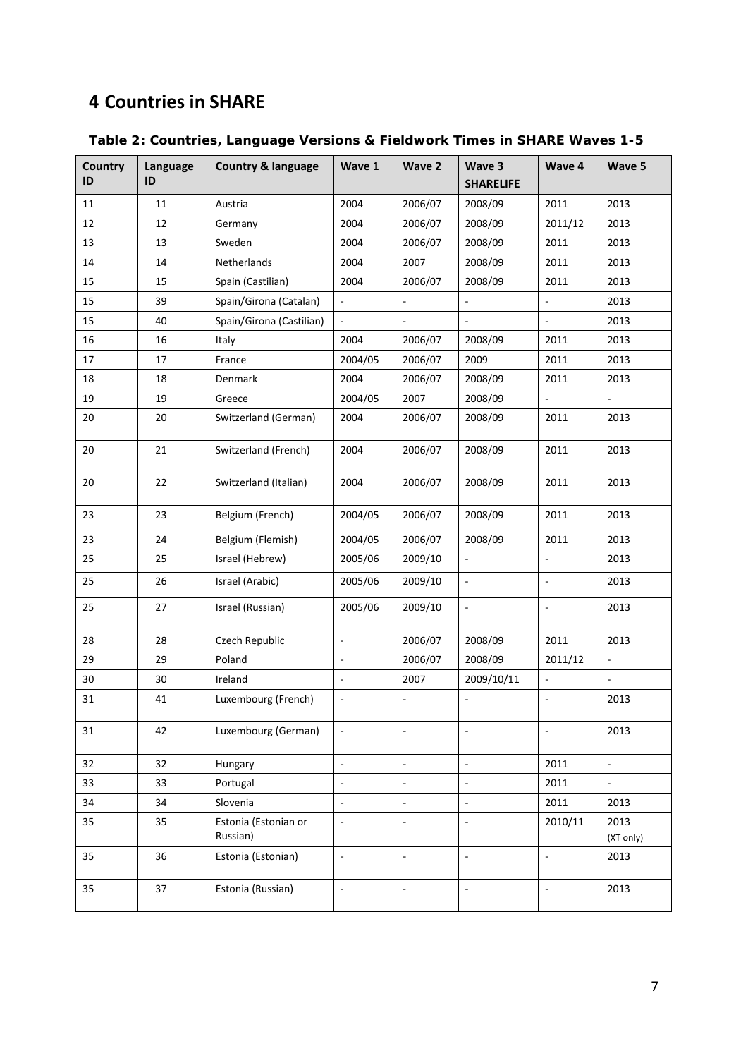# 4 Countries in SHARE

**Table 2: Countries, Language Versions & Fieldwork Times in SHARE Waves 1-5**

| Country ID | Language ID | Country & language | Wave 1 | Wave 2 | Wave 3 SHARELIFE | Wave 4 | Wave 5 |
|---|---|---|---|---|---|---|---|
| 11 | 11 | Austria | 2004 | 2006/07 | 2008/09 | 2011 | 2013 |
| 12 | 12 | Germany | 2004 | 2006/07 | 2008/09 | 2011/12 | 2013 |
| 13 | 13 | Sweden | 2004 | 2006/07 | 2008/09 | 2011 | 2013 |
| 14 | 14 | Netherlands | 2004 | 2007 | 2008/09 | 2011 | 2013 |
| 15 | 15 | Spain (Castilian) | 2004 | 2006/07 | 2008/09 | 2011 | 2013 |
| 15 | 39 | Spain/Girona (Catalan) | - | - | - | - | 2013 |
| 15 | 40 | Spain/Girona (Castilian) | - | - | - | - | 2013 |
| 16 | 16 | Italy | 2004 | 2006/07 | 2008/09 | 2011 | 2013 |
| 17 | 17 | France | 2004/05 | 2006/07 | 2009 | 2011 | 2013 |
| 18 | 18 | Denmark | 2004 | 2006/07 | 2008/09 | 2011 | 2013 |
| 19 | 19 | Greece | 2004/05 | 2007 | 2008/09 | - | - |
| 20 | 20 | Switzerland (German) | 2004 | 2006/07 | 2008/09 | 2011 | 2013 |
| 20 | 21 | Switzerland (French) | 2004 | 2006/07 | 2008/09 | 2011 | 2013 |
| 20 | 22 | Switzerland (Italian) | 2004 | 2006/07 | 2008/09 | 2011 | 2013 |
| 23 | 23 | Belgium (French) | 2004/05 | 2006/07 | 2008/09 | 2011 | 2013 |
| 23 | 24 | Belgium (Flemish) | 2004/05 | 2006/07 | 2008/09 | 2011 | 2013 |
| 25 | 25 | Israel (Hebrew) | 2005/06 | 2009/10 | - | - | 2013 |
| 25 | 26 | Israel (Arabic) | 2005/06 | 2009/10 | - | - | 2013 |
| 25 | 27 | Israel (Russian) | 2005/06 | 2009/10 | - | - | 2013 |
| 28 | 28 | Czech Republic | - | 2006/07 | 2008/09 | 2011 | 2013 |
| 29 | 29 | Poland | - | 2006/07 | 2008/09 | 2011/12 | - |
| 30 | 30 | Ireland | - | 2007 | 2009/10/11 | - | - |
| 31 | 41 | Luxembourg (French) | - | - | - | - | 2013 |
| 31 | 42 | Luxembourg (German) | - | - | - | - | 2013 |
| 32 | 32 | Hungary | - | - | - | 2011 | - |
| 33 | 33 | Portugal | - | - | - | 2011 | - |
| 34 | 34 | Slovenia | - | - | - | 2011 | 2013 |
| 35 | 35 | Estonia (Estonian or Russian) | - | - | - | 2010/11 | 2013 (XT only) |
| 35 | 36 | Estonia (Estonian) | - | - | - | - | 2013 |
| 35 | 37 | Estonia (Russian) | - | - | - | - | 2013 |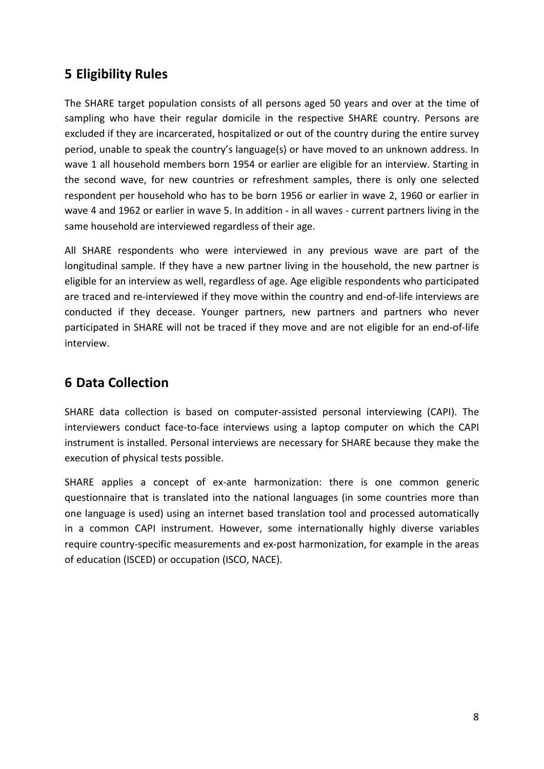## 5 Eligibility Rules

The SHARE target population consists of all persons aged 50 years and over at the time of sampling who have their regular domicile in the respective SHARE country. Persons are excluded if they are incarcerated, hospitalized or out of the country during the entire survey period, unable to speak the country's language(s) or have moved to an unknown address. In wave 1 all household members born 1954 or earlier are eligible for an interview. Starting in the second wave, for new countries or refreshment samples, there is only one selected respondent per household who has to be born 1956 or earlier in wave 2, 1960 or earlier in wave 4 and 1962 or earlier in wave 5. In addition - in all waves - current partners living in the same household are interviewed regardless of their age.

All SHARE respondents who were interviewed in any previous wave are part of the longitudinal sample. If they have a new partner living in the household, the new partner is eligible for an interview as well, regardless of age. Age eligible respondents who participated are traced and re-interviewed if they move within the country and end-of-life interviews are conducted if they decease. Younger partners, new partners and partners who never participated in SHARE will not be traced if they move and are not eligible for an end-of-life interview.

## 6 Data Collection

SHARE data collection is based on computer-assisted personal interviewing (CAPI). The interviewers conduct face-to-face interviews using a laptop computer on which the CAPI instrument is installed. Personal interviews are necessary for SHARE because they make the execution of physical tests possible.

SHARE applies a concept of ex-ante harmonization: there is one common generic questionnaire that is translated into the national languages (in some countries more than one language is used) using an internet based translation tool and processed automatically in a common CAPI instrument. However, some internationally highly diverse variables require country-specific measurements and ex-post harmonization, for example in the areas of education (ISCED) or occupation (ISCO, NACE).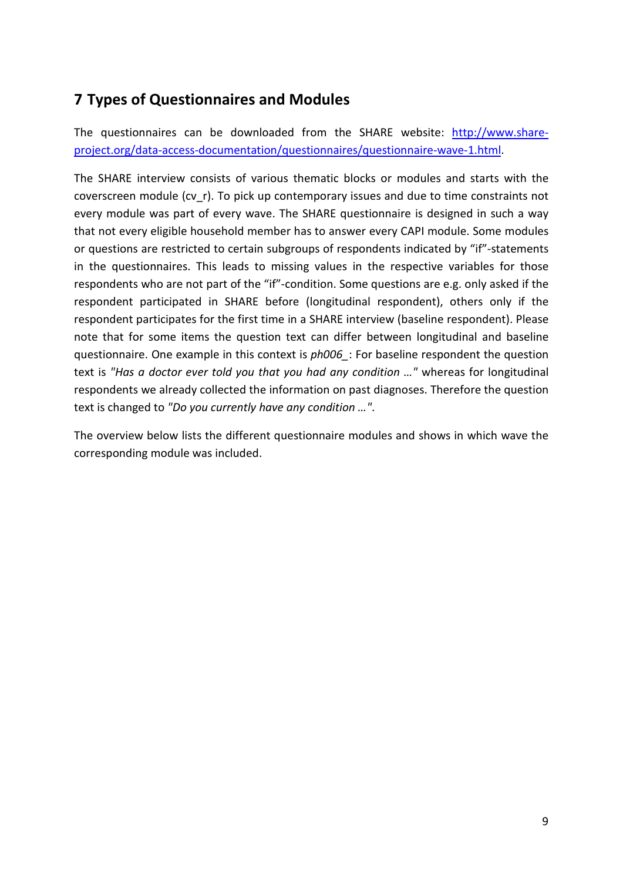## 7 Types of Questionnaires and Modules

The questionnaires can be downloaded from the SHARE website: [http://www.share-project.org/data-access-documentation/questionnaires/questionnaire-wave-1.html](http://www.share-project.org/data-access-documentation/questionnaires/questionnaire-wave-1.html).

The SHARE interview consists of various thematic blocks or modules and starts with the coverscreen module (cv_r). To pick up contemporary issues and due to time constraints not every module was part of every wave. The SHARE questionnaire is designed in such a way that not every eligible household member has to answer every CAPI module. Some modules or questions are restricted to certain subgroups of respondents indicated by "if"-statements in the questionnaires. This leads to missing values in the respective variables for those respondents who are not part of the "if"-condition. Some questions are e.g. only asked if the respondent participated in SHARE before (longitudinal respondent), others only if the respondent participates for the first time in a SHARE interview (baseline respondent). Please note that for some items the question text can differ between longitudinal and baseline questionnaire. One example in this context is *ph006_*: For baseline respondent the question text is *"Has a doctor ever told you that you had any condition …"* whereas for longitudinal respondents we already collected the information on past diagnoses. Therefore the question text is changed to *"Do you currently have any condition …"*.

The overview below lists the different questionnaire modules and shows in which wave the corresponding module was included.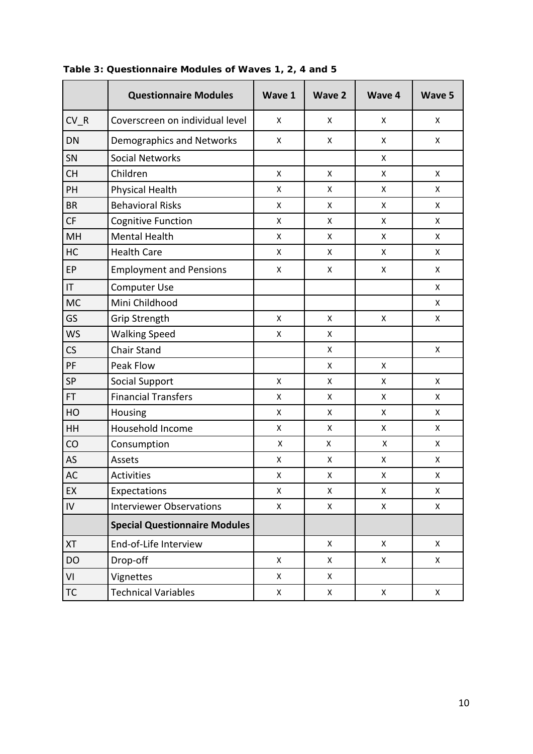**Table 3: Questionnaire Modules of Waves 1, 2, 4 and 5**

| | Questionnaire Modules | Wave 1 | Wave 2 | Wave 4 | Wave 5 |
|---|---|---|---|---|---|
| CV_R | Coverscreen on individual level | X | X | X | X |
| DN | Demographics and Networks | X | X | X | X |
| SN | Social Networks | | | X | |
| CH | Children | X | X | X | X |
| PH | Physical Health | X | X | X | X |
| BR | Behavioral Risks | X | X | X | X |
| CF | Cognitive Function | X | X | X | X |
| MH | Mental Health | X | X | X | X |
| HC | Health Care | X | X | X | X |
| EP | Employment and Pensions | X | X | X | X |
| IT | Computer Use | | | | X |
| MC | Mini Childhood | | | | X |
| GS | Grip Strength | X | X | X | X |
| WS | Walking Speed | X | X | | |
| CS | Chair Stand | | X | | X |
| PF | Peak Flow | | X | X | |
| SP | Social Support | X | X | X | X |
| FT | Financial Transfers | X | X | X | X |
| HO | Housing | X | X | X | X |
| HH | Household Income | X | X | X | X |
| CO | Consumption | X | X | X | X |
| AS | Assets | X | X | X | X |
| AC | Activities | X | X | X | X |
| EX | Expectations | X | X | X | X |
| IV | Interviewer Observations | X | X | X | X |
| | **Special Questionnaire Modules** | | | | |
| XT | End-of-Life Interview | | X | X | X |
| DO | Drop-off | X | X | X | X |
| VI | Vignettes | X | X | | |
| TC | Technical Variables | X | X | X | X |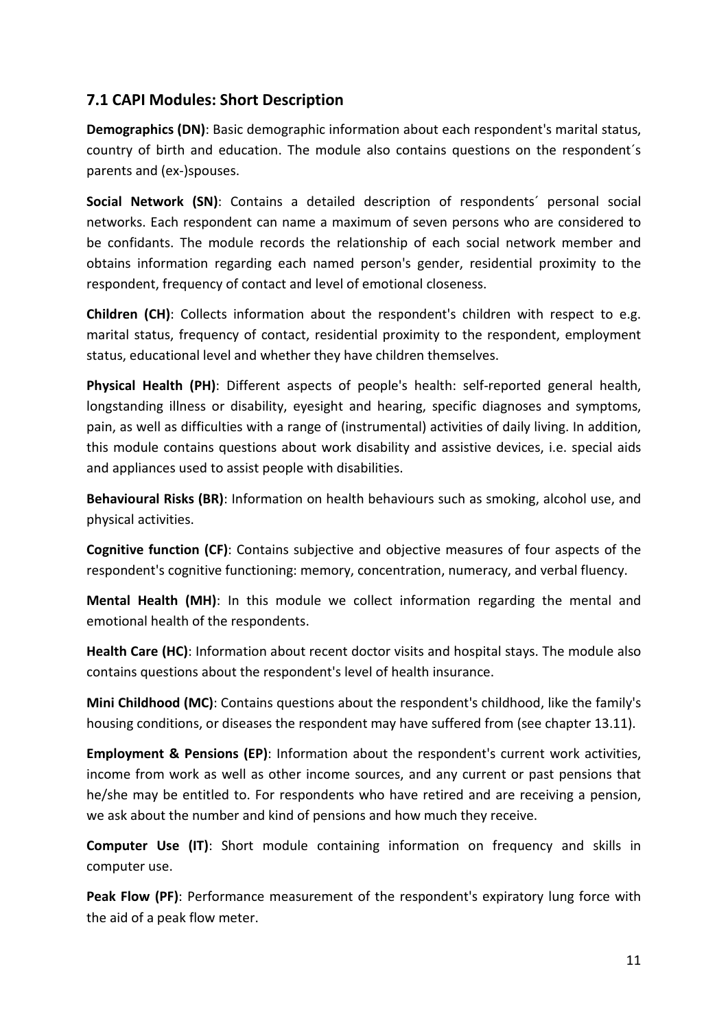## 7.1 CAPI Modules: Short Description

**Demographics (DN)**: Basic demographic information about each respondent's marital status, country of birth and education. The module also contains questions on the respondent´s parents and (ex-)spouses.

**Social Network (SN)**: Contains a detailed description of respondents´ personal social networks. Each respondent can name a maximum of seven persons who are considered to be confidants. The module records the relationship of each social network member and obtains information regarding each named person's gender, residential proximity to the respondent, frequency of contact and level of emotional closeness.

**Children (CH)**: Collects information about the respondent's children with respect to e.g. marital status, frequency of contact, residential proximity to the respondent, employment status, educational level and whether they have children themselves.

**Physical Health (PH)**: Different aspects of people's health: self-reported general health, longstanding illness or disability, eyesight and hearing, specific diagnoses and symptoms, pain, as well as difficulties with a range of (instrumental) activities of daily living. In addition, this module contains questions about work disability and assistive devices, i.e. special aids and appliances used to assist people with disabilities.

**Behavioural Risks (BR)**: Information on health behaviours such as smoking, alcohol use, and physical activities.

**Cognitive function (CF)**: Contains subjective and objective measures of four aspects of the respondent's cognitive functioning: memory, concentration, numeracy, and verbal fluency.

**Mental Health (MH)**: In this module we collect information regarding the mental and emotional health of the respondents.

**Health Care (HC)**: Information about recent doctor visits and hospital stays. The module also contains questions about the respondent's level of health insurance.

**Mini Childhood (MC)**: Contains questions about the respondent's childhood, like the family's housing conditions, or diseases the respondent may have suffered from (see chapter 13.11).

**Employment & Pensions (EP)**: Information about the respondent's current work activities, income from work as well as other income sources, and any current or past pensions that he/she may be entitled to. For respondents who have retired and are receiving a pension, we ask about the number and kind of pensions and how much they receive.

**Computer Use (IT)**: Short module containing information on frequency and skills in computer use.

**Peak Flow (PF)**: Performance measurement of the respondent's expiratory lung force with the aid of a peak flow meter.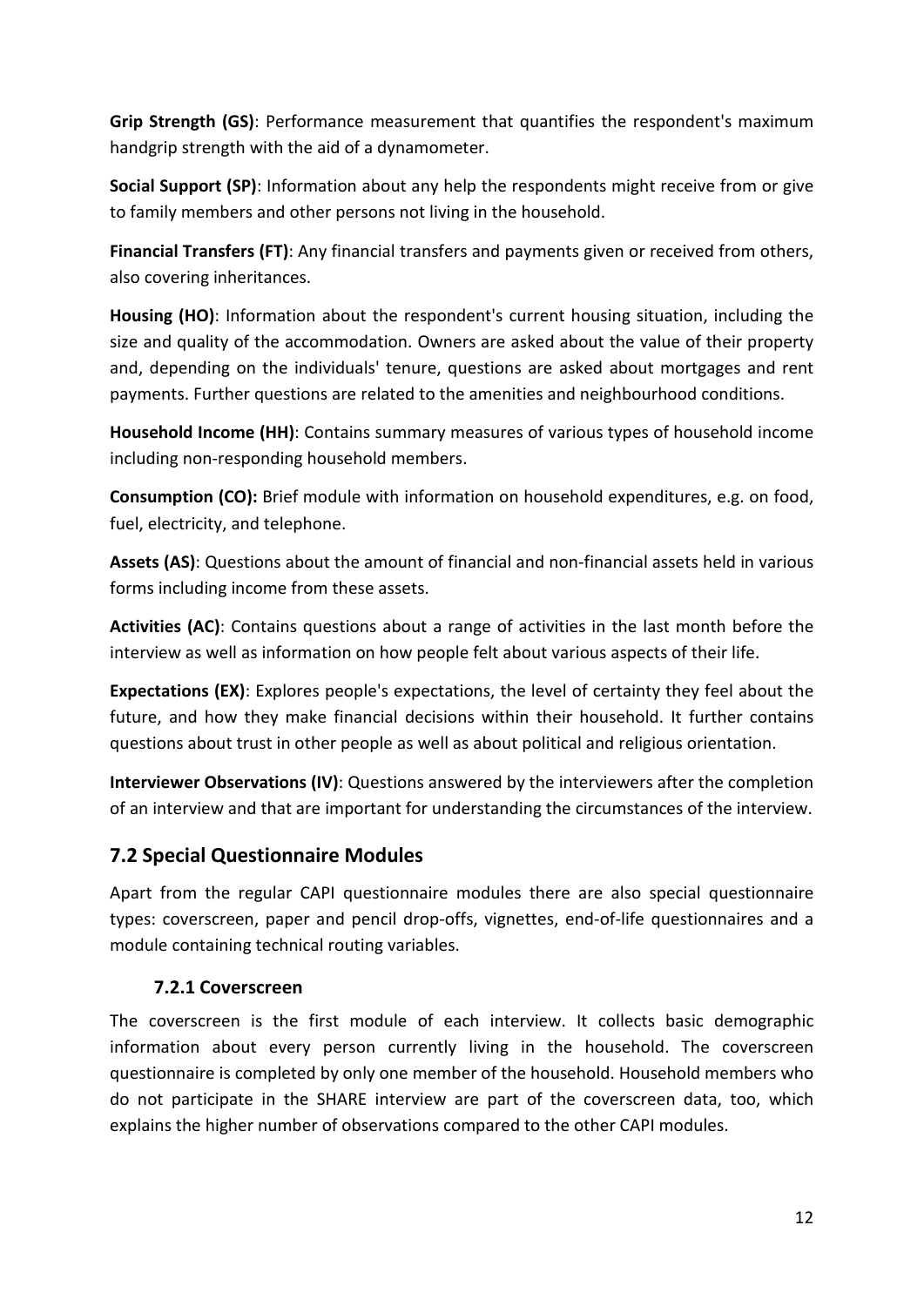**Grip Strength (GS)**: Performance measurement that quantifies the respondent's maximum handgrip strength with the aid of a dynamometer.

**Social Support (SP)**: Information about any help the respondents might receive from or give to family members and other persons not living in the household.

**Financial Transfers (FT)**: Any financial transfers and payments given or received from others, also covering inheritances.

**Housing (HO)**: Information about the respondent's current housing situation, including the size and quality of the accommodation. Owners are asked about the value of their property and, depending on the individuals' tenure, questions are asked about mortgages and rent payments. Further questions are related to the amenities and neighbourhood conditions.

**Household Income (HH)**: Contains summary measures of various types of household income including non-responding household members.

**Consumption (CO):** Brief module with information on household expenditures, e.g. on food, fuel, electricity, and telephone.

**Assets (AS)**: Questions about the amount of financial and non-financial assets held in various forms including income from these assets.

**Activities (AC)**: Contains questions about a range of activities in the last month before the interview as well as information on how people felt about various aspects of their life.

**Expectations (EX)**: Explores people's expectations, the level of certainty they feel about the future, and how they make financial decisions within their household. It further contains questions about trust in other people as well as about political and religious orientation.

**Interviewer Observations (IV)**: Questions answered by the interviewers after the completion of an interview and that are important for understanding the circumstances of the interview.

## 7.2 Special Questionnaire Modules

Apart from the regular CAPI questionnaire modules there are also special questionnaire types: coverscreen, paper and pencil drop-offs, vignettes, end-of-life questionnaires and a module containing technical routing variables.

### 7.2.1 Coverscreen

The coverscreen is the first module of each interview. It collects basic demographic information about every person currently living in the household. The coverscreen questionnaire is completed by only one member of the household. Household members who do not participate in the SHARE interview are part of the coverscreen data, too, which explains the higher number of observations compared to the other CAPI modules.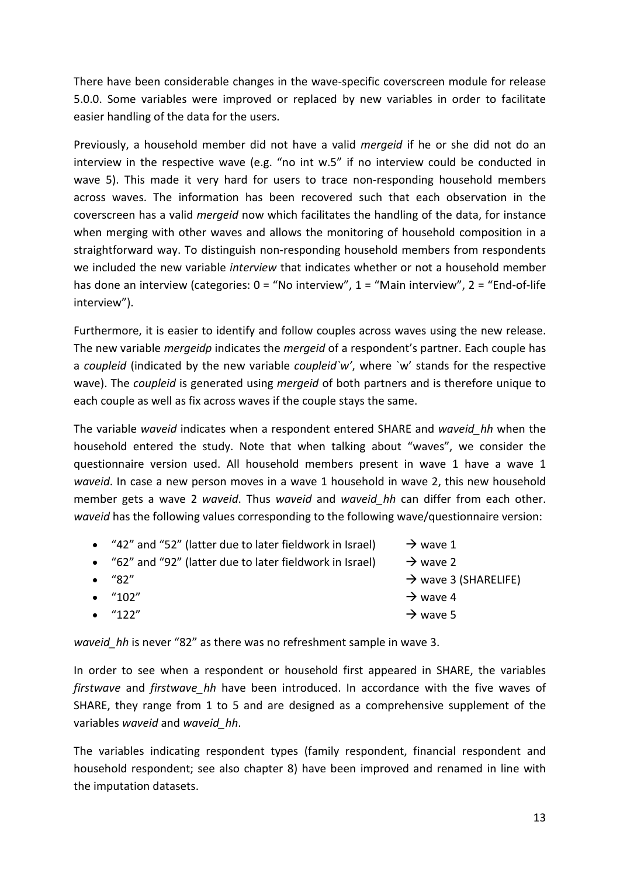There have been considerable changes in the wave-specific coverscreen module for release 5.0.0. Some variables were improved or replaced by new variables in order to facilitate easier handling of the data for the users.

Previously, a household member did not have a valid *mergeid* if he or she did not do an interview in the respective wave (e.g. "no int w.5" if no interview could be conducted in wave 5). This made it very hard for users to trace non-responding household members across waves. The information has been recovered such that each observation in the coverscreen has a valid *mergeid* now which facilitates the handling of the data, for instance when merging with other waves and allows the monitoring of household composition in a straightforward way. To distinguish non-responding household members from respondents we included the new variable *interview* that indicates whether or not a household member has done an interview (categories: 0 = "No interview", 1 = "Main interview", 2 = "End-of-life interview").

Furthermore, it is easier to identify and follow couples across waves using the new release. The new variable *mergeidp* indicates the *mergeid* of a respondent's partner. Each couple has a *coupleid* (indicated by the new variable *coupleid`w'*, where `w' stands for the respective wave). The *coupleid* is generated using *mergeid* of both partners and is therefore unique to each couple as well as fix across waves if the couple stays the same.

The variable *waveid* indicates when a respondent entered SHARE and *waveid_hh* when the household entered the study. Note that when talking about "waves", we consider the questionnaire version used. All household members present in wave 1 have a wave 1 *waveid*. In case a new person moves in a wave 1 household in wave 2, this new household member gets a wave 2 *waveid*. Thus *waveid* and *waveid_hh* can differ from each other. *waveid* has the following values corresponding to the following wave/questionnaire version:

- "42" and "52" (latter due to later fieldwork in Israel) → wave 1
- "62" and "92" (latter due to later fieldwork in Israel) → wave 2
- "82" → wave 3 (SHARELIFE)
- "102" → wave 4
- "122" → wave 5

*waveid_hh* is never "82" as there was no refreshment sample in wave 3.

In order to see when a respondent or household first appeared in SHARE, the variables *firstwave* and *firstwave_hh* have been introduced. In accordance with the five waves of SHARE, they range from 1 to 5 and are designed as a comprehensive supplement of the variables *waveid* and *waveid_hh*.

The variables indicating respondent types (family respondent, financial respondent and household respondent; see also chapter 8) have been improved and renamed in line with the imputation datasets.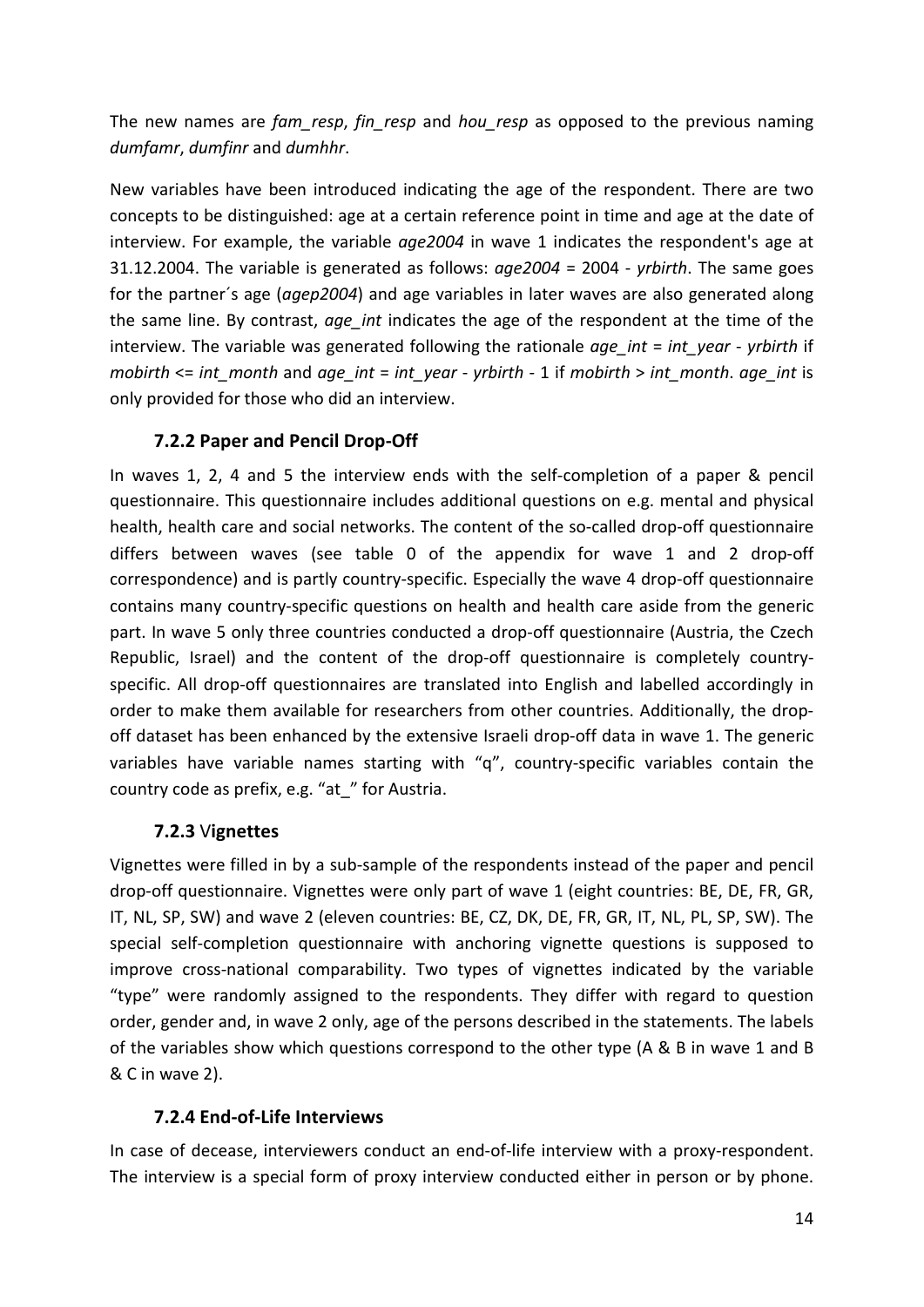The new names are *fam_resp*, *fin_resp* and *hou_resp* as opposed to the previous naming *dumfamr*, *dumfinr* and *dumhhr*.

New variables have been introduced indicating the age of the respondent. There are two concepts to be distinguished: age at a certain reference point in time and age at the date of interview. For example, the variable *age2004* in wave 1 indicates the respondent's age at 31.12.2004. The variable is generated as follows: *age2004* = 2004 - *yrbirth*. The same goes for the partner´s age (*agep2004*) and age variables in later waves are also generated along the same line. By contrast, *age_int* indicates the age of the respondent at the time of the interview. The variable was generated following the rationale *age_int* = *int_year* - *yrbirth* if *mobirth* <= *int_month* and *age_int* = *int_year* - *yrbirth* - 1 if *mobirth* > *int_month*. *age_int* is only provided for those who did an interview.

### 7.2.2 Paper and Pencil Drop-Off

In waves 1, 2, 4 and 5 the interview ends with the self-completion of a paper & pencil questionnaire. This questionnaire includes additional questions on e.g. mental and physical health, health care and social networks. The content of the so-called drop-off questionnaire differs between waves (see table 0 of the appendix for wave 1 and 2 drop-off correspondence) and is partly country-specific. Especially the wave 4 drop-off questionnaire contains many country-specific questions on health and health care aside from the generic part. In wave 5 only three countries conducted a drop-off questionnaire (Austria, the Czech Republic, Israel) and the content of the drop-off questionnaire is completely country-specific. All drop-off questionnaires are translated into English and labelled accordingly in order to make them available for researchers from other countries. Additionally, the drop-off dataset has been enhanced by the extensive Israeli drop-off data in wave 1. The generic variables have variable names starting with "q", country-specific variables contain the country code as prefix, e.g. "at_" for Austria.

### 7.2.3 Vignettes

Vignettes were filled in by a sub-sample of the respondents instead of the paper and pencil drop-off questionnaire. Vignettes were only part of wave 1 (eight countries: BE, DE, FR, GR, IT, NL, SP, SW) and wave 2 (eleven countries: BE, CZ, DK, DE, FR, GR, IT, NL, PL, SP, SW). The special self-completion questionnaire with anchoring vignette questions is supposed to improve cross-national comparability. Two types of vignettes indicated by the variable "type" were randomly assigned to the respondents. They differ with regard to question order, gender and, in wave 2 only, age of the persons described in the statements. The labels of the variables show which questions correspond to the other type (A & B in wave 1 and B & C in wave 2).

### 7.2.4 End-of-Life Interviews

In case of decease, interviewers conduct an end-of-life interview with a proxy-respondent. The interview is a special form of proxy interview conducted either in person or by phone.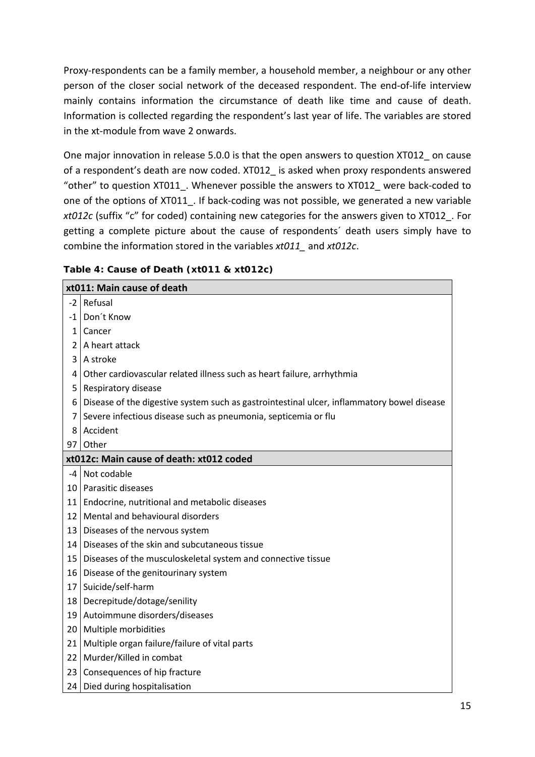Proxy-respondents can be a family member, a household member, a neighbour or any other person of the closer social network of the deceased respondent. The end-of-life interview mainly contains information the circumstance of death like time and cause of death. Information is collected regarding the respondent's last year of life. The variables are stored in the xt-module from wave 2 onwards.

One major innovation in release 5.0.0 is that the open answers to question XT012_ on cause of a respondent's death are now coded. XT012_ is asked when proxy respondents answered "other" to question XT011_. Whenever possible the answers to XT012_ were back-coded to one of the options of XT011_. If back-coding was not possible, we generated a new variable *xt012c* (suffix "c" for coded) containing new categories for the answers given to XT012_. For getting a complete picture about the cause of respondents´ death users simply have to combine the information stored in the variables *xt011_* and *xt012c*.

**Table 4: Cause of Death (xt011 & xt012c)**

| **xt011: Main cause of death** | |
|---|---|
| -2 | Refusal |
| -1 | Don´t Know |
| 1 | Cancer |
| 2 | A heart attack |
| 3 | A stroke |
| 4 | Other cardiovascular related illness such as heart failure, arrhythmia |
| 5 | Respiratory disease |
| 6 | Disease of the digestive system such as gastrointestinal ulcer, inflammatory bowel disease |
| 7 | Severe infectious disease such as pneumonia, septicemia or flu |
| 8 | Accident |
| 97 | Other |
| **xt012c: Main cause of death: xt012 coded** | |
| -4 | Not codable |
| 10 | Parasitic diseases |
| 11 | Endocrine, nutritional and metabolic diseases |
| 12 | Mental and behavioural disorders |
| 13 | Diseases of the nervous system |
| 14 | Diseases of the skin and subcutaneous tissue |
| 15 | Diseases of the musculoskeletal system and connective tissue |
| 16 | Disease of the genitourinary system |
| 17 | Suicide/self-harm |
| 18 | Decrepitude/dotage/senility |
| 19 | Autoimmune disorders/diseases |
| 20 | Multiple morbidities |
| 21 | Multiple organ failure/failure of vital parts |
| 22 | Murder/Killed in combat |
| 23 | Consequences of hip fracture |
| 24 | Died during hospitalisation |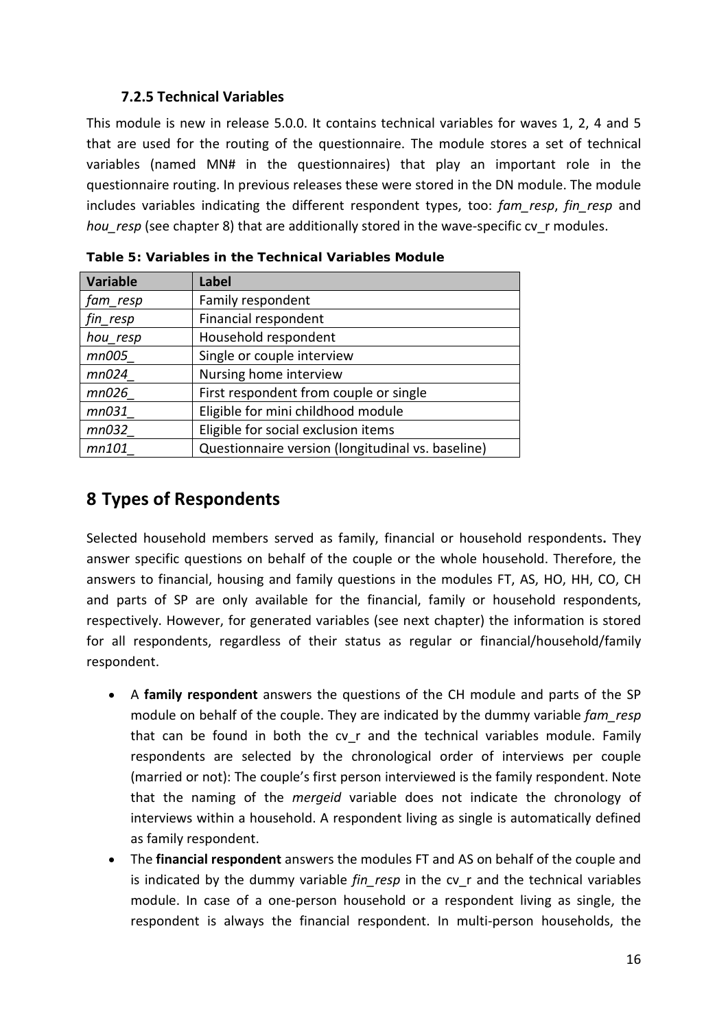### 7.2.5 Technical Variables

This module is new in release 5.0.0. It contains technical variables for waves 1, 2, 4 and 5 that are used for the routing of the questionnaire. The module stores a set of technical variables (named MN# in the questionnaires) that play an important role in the questionnaire routing. In previous releases these were stored in the DN module. The module includes variables indicating the different respondent types, too: *fam_resp*, *fin_resp* and *hou_resp* (see chapter 8) that are additionally stored in the wave-specific cv_r modules.

**Table 5: Variables in the Technical Variables Module**

| Variable | Label |
|---|---|
| *fam_resp* | Family respondent |
| *fin_resp* | Financial respondent |
| *hou_resp* | Household respondent |
| *mn005_* | Single or couple interview |
| *mn024_* | Nursing home interview |
| *mn026_* | First respondent from couple or single |
| *mn031_* | Eligible for mini childhood module |
| *mn032_* | Eligible for social exclusion items |
| *mn101_* | Questionnaire version (longitudinal vs. baseline) |

# 8 Types of Respondents

Selected household members served as family, financial or household respondents**.** They answer specific questions on behalf of the couple or the whole household. Therefore, the answers to financial, housing and family questions in the modules FT, AS, HO, HH, CO, CH and parts of SP are only available for the financial, family or household respondents, respectively. However, for generated variables (see next chapter) the information is stored for all respondents, regardless of their status as regular or financial/household/family respondent.

- A **family respondent** answers the questions of the CH module and parts of the SP module on behalf of the couple. They are indicated by the dummy variable *fam_resp* that can be found in both the cv_r and the technical variables module. Family respondents are selected by the chronological order of interviews per couple (married or not): The couple's first person interviewed is the family respondent. Note that the naming of the *mergeid* variable does not indicate the chronology of interviews within a household. A respondent living as single is automatically defined as family respondent.
- The **financial respondent** answers the modules FT and AS on behalf of the couple and is indicated by the dummy variable *fin_resp* in the cv_r and the technical variables module. In case of a one-person household or a respondent living as single, the respondent is always the financial respondent. In multi-person households, the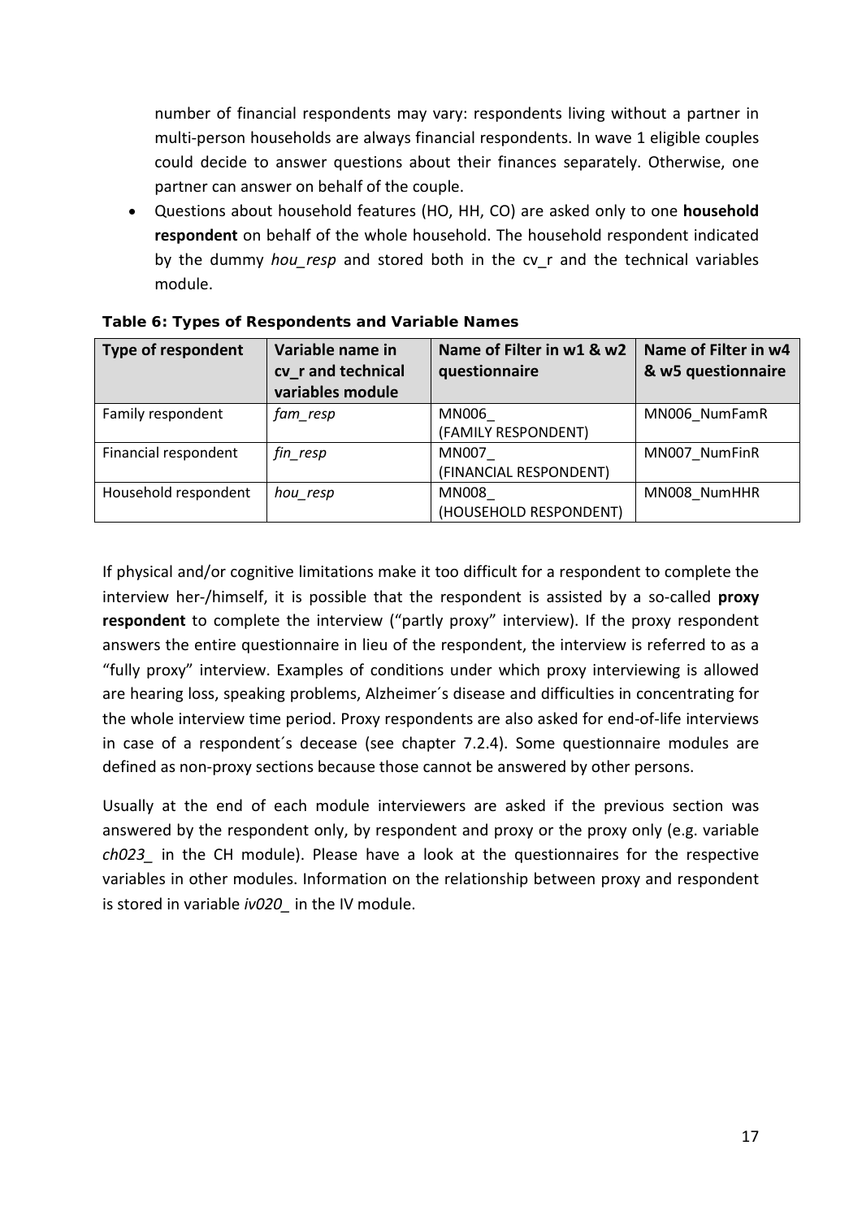number of financial respondents may vary: respondents living without a partner in multi-person households are always financial respondents. In wave 1 eligible couples could decide to answer questions about their finances separately. Otherwise, one partner can answer on behalf of the couple.

- Questions about household features (HO, HH, CO) are asked only to one **household respondent** on behalf of the whole household. The household respondent indicated by the dummy *hou_resp* and stored both in the cv_r and the technical variables module.

**Table 6: Types of Respondents and Variable Names**

| Type of respondent | Variable name in cv_r and technical variables module | Name of Filter in w1 & w2 questionnaire | Name of Filter in w4 & w5 questionnaire |
|---|---|---|---|
| Family respondent | *fam_resp* | MN006_ (FAMILY RESPONDENT) | MN006_NumFamR |
| Financial respondent | *fin_resp* | MN007_ (FINANCIAL RESPONDENT) | MN007_NumFinR |
| Household respondent | *hou_resp* | MN008_ (HOUSEHOLD RESPONDENT) | MN008_NumHHR |

If physical and/or cognitive limitations make it too difficult for a respondent to complete the interview her-/himself, it is possible that the respondent is assisted by a so-called **proxy respondent** to complete the interview ("partly proxy" interview). If the proxy respondent answers the entire questionnaire in lieu of the respondent, the interview is referred to as a "fully proxy" interview. Examples of conditions under which proxy interviewing is allowed are hearing loss, speaking problems, Alzheimer´s disease and difficulties in concentrating for the whole interview time period. Proxy respondents are also asked for end-of-life interviews in case of a respondent´s decease (see chapter 7.2.4). Some questionnaire modules are defined as non-proxy sections because those cannot be answered by other persons.

Usually at the end of each module interviewers are asked if the previous section was answered by the respondent only, by respondent and proxy or the proxy only (e.g. variable *ch023_* in the CH module). Please have a look at the questionnaires for the respective variables in other modules. Information on the relationship between proxy and respondent is stored in variable *iv020_* in the IV module.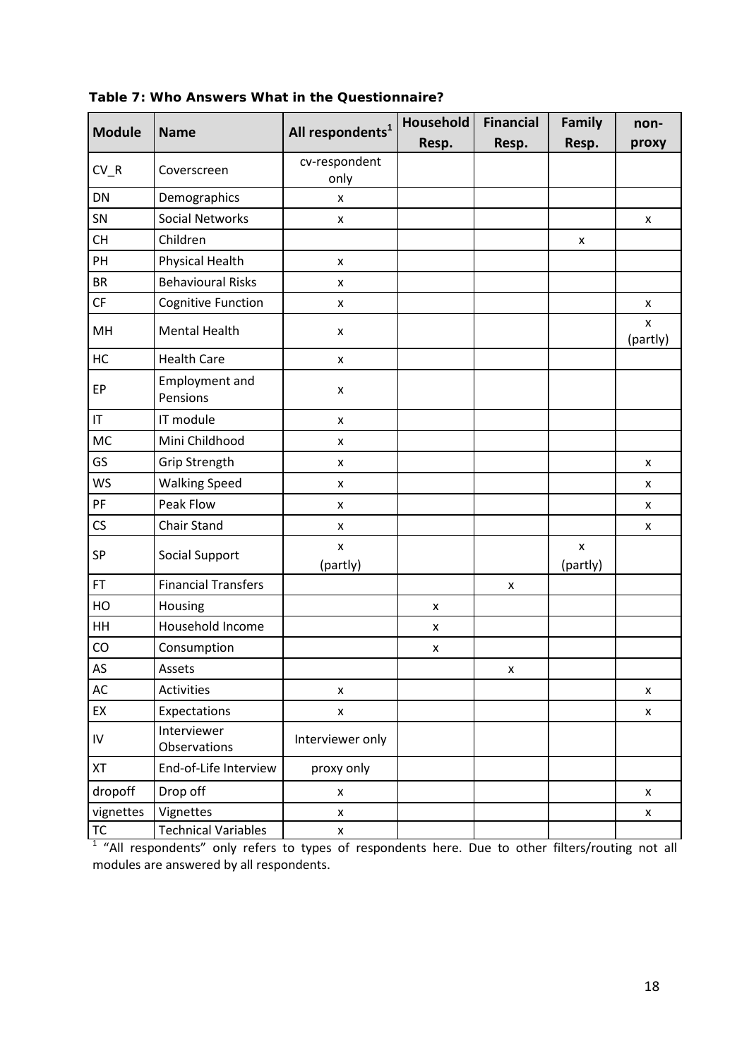**Table 7: Who Answers What in the Questionnaire?**

| Module | Name | All respondents[1] | Household Resp. | Financial Resp. | Family Resp. | non-proxy |
|---|---|---|---|---|---|---|
| CV_R | Coverscreen | cv-respondent only | | | | |
| DN | Demographics | x | | | | |
| SN | Social Networks | x | | | | x |
| CH | Children | | | | x | |
| PH | Physical Health | x | | | | |
| BR | Behavioural Risks | x | | | | |
| CF | Cognitive Function | x | | | | x |
| MH | Mental Health | x | | | | x (partly) |
| HC | Health Care | x | | | | |
| EP | Employment and Pensions | x | | | | |
| IT | IT module | x | | | | |
| MC | Mini Childhood | x | | | | |
| GS | Grip Strength | x | | | | x |
| WS | Walking Speed | x | | | | x |
| PF | Peak Flow | x | | | | x |
| CS | Chair Stand | x | | | | x |
| SP | Social Support | x (partly) | | | x (partly) | |
| FT | Financial Transfers | | | x | | |
| HO | Housing | | x | | | |
| HH | Household Income | | x | | | |
| CO | Consumption | | x | | | |
| AS | Assets | | | x | | |
| AC | Activities | x | | | | x |
| EX | Expectations | x | | | | x |
| IV | Interviewer Observations | Interviewer only | | | | |
| XT | End-of-Life Interview | proxy only | | | | |
| dropoff | Drop off | x | | | | x |
| vignettes | Vignettes | x | | | | x |
| TC | Technical Variables | x | | | | |

[1] "All respondents" only refers to types of respondents here. Due to other filters/routing not all modules are answered by all respondents.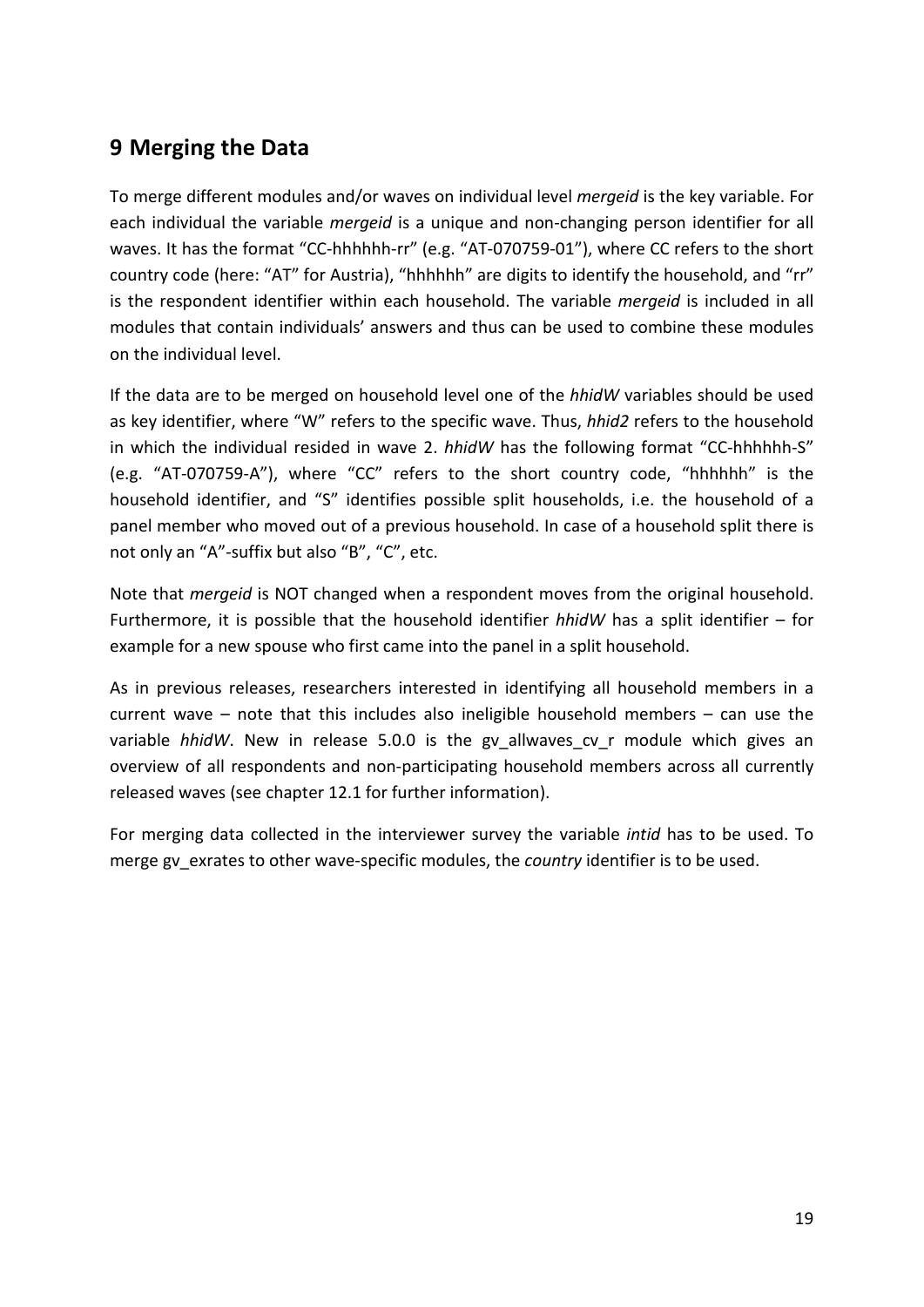# 9 Merging the Data

To merge different modules and/or waves on individual level *mergeid* is the key variable. For each individual the variable *mergeid* is a unique and non-changing person identifier for all waves. It has the format "CC-hhhhhh-rr" (e.g. "AT-070759-01"), where CC refers to the short country code (here: "AT" for Austria), "hhhhhh" are digits to identify the household, and "rr" is the respondent identifier within each household. The variable *mergeid* is included in all modules that contain individuals' answers and thus can be used to combine these modules on the individual level.

If the data are to be merged on household level one of the *hhidW* variables should be used as key identifier, where "W" refers to the specific wave. Thus, *hhid2* refers to the household in which the individual resided in wave 2. *hhidW* has the following format "CC-hhhhhh-S" (e.g. "AT-070759-A"), where "CC" refers to the short country code, "hhhhhh" is the household identifier, and "S" identifies possible split households, i.e. the household of a panel member who moved out of a previous household. In case of a household split there is not only an "A"-suffix but also "B", "C", etc.

Note that *mergeid* is NOT changed when a respondent moves from the original household. Furthermore, it is possible that the household identifier *hhidW* has a split identifier – for example for a new spouse who first came into the panel in a split household.

As in previous releases, researchers interested in identifying all household members in a current wave – note that this includes also ineligible household members – can use the variable *hhidW*. New in release 5.0.0 is the gv_allwaves_cv_r module which gives an overview of all respondents and non-participating household members across all currently released waves (see chapter 12.1 for further information).

For merging data collected in the interviewer survey the variable *intid* has to be used. To merge gv_exrates to other wave-specific modules, the *country* identifier is to be used.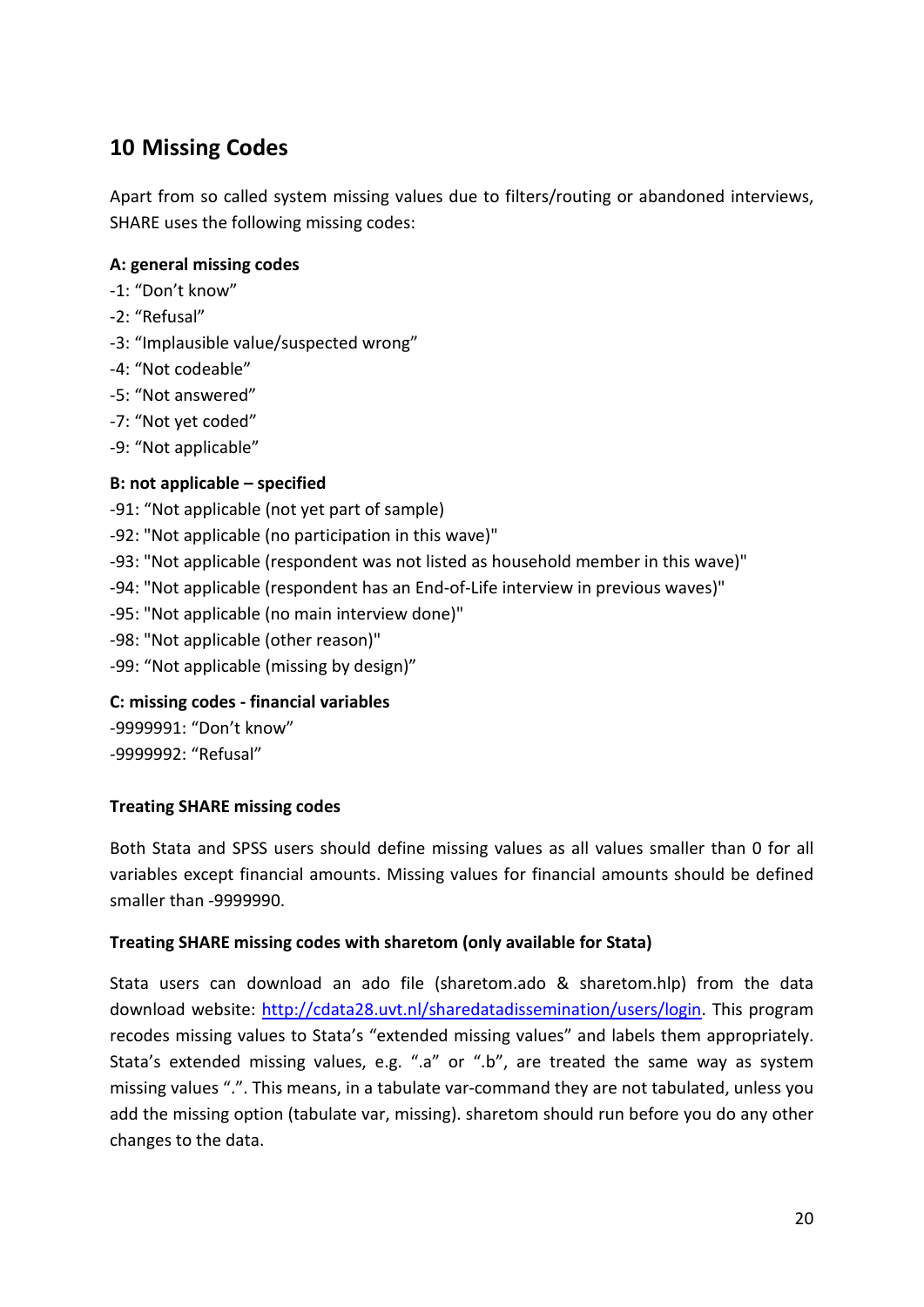## 10 Missing Codes

Apart from so called system missing values due to filters/routing or abandoned interviews, SHARE uses the following missing codes:

**A: general missing codes**

-1: "Don't know"
-2: "Refusal"
-3: "Implausible value/suspected wrong"
-4: "Not codeable"
-5: "Not answered"
-7: "Not yet coded"
-9: "Not applicable"

**B: not applicable – specified**

-91: "Not applicable (not yet part of sample)
-92: "Not applicable (no participation in this wave)"
-93: "Not applicable (respondent was not listed as household member in this wave)"
-94: "Not applicable (respondent has an End-of-Life interview in previous waves)"
-95: "Not applicable (no main interview done)"
-98: "Not applicable (other reason)"
-99: "Not applicable (missing by design)"

**C: missing codes - financial variables**

-9999991: "Don't know"
-9999992: "Refusal"

**Treating SHARE missing codes**

Both Stata and SPSS users should define missing values as all values smaller than 0 for all variables except financial amounts. Missing values for financial amounts should be defined smaller than -9999990.

**Treating SHARE missing codes with sharetom (only available for Stata)**

Stata users can download an ado file (sharetom.ado & sharetom.hlp) from the data download website: http://cdata28.uvt.nl/sharedatadissemination/users/login. This program recodes missing values to Stata's "extended missing values" and labels them appropriately. Stata's extended missing values, e.g. ".a" or ".b", are treated the same way as system missing values ".". This means, in a tabulate var-command they are not tabulated, unless you add the missing option (tabulate var, missing). sharetom should run before you do any other changes to the data.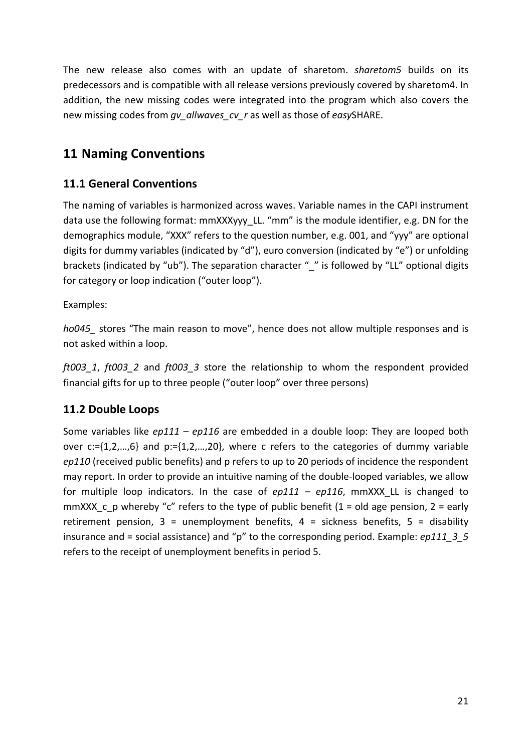The new release also comes with an update of sharetom. *sharetom5* builds on its predecessors and is compatible with all release versions previously covered by sharetom4. In addition, the new missing codes were integrated into the program which also covers the new missing codes from *gv_allwaves_cv_r* as well as those of *easy*SHARE.

# 11 Naming Conventions

## 11.1 General Conventions

The naming of variables is harmonized across waves. Variable names in the CAPI instrument data use the following format: mmXXXyyy_LL. "mm" is the module identifier, e.g. DN for the demographics module, "XXX" refers to the question number, e.g. 001, and "yyy" are optional digits for dummy variables (indicated by "d"), euro conversion (indicated by "e") or unfolding brackets (indicated by "ub"). The separation character "_" is followed by "LL" optional digits for category or loop indication ("outer loop").

Examples:

*ho045_* stores "The main reason to move", hence does not allow multiple responses and is not asked within a loop.

*ft003_1*, *ft003_2* and *ft003_3* store the relationship to whom the respondent provided financial gifts for up to three people ("outer loop" over three persons)

## 11.2 Double Loops

Some variables like *ep111* – *ep116* are embedded in a double loop: They are looped both over c:={1,2,…,6} and p:={1,2,…,20}, where c refers to the categories of dummy variable *ep110* (received public benefits) and p refers to up to 20 periods of incidence the respondent may report. In order to provide an intuitive naming of the double-looped variables, we allow for multiple loop indicators. In the case of *ep111* – *ep116*, mmXXX_LL is changed to mmXXX_c_p whereby "c" refers to the type of public benefit (1 = old age pension, 2 = early retirement pension, 3 = unemployment benefits, 4 = sickness benefits, 5 = disability insurance and = social assistance) and "p" to the corresponding period. Example: *ep111_3_5* refers to the receipt of unemployment benefits in period 5.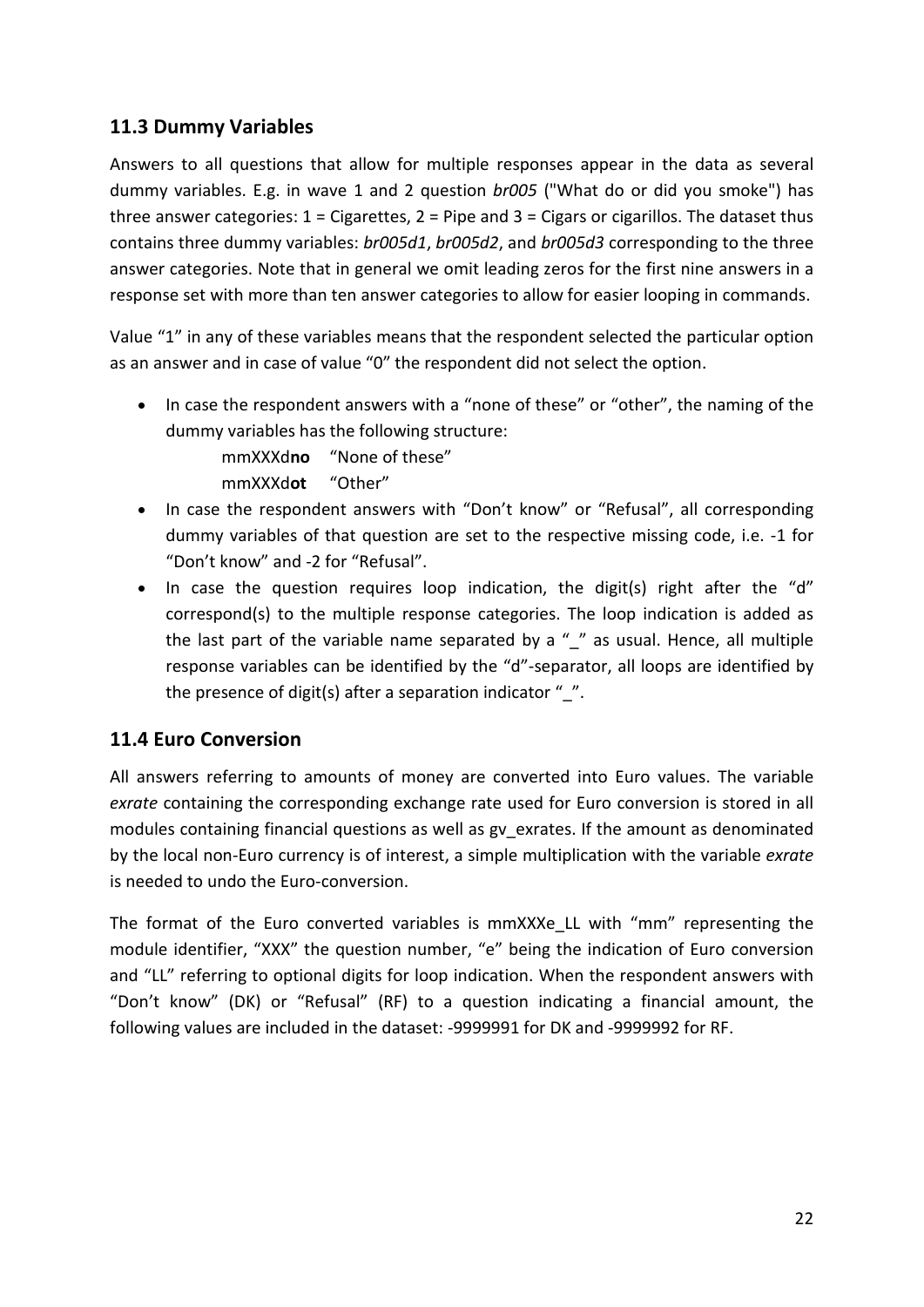## 11.3 Dummy Variables

Answers to all questions that allow for multiple responses appear in the data as several dummy variables. E.g. in wave 1 and 2 question *br005* ("What do or did you smoke") has three answer categories: 1 = Cigarettes, 2 = Pipe and 3 = Cigars or cigarillos. The dataset thus contains three dummy variables: *br005d1*, *br005d2*, and *br005d3* corresponding to the three answer categories. Note that in general we omit leading zeros for the first nine answers in a response set with more than ten answer categories to allow for easier looping in commands.

Value "1" in any of these variables means that the respondent selected the particular option as an answer and in case of value "0" the respondent did not select the option.

- In case the respondent answers with a "none of these" or "other", the naming of the dummy variables has the following structure:
  
  mmXXXd**no** "None of these"
  
  mmXXXd**ot** "Other"
- In case the respondent answers with "Don't know" or "Refusal", all corresponding dummy variables of that question are set to the respective missing code, i.e. -1 for "Don't know" and -2 for "Refusal".
- In case the question requires loop indication, the digit(s) right after the "d" correspond(s) to the multiple response categories. The loop indication is added as the last part of the variable name separated by a "_" as usual. Hence, all multiple response variables can be identified by the "d"-separator, all loops are identified by the presence of digit(s) after a separation indicator "_".

## 11.4 Euro Conversion

All answers referring to amounts of money are converted into Euro values. The variable *exrate* containing the corresponding exchange rate used for Euro conversion is stored in all modules containing financial questions as well as gv_exrates. If the amount as denominated by the local non-Euro currency is of interest, a simple multiplication with the variable *exrate* is needed to undo the Euro-conversion.

The format of the Euro converted variables is mmXXXe_LL with "mm" representing the module identifier, "XXX" the question number, "e" being the indication of Euro conversion and "LL" referring to optional digits for loop indication. When the respondent answers with "Don't know" (DK) or "Refusal" (RF) to a question indicating a financial amount, the following values are included in the dataset: -9999991 for DK and -9999992 for RF.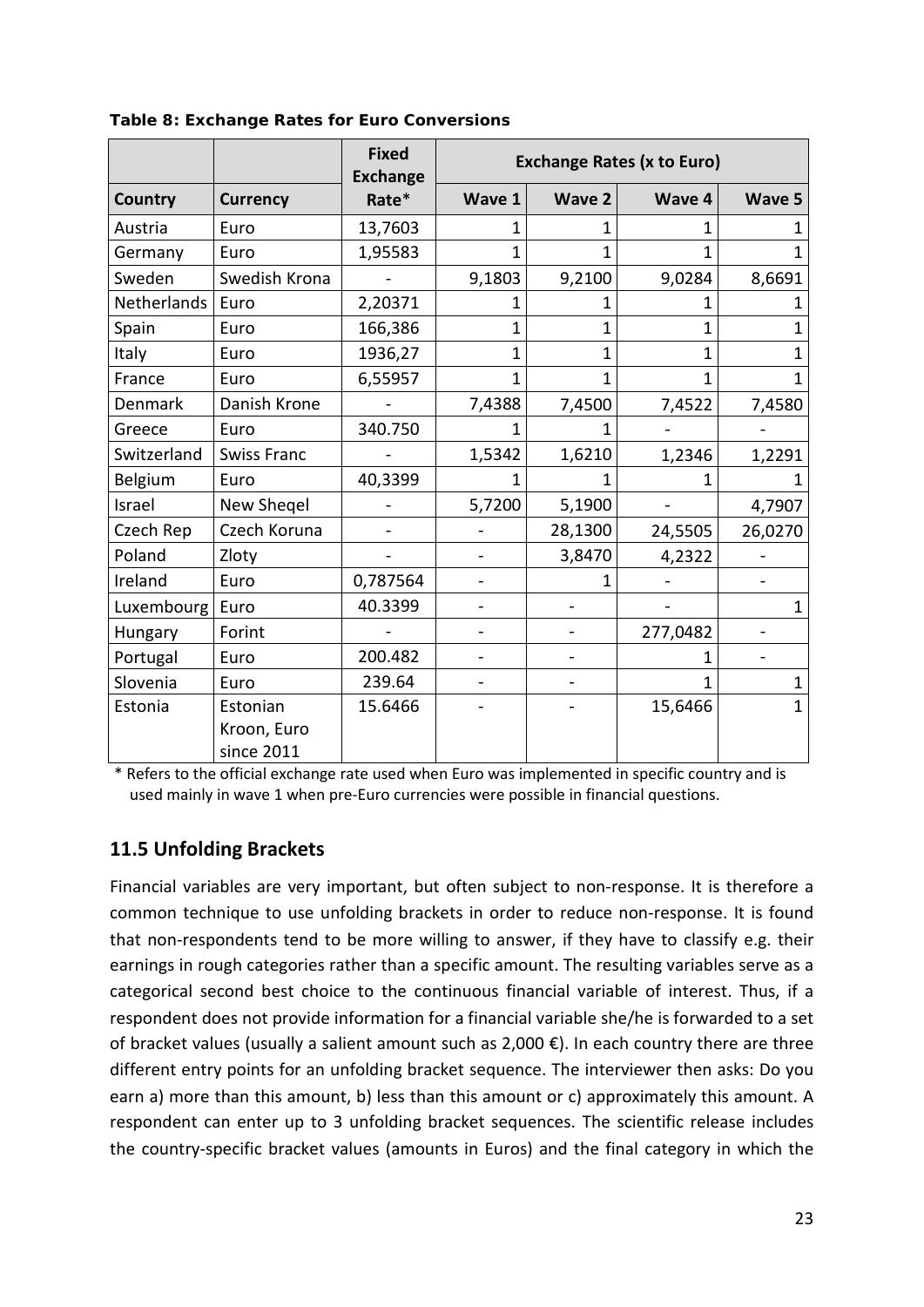**Table 8: Exchange Rates for Euro Conversions**

| | | Fixed Exchange | Exchange Rates (x to Euro) | | | |
|---|---|---|---|---|---|---|
| **Country** | **Currency** | **Rate*** | **Wave 1** | **Wave 2** | **Wave 4** | **Wave 5** |
| Austria | Euro | 13,7603 | 1 | 1 | 1 | 1 |
| Germany | Euro | 1,95583 | 1 | 1 | 1 | 1 |
| Sweden | Swedish Krona | - | 9,1803 | 9,2100 | 9,0284 | 8,6691 |
| Netherlands | Euro | 2,20371 | 1 | 1 | 1 | 1 |
| Spain | Euro | 166,386 | 1 | 1 | 1 | 1 |
| Italy | Euro | 1936,27 | 1 | 1 | 1 | 1 |
| France | Euro | 6,55957 | 1 | 1 | 1 | 1 |
| Denmark | Danish Krone | - | 7,4388 | 7,4500 | 7,4522 | 7,4580 |
| Greece | Euro | 340.750 | 1 | 1 | - | - |
| Switzerland | Swiss Franc | - | 1,5342 | 1,6210 | 1,2346 | 1,2291 |
| Belgium | Euro | 40,3399 | 1 | 1 | 1 | 1 |
| Israel | New Sheqel | - | 5,7200 | 5,1900 | - | 4,7907 |
| Czech Rep | Czech Koruna | - | - | 28,1300 | 24,5505 | 26,0270 |
| Poland | Zloty | - | - | 3,8470 | 4,2322 | - |
| Ireland | Euro | 0,787564 | - | 1 | - | - |
| Luxembourg | Euro | 40.3399 | - | - | - | 1 |
| Hungary | Forint | - | - | - | 277,0482 | - |
| Portugal | Euro | 200.482 | - | - | 1 | - |
| Slovenia | Euro | 239.64 | - | - | 1 | 1 |
| Estonia | Estonian Kroon, Euro since 2011 | 15.6466 | - | - | 15,6466 | 1 |

\* Refers to the official exchange rate used when Euro was implemented in specific country and is used mainly in wave 1 when pre-Euro currencies were possible in financial questions.

## 11.5 Unfolding Brackets

Financial variables are very important, but often subject to non-response. It is therefore a common technique to use unfolding brackets in order to reduce non-response. It is found that non-respondents tend to be more willing to answer, if they have to classify e.g. their earnings in rough categories rather than a specific amount. The resulting variables serve as a categorical second best choice to the continuous financial variable of interest. Thus, if a respondent does not provide information for a financial variable she/he is forwarded to a set of bracket values (usually a salient amount such as 2,000 €). In each country there are three different entry points for an unfolding bracket sequence. The interviewer then asks: Do you earn a) more than this amount, b) less than this amount or c) approximately this amount. A respondent can enter up to 3 unfolding bracket sequences. The scientific release includes the country-specific bracket values (amounts in Euros) and the final category in which the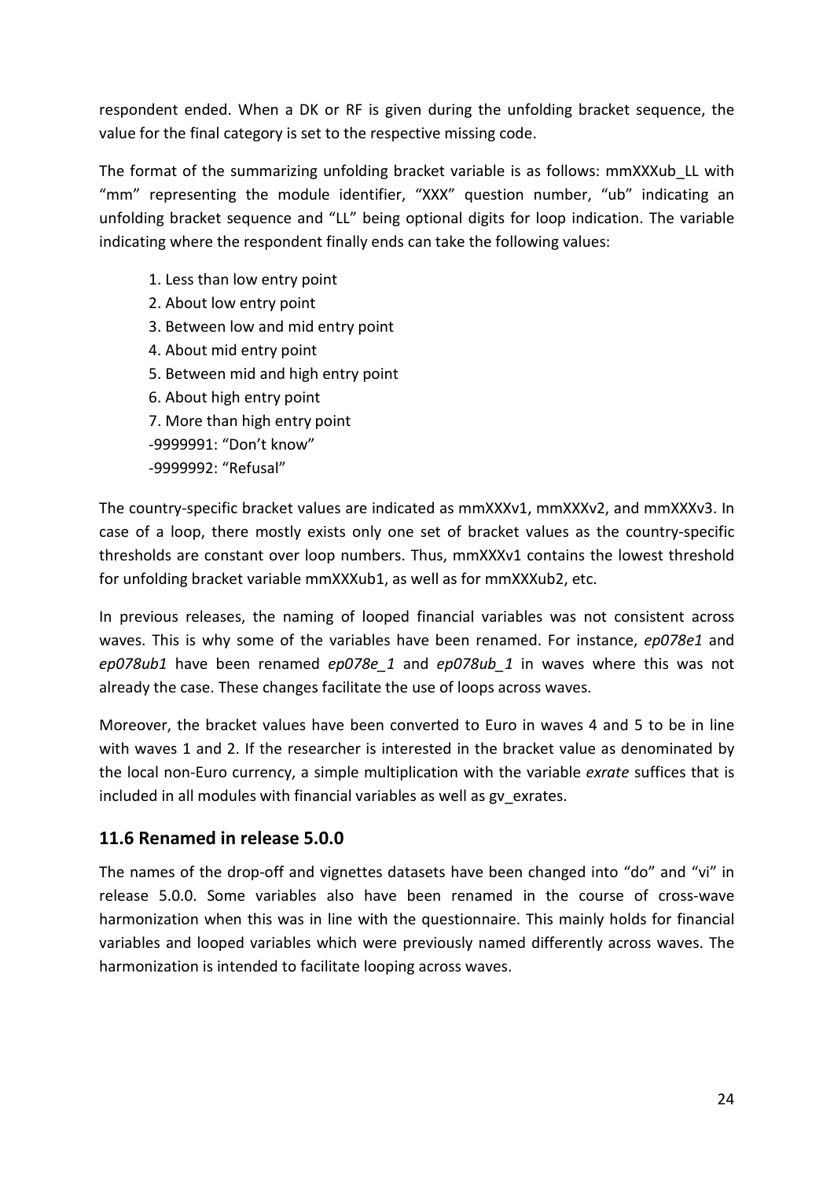respondent ended. When a DK or RF is given during the unfolding bracket sequence, the value for the final category is set to the respective missing code.

The format of the summarizing unfolding bracket variable is as follows: mmXXXub_LL with "mm" representing the module identifier, "XXX" question number, "ub" indicating an unfolding bracket sequence and "LL" being optional digits for loop indication. The variable indicating where the respondent finally ends can take the following values:

1. Less than low entry point
2. About low entry point
3. Between low and mid entry point
4. About mid entry point
5. Between mid and high entry point
6. About high entry point
7. More than high entry point

-9999991: "Don't know"
-9999992: "Refusal"

The country-specific bracket values are indicated as mmXXXv1, mmXXXv2, and mmXXXv3. In case of a loop, there mostly exists only one set of bracket values as the country-specific thresholds are constant over loop numbers. Thus, mmXXXv1 contains the lowest threshold for unfolding bracket variable mmXXXub1, as well as for mmXXXub2, etc.

In previous releases, the naming of looped financial variables was not consistent across waves. This is why some of the variables have been renamed. For instance, *ep078e1* and *ep078ub1* have been renamed *ep078e_1* and *ep078ub_1* in waves where this was not already the case. These changes facilitate the use of loops across waves.

Moreover, the bracket values have been converted to Euro in waves 4 and 5 to be in line with waves 1 and 2. If the researcher is interested in the bracket value as denominated by the local non-Euro currency, a simple multiplication with the variable *exrate* suffices that is included in all modules with financial variables as well as gv_exrates.

## 11.6 Renamed in release 5.0.0

The names of the drop-off and vignettes datasets have been changed into "do" and "vi" in release 5.0.0. Some variables also have been renamed in the course of cross-wave harmonization when this was in line with the questionnaire. This mainly holds for financial variables and looped variables which were previously named differently across waves. The harmonization is intended to facilitate looping across waves.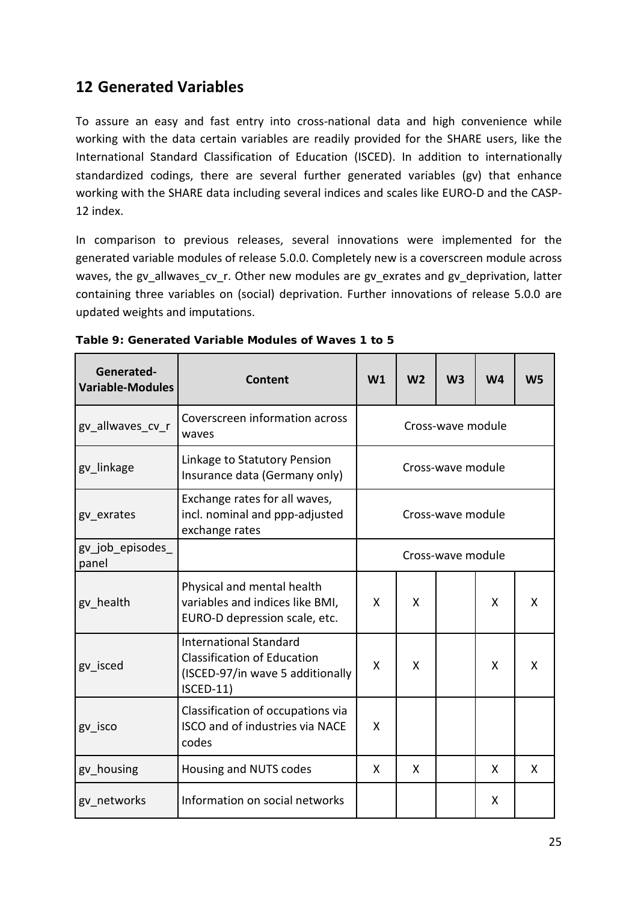## 12 Generated Variables

To assure an easy and fast entry into cross-national data and high convenience while working with the data certain variables are readily provided for the SHARE users, like the International Standard Classification of Education (ISCED). In addition to internationally standardized codings, there are several further generated variables (gv) that enhance working with the SHARE data including several indices and scales like EURO-D and the CASP-12 index.

In comparison to previous releases, several innovations were implemented for the generated variable modules of release 5.0.0. Completely new is a coverscreen module across waves, the gv_allwaves_cv_r. Other new modules are gv_exrates and gv_deprivation, latter containing three variables on (social) deprivation. Further innovations of release 5.0.0 are updated weights and imputations.

**Table 9: Generated Variable Modules of Waves 1 to 5**

| Generated-Variable-Modules | Content | W1 | W2 | W3 | W4 | W5 |
|---|---|---|---|---|---|---|
| gv_allwaves_cv_r | Coverscreen information across waves | Cross-wave module | | | | |
| gv_linkage | Linkage to Statutory Pension Insurance data (Germany only) | Cross-wave module | | | | |
| gv_exrates | Exchange rates for all waves, incl. nominal and ppp-adjusted exchange rates | Cross-wave module | | | | |
| gv_job_episodes_panel | | Cross-wave module | | | | |
| gv_health | Physical and mental health variables and indices like BMI, EURO-D depression scale, etc. | X | X | | X | X |
| gv_isced | International Standard Classification of Education (ISCED-97/in wave 5 additionally ISCED-11) | X | X | | X | X |
| gv_isco | Classification of occupations via ISCO and of industries via NACE codes | X | | | | |
| gv_housing | Housing and NUTS codes | X | X | | X | X |
| gv_networks | Information on social networks | | | | X | |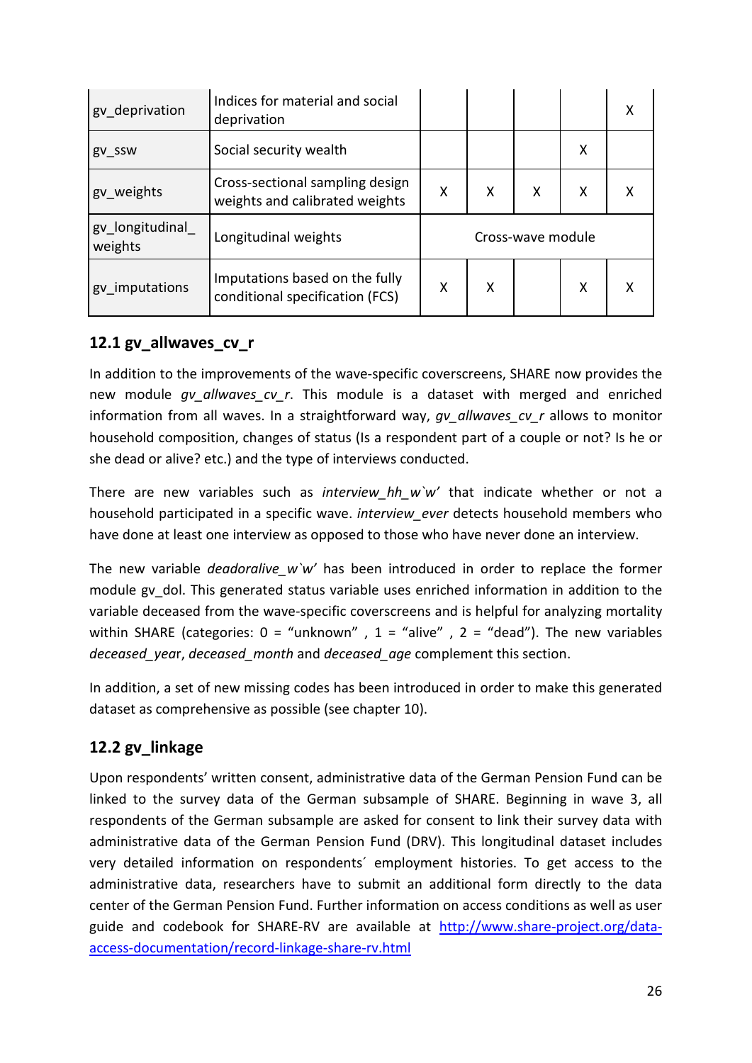| | | | | | | |
|---|---|---|---|---|---|---|
| gv_deprivation | Indices for material and social deprivation | | | | | X |
| gv_ssw | Social security wealth | | | | X | |
| gv_weights | Cross-sectional sampling design weights and calibrated weights | X | X | X | X | X |
| gv_longitudinal_weights | Longitudinal weights | Cross-wave module | | | | |
| gv_imputations | Imputations based on the fully conditional specification (FCS) | X | X | | X | X |

## 12.1 gv_allwaves_cv_r

In addition to the improvements of the wave-specific coverscreens, SHARE now provides the new module *gv_allwaves_cv_r*. This module is a dataset with merged and enriched information from all waves. In a straightforward way, *gv_allwaves_cv_r* allows to monitor household composition, changes of status (Is a respondent part of a couple or not? Is he or she dead or alive? etc.) and the type of interviews conducted.

There are new variables such as *interview_hh_w`w'* that indicate whether or not a household participated in a specific wave. *interview_ever* detects household members who have done at least one interview as opposed to those who have never done an interview.

The new variable *deadoralive_w`w'* has been introduced in order to replace the former module gv_dol. This generated status variable uses enriched information in addition to the variable deceased from the wave-specific coverscreens and is helpful for analyzing mortality within SHARE (categories: 0 = "unknown" , 1 = "alive" , 2 = "dead"). The new variables *deceased_year*, *deceased_month* and *deceased_age* complement this section.

In addition, a set of new missing codes has been introduced in order to make this generated dataset as comprehensive as possible (see chapter 10).

## 12.2 gv_linkage

Upon respondents' written consent, administrative data of the German Pension Fund can be linked to the survey data of the German subsample of SHARE. Beginning in wave 3, all respondents of the German subsample are asked for consent to link their survey data with administrative data of the German Pension Fund (DRV). This longitudinal dataset includes very detailed information on respondents´ employment histories. To get access to the administrative data, researchers have to submit an additional form directly to the data center of the German Pension Fund. Further information on access conditions as well as user guide and codebook for SHARE-RV are available at [http://www.share-project.org/data-access-documentation/record-linkage-share-rv.html](http://www.share-project.org/data-access-documentation/record-linkage-share-rv.html)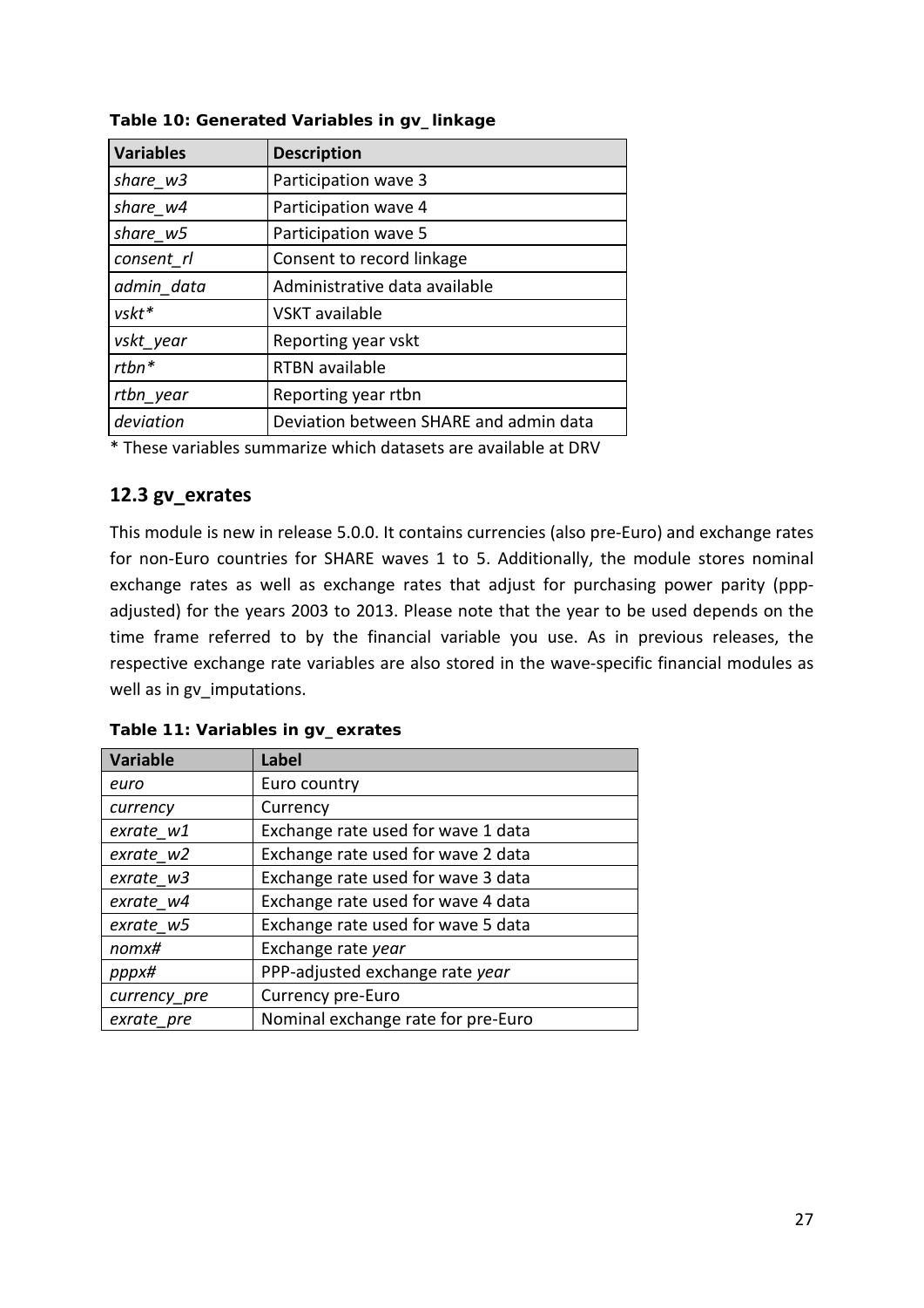**Table 10: Generated Variables in gv_linkage**

| Variables | Description |
|---|---|
| *share_w3* | Participation wave 3 |
| *share_w4* | Participation wave 4 |
| *share_w5* | Participation wave 5 |
| *consent_rl* | Consent to record linkage |
| *admin_data* | Administrative data available |
| *vskt** | VSKT available |
| *vskt_year* | Reporting year vskt |
| *rtbn** | RTBN available |
| *rtbn_year* | Reporting year rtbn |
| *deviation* | Deviation between SHARE and admin data |

* These variables summarize which datasets are available at DRV

## 12.3 gv_exrates

This module is new in release 5.0.0. It contains currencies (also pre-Euro) and exchange rates for non-Euro countries for SHARE waves 1 to 5. Additionally, the module stores nominal exchange rates as well as exchange rates that adjust for purchasing power parity (ppp-adjusted) for the years 2003 to 2013. Please note that the year to be used depends on the time frame referred to by the financial variable you use. As in previous releases, the respective exchange rate variables are also stored in the wave-specific financial modules as well as in gv_imputations.

**Table 11: Variables in gv_exrates**

| Variable | Label |
|---|---|
| *euro* | Euro country |
| *currency* | Currency |
| *exrate_w1* | Exchange rate used for wave 1 data |
| *exrate_w2* | Exchange rate used for wave 2 data |
| *exrate_w3* | Exchange rate used for wave 3 data |
| *exrate_w4* | Exchange rate used for wave 4 data |
| *exrate_w5* | Exchange rate used for wave 5 data |
| *nomx#* | Exchange rate *year* |
| *pppx#* | PPP-adjusted exchange rate *year* |
| *currency_pre* | Currency pre-Euro |
| *exrate_pre* | Nominal exchange rate for pre-Euro |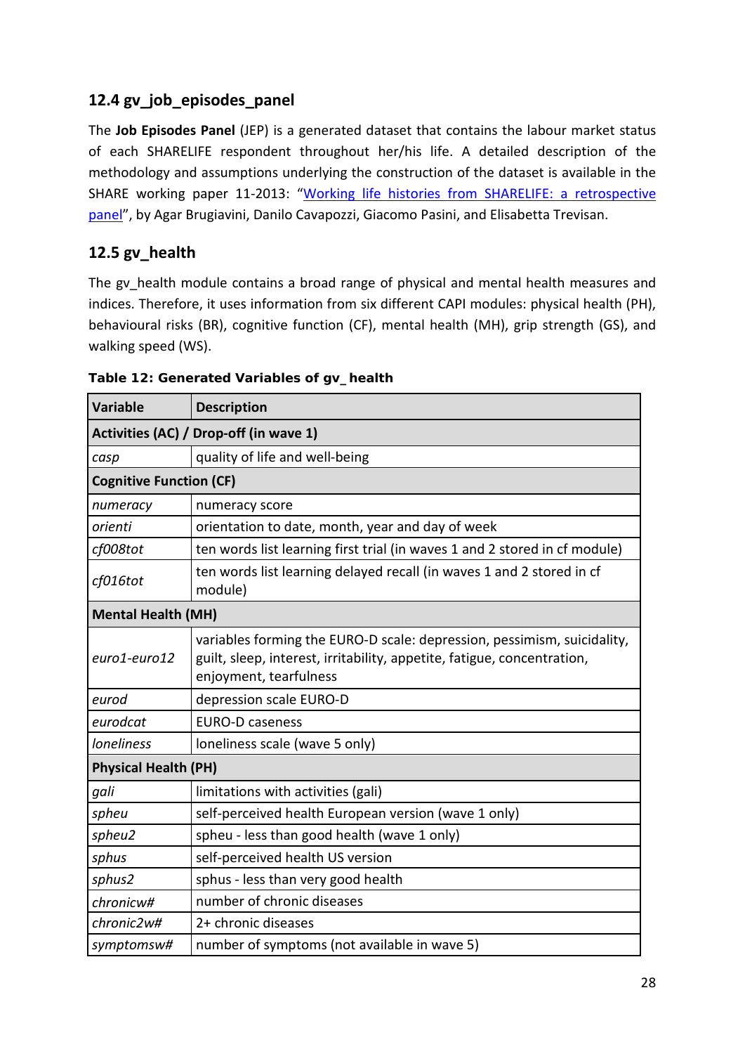## 12.4 gv_job_episodes_panel

The **Job Episodes Panel** (JEP) is a generated dataset that contains the labour market status of each SHARELIFE respondent throughout her/his life. A detailed description of the methodology and assumptions underlying the construction of the dataset is available in the SHARE working paper 11-2013: "Working life histories from SHARELIFE: a retrospective panel", by Agar Brugiavini, Danilo Cavapozzi, Giacomo Pasini, and Elisabetta Trevisan.

## 12.5 gv_health

The gv_health module contains a broad range of physical and mental health measures and indices. Therefore, it uses information from six different CAPI modules: physical health (PH), behavioural risks (BR), cognitive function (CF), mental health (MH), grip strength (GS), and walking speed (WS).

**Table 12: Generated Variables of gv_ health**

| Variable | Description |
|---|---|
| **Activities (AC) / Drop-off (in wave 1)** | |
| *casp* | quality of life and well-being |
| **Cognitive Function (CF)** | |
| *numeracy* | numeracy score |
| *orienti* | orientation to date, month, year and day of week |
| *cf008tot* | ten words list learning first trial (in waves 1 and 2 stored in cf module) |
| *cf016tot* | ten words list learning delayed recall (in waves 1 and 2 stored in cf module) |
| **Mental Health (MH)** | |
| *euro1-euro12* | variables forming the EURO-D scale: depression, pessimism, suicidality, guilt, sleep, interest, irritability, appetite, fatigue, concentration, enjoyment, tearfulness |
| *eurod* | depression scale EURO-D |
| *eurodcat* | EURO-D caseness |
| *loneliness* | loneliness scale (wave 5 only) |
| **Physical Health (PH)** | |
| *gali* | limitations with activities (gali) |
| *spheu* | self-perceived health European version (wave 1 only) |
| *spheu2* | spheu - less than good health (wave 1 only) |
| *sphus* | self-perceived health US version |
| *sphus2* | sphus - less than very good health |
| *chronicw#* | number of chronic diseases |
| *chronic2w#* | 2+ chronic diseases |
| *symptomsw#* | number of symptoms (not available in wave 5) |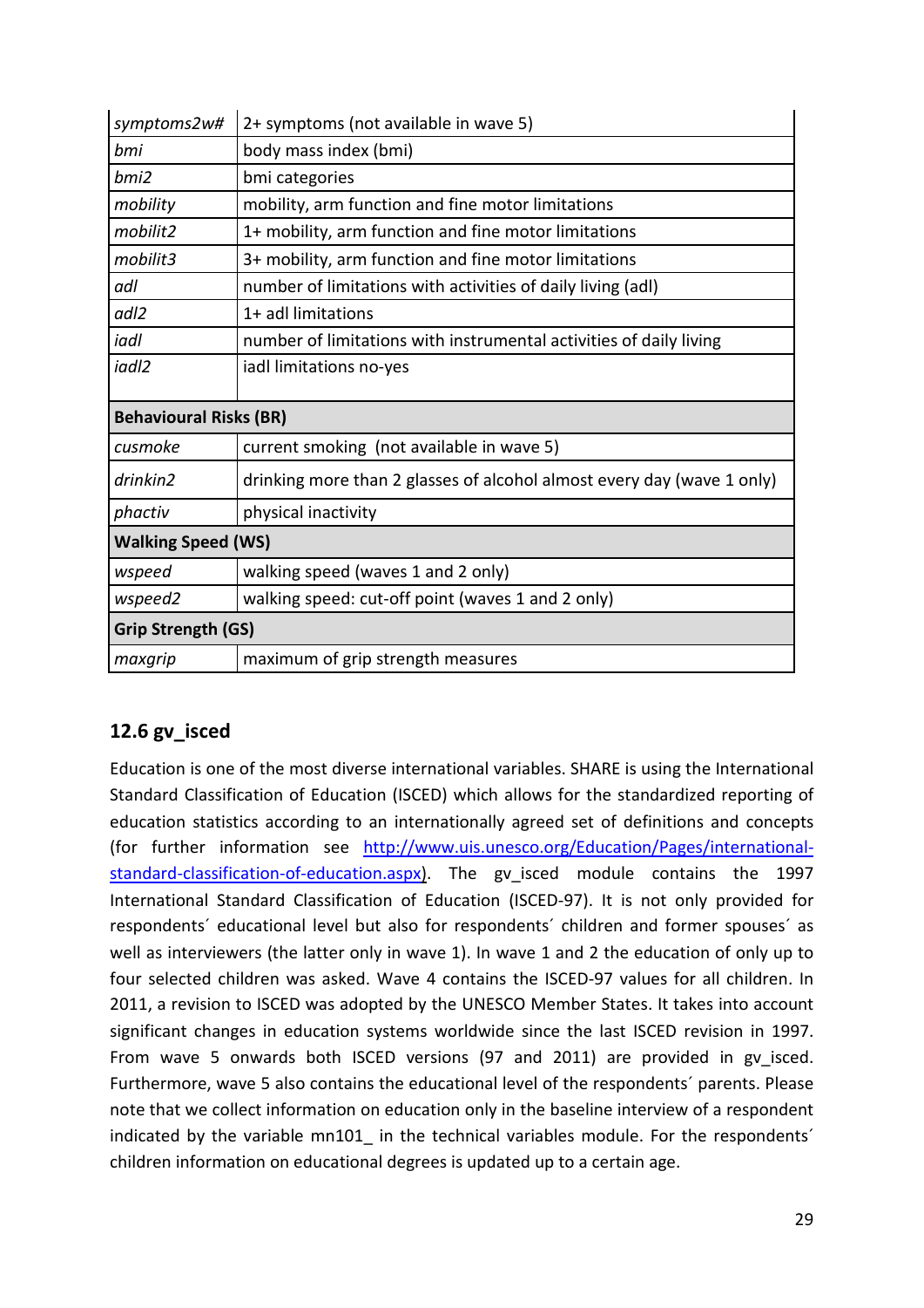| | |
|---|---|
| *symptoms2w#* | 2+ symptoms (not available in wave 5) |
| *bmi* | body mass index (bmi) |
| *bmi2* | bmi categories |
| *mobility* | mobility, arm function and fine motor limitations |
| *mobilit2* | 1+ mobility, arm function and fine motor limitations |
| *mobilit3* | 3+ mobility, arm function and fine motor limitations |
| *adl* | number of limitations with activities of daily living (adl) |
| *adl2* | 1+ adl limitations |
| *iadl* | number of limitations with instrumental activities of daily living |
| *iadl2* | iadl limitations no-yes |
| **Behavioural Risks (BR)** | |
| *cusmoke* | current smoking (not available in wave 5) |
| *drinkin2* | drinking more than 2 glasses of alcohol almost every day (wave 1 only) |
| *phactiv* | physical inactivity |
| **Walking Speed (WS)** | |
| *wspeed* | walking speed (waves 1 and 2 only) |
| *wspeed2* | walking speed: cut-off point (waves 1 and 2 only) |
| **Grip Strength (GS)** | |
| *maxgrip* | maximum of grip strength measures |

## 12.6 gv_isced

Education is one of the most diverse international variables. SHARE is using the International Standard Classification of Education (ISCED) which allows for the standardized reporting of education statistics according to an internationally agreed set of definitions and concepts (for further information see [http://www.uis.unesco.org/Education/Pages/international-standard-classification-of-education.aspx](http://www.uis.unesco.org/Education/Pages/international-standard-classification-of-education.aspx)). The gv_isced module contains the 1997 International Standard Classification of Education (ISCED-97). It is not only provided for respondents´ educational level but also for respondents´ children and former spouses´ as well as interviewers (the latter only in wave 1). In wave 1 and 2 the education of only up to four selected children was asked. Wave 4 contains the ISCED-97 values for all children. In 2011, a revision to ISCED was adopted by the UNESCO Member States. It takes into account significant changes in education systems worldwide since the last ISCED revision in 1997. From wave 5 onwards both ISCED versions (97 and 2011) are provided in gv_isced. Furthermore, wave 5 also contains the educational level of the respondents´ parents. Please note that we collect information on education only in the baseline interview of a respondent indicated by the variable mn101_ in the technical variables module. For the respondents´ children information on educational degrees is updated up to a certain age.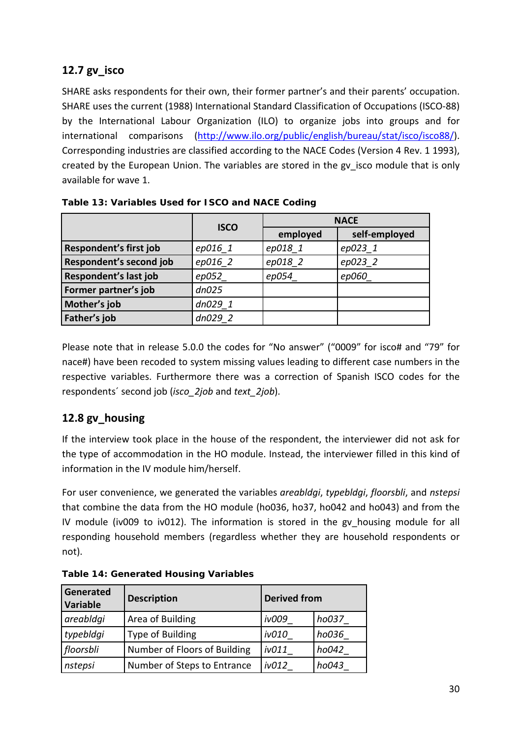## 12.7 gv_isco

SHARE asks respondents for their own, their former partner's and their parents' occupation. SHARE uses the current (1988) International Standard Classification of Occupations (ISCO-88) by the International Labour Organization (ILO) to organize jobs into groups and for international comparisons (http://www.ilo.org/public/english/bureau/stat/isco/isco88/). Corresponding industries are classified according to the NACE Codes (Version 4 Rev. 1 1993), created by the European Union. The variables are stored in the gv_isco module that is only available for wave 1.

**Table 13: Variables Used for ISCO and NACE Coding**

| | ISCO | NACE | |
|---|---|---|---|
| | | employed | self-employed |
| **Respondent's first job** | *ep016_1* | *ep018_1* | *ep023_1* |
| **Respondent's second job** | *ep016_2* | *ep018_2* | *ep023_2* |
| **Respondent's last job** | *ep052_* | *ep054_* | *ep060_* |
| **Former partner's job** | *dn025* | | |
| **Mother's job** | *dn029_1* | | |
| **Father's job** | *dn029_2* | | |

Please note that in release 5.0.0 the codes for "No answer" ("0009" for isco# and "79" for nace#) have been recoded to system missing values leading to different case numbers in the respective variables. Furthermore there was a correction of Spanish ISCO codes for the respondents´ second job (*isco_2job* and *text_2job*).

## 12.8 gv_housing

If the interview took place in the house of the respondent, the interviewer did not ask for the type of accommodation in the HO module. Instead, the interviewer filled in this kind of information in the IV module him/herself.

For user convenience, we generated the variables *areabldgi*, *typebldgi*, *floorsbli*, and *nstepsi* that combine the data from the HO module (ho036, ho37, ho042 and ho043) and from the IV module (iv009 to iv012). The information is stored in the gv_housing module for all responding household members (regardless whether they are household respondents or not).

**Table 14: Generated Housing Variables**

| Generated Variable | Description | Derived from | |
|---|---|---|---|
| *areabldgi* | Area of Building | *iv009_* | *ho037_* |
| *typebldgi* | Type of Building | *iv010_* | *ho036_* |
| *floorsbli* | Number of Floors of Building | *iv011_* | *ho042_* |
| *nstepsi* | Number of Steps to Entrance | *iv012_* | *ho043_* |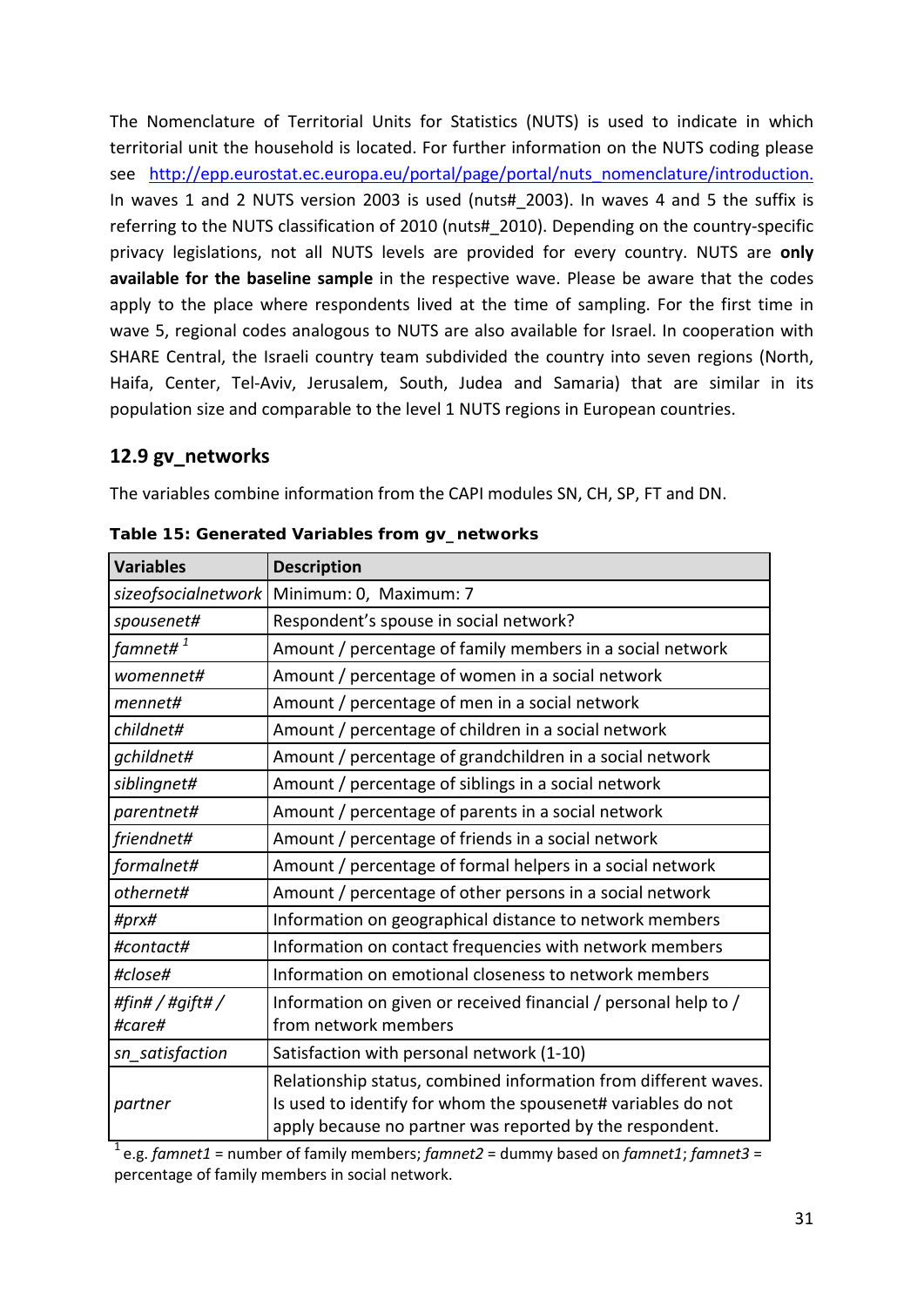The Nomenclature of Territorial Units for Statistics (NUTS) is used to indicate in which territorial unit the household is located. For further information on the NUTS coding please see http://epp.eurostat.ec.europa.eu/portal/page/portal/nuts_nomenclature/introduction. In waves 1 and 2 NUTS version 2003 is used (nuts#_2003). In waves 4 and 5 the suffix is referring to the NUTS classification of 2010 (nuts#_2010). Depending on the country-specific privacy legislations, not all NUTS levels are provided for every country. NUTS are **only available for the baseline sample** in the respective wave. Please be aware that the codes apply to the place where respondents lived at the time of sampling. For the first time in wave 5, regional codes analogous to NUTS are also available for Israel. In cooperation with SHARE Central, the Israeli country team subdivided the country into seven regions (North, Haifa, Center, Tel-Aviv, Jerusalem, South, Judea and Samaria) that are similar in its population size and comparable to the level 1 NUTS regions in European countries.

## 12.9 gv_networks

The variables combine information from the CAPI modules SN, CH, SP, FT and DN.

**Table 15: Generated Variables from gv_networks**

| Variables | Description |
|---|---|
| *sizeofsocialnetwork* | Minimum: 0, Maximum: 7 |
| *spousenet#* | Respondent's spouse in social network? |
| *famnet#* [1] | Amount / percentage of family members in a social network |
| *womennet#* | Amount / percentage of women in a social network |
| *mennet#* | Amount / percentage of men in a social network |
| *childnet#* | Amount / percentage of children in a social network |
| *gchildnet#* | Amount / percentage of grandchildren in a social network |
| *siblingnet#* | Amount / percentage of siblings in a social network |
| *parentnet#* | Amount / percentage of parents in a social network |
| *friendnet#* | Amount / percentage of friends in a social network |
| *formalnet#* | Amount / percentage of formal helpers in a social network |
| *othernet#* | Amount / percentage of other persons in a social network |
| *#prx#* | Information on geographical distance to network members |
| *#contact#* | Information on contact frequencies with network members |
| *#close#* | Information on emotional closeness to network members |
| *#fin# / #gift# / #care#* | Information on given or received financial / personal help to / from network members |
| *sn_satisfaction* | Satisfaction with personal network (1-10) |
| *partner* | Relationship status, combined information from different waves. Is used to identify for whom the spousenet# variables do not apply because no partner was reported by the respondent. |

[1] e.g. *famnet1* = number of family members; *famnet2* = dummy based on *famnet1*; *famnet3* = percentage of family members in social network.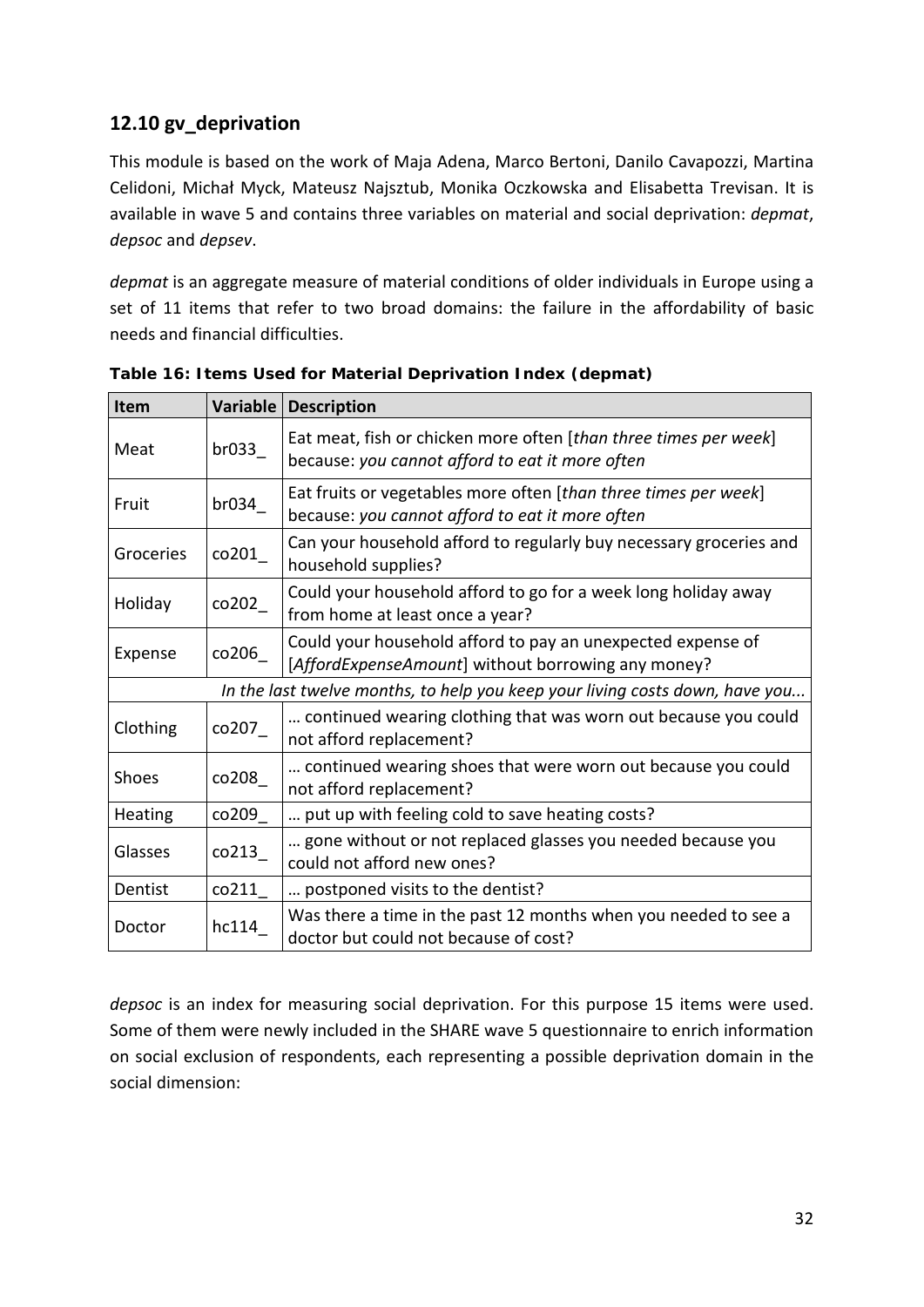## 12.10 gv_deprivation

This module is based on the work of Maja Adena, Marco Bertoni, Danilo Cavapozzi, Martina Celidoni, Michał Myck, Mateusz Najsztub, Monika Oczkowska and Elisabetta Trevisan. It is available in wave 5 and contains three variables on material and social deprivation: *depmat*, *depsoc* and *depsev*.

*depmat* is an aggregate measure of material conditions of older individuals in Europe using a set of 11 items that refer to two broad domains: the failure in the affordability of basic needs and financial difficulties.

**Table 16: Items Used for Material Deprivation Index (depmat)**

| Item | Variable | Description |
|---|---|---|
| Meat | br033_ | Eat meat, fish or chicken more often [*than three times per week*] because: *you cannot afford to eat it more often* |
| Fruit | br034_ | Eat fruits or vegetables more often [*than three times per week*] because: *you cannot afford to eat it more often* |
| Groceries | co201_ | Can your household afford to regularly buy necessary groceries and household supplies? |
| Holiday | co202_ | Could your household afford to go for a week long holiday away from home at least once a year? |
| Expense | co206_ | Could your household afford to pay an unexpected expense of [*AffordExpenseAmount*] without borrowing any money? |
| | | *In the last twelve months, to help you keep your living costs down, have you...* |
| Clothing | co207_ | … continued wearing clothing that was worn out because you could not afford replacement? |
| Shoes | co208_ | … continued wearing shoes that were worn out because you could not afford replacement? |
| Heating | co209_ | … put up with feeling cold to save heating costs? |
| Glasses | co213_ | … gone without or not replaced glasses you needed because you could not afford new ones? |
| Dentist | co211_ | … postponed visits to the dentist? |
| Doctor | hc114_ | Was there a time in the past 12 months when you needed to see a doctor but could not because of cost? |

*depsoc* is an index for measuring social deprivation. For this purpose 15 items were used. Some of them were newly included in the SHARE wave 5 questionnaire to enrich information on social exclusion of respondents, each representing a possible deprivation domain in the social dimension: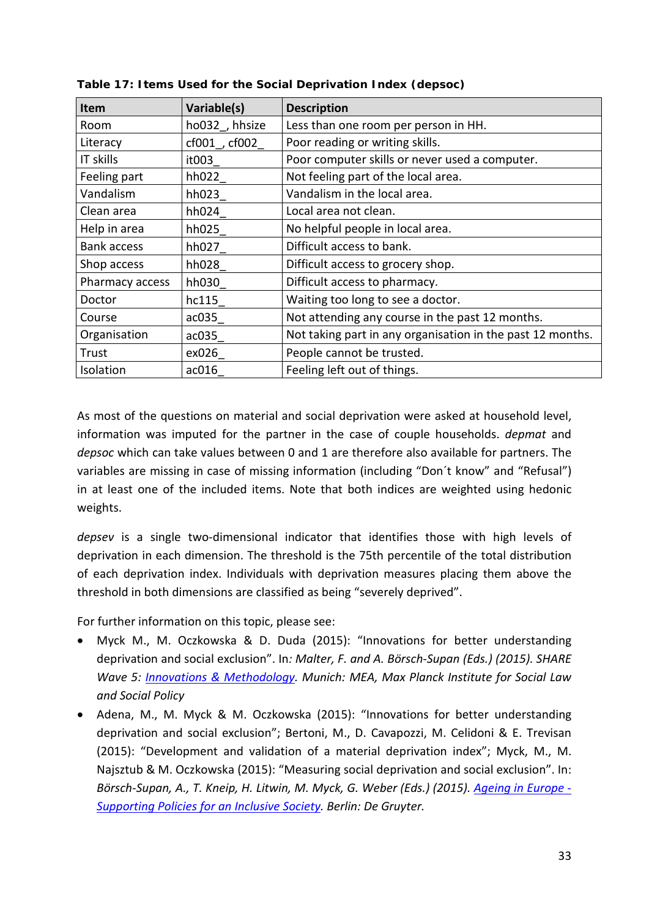**Table 17: Items Used for the Social Deprivation Index (depsoc)**

| Item | Variable(s) | Description |
| --- | --- | --- |
| Room | ho032_, hhsize | Less than one room per person in HH. |
| Literacy | cf001_, cf002_ | Poor reading or writing skills. |
| IT skills | it003_ | Poor computer skills or never used a computer. |
| Feeling part | hh022_ | Not feeling part of the local area. |
| Vandalism | hh023_ | Vandalism in the local area. |
| Clean area | hh024_ | Local area not clean. |
| Help in area | hh025_ | No helpful people in local area. |
| Bank access | hh027_ | Difficult access to bank. |
| Shop access | hh028_ | Difficult access to grocery shop. |
| Pharmacy access | hh030_ | Difficult access to pharmacy. |
| Doctor | hc115_ | Waiting too long to see a doctor. |
| Course | ac035_ | Not attending any course in the past 12 months. |
| Organisation | ac035_ | Not taking part in any organisation in the past 12 months. |
| Trust | ex026_ | People cannot be trusted. |
| Isolation | ac016_ | Feeling left out of things. |

As most of the questions on material and social deprivation were asked at household level, information was imputed for the partner in the case of couple households. *depmat* and *depsoc* which can take values between 0 and 1 are therefore also available for partners. The variables are missing in case of missing information (including "Don´t know" and "Refusal") in at least one of the included items. Note that both indices are weighted using hedonic weights.

*depsev* is a single two-dimensional indicator that identifies those with high levels of deprivation in each dimension. The threshold is the 75th percentile of the total distribution of each deprivation index. Individuals with deprivation measures placing them above the threshold in both dimensions are classified as being "severely deprived".

For further information on this topic, please see:

- Myck M., M. Oczkowska & D. Duda (2015): "Innovations for better understanding deprivation and social exclusion". In*: Malter, F. and A. Börsch-Supan (Eds.) (2015). SHARE Wave 5: Innovations & Methodology. Munich: MEA, Max Planck Institute for Social Law and Social Policy*
- Adena, M., M. Myck & M. Oczkowska (2015): "Innovations for better understanding deprivation and social exclusion"; Bertoni, M., D. Cavapozzi, M. Celidoni & E. Trevisan (2015): "Development and validation of a material deprivation index"; Myck, M., M. Najsztub & M. Oczkowska (2015): "Measuring social deprivation and social exclusion". In: *Börsch-Supan, A., T. Kneip, H. Litwin, M. Myck, G. Weber (Eds.) (2015). Ageing in Europe - Supporting Policies for an Inclusive Society. Berlin: De Gruyter.*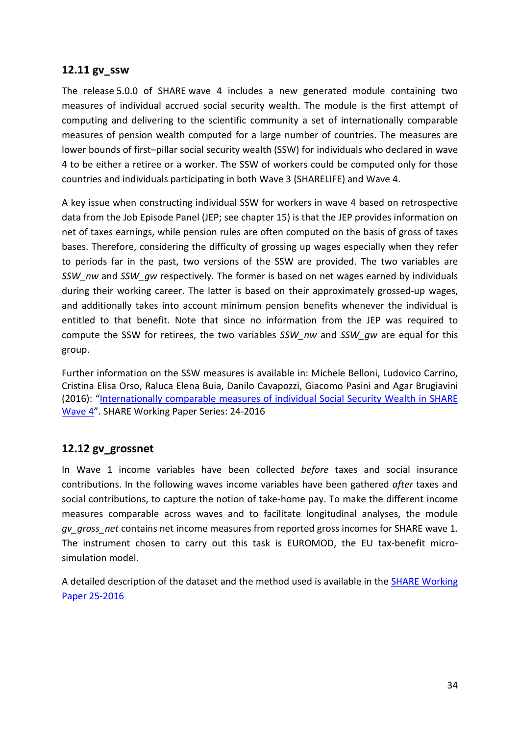## 12.11 gv_ssw

The release 5.0.0 of SHARE wave 4 includes a new generated module containing two measures of individual accrued social security wealth. The module is the first attempt of computing and delivering to the scientific community a set of internationally comparable measures of pension wealth computed for a large number of countries. The measures are lower bounds of first–pillar social security wealth (SSW) for individuals who declared in wave 4 to be either a retiree or a worker. The SSW of workers could be computed only for those countries and individuals participating in both Wave 3 (SHARELIFE) and Wave 4.

A key issue when constructing individual SSW for workers in wave 4 based on retrospective data from the Job Episode Panel (JEP; see chapter 15) is that the JEP provides information on net of taxes earnings, while pension rules are often computed on the basis of gross of taxes bases. Therefore, considering the difficulty of grossing up wages especially when they refer to periods far in the past, two versions of the SSW are provided. The two variables are *SSW_nw* and *SSW_gw* respectively. The former is based on net wages earned by individuals during their working career. The latter is based on their approximately grossed-up wages, and additionally takes into account minimum pension benefits whenever the individual is entitled to that benefit. Note that since no information from the JEP was required to compute the SSW for retirees, the two variables *SSW_nw* and *SSW_gw* are equal for this group.

Further information on the SSW measures is available in: Michele Belloni, Ludovico Carrino, Cristina Elisa Orso, Raluca Elena Buia, Danilo Cavapozzi, Giacomo Pasini and Agar Brugiavini (2016): "Internationally comparable measures of individual Social Security Wealth in SHARE Wave 4". SHARE Working Paper Series: 24-2016

## 12.12 gv_grossnet

In Wave 1 income variables have been collected *before* taxes and social insurance contributions. In the following waves income variables have been gathered *after* taxes and social contributions, to capture the notion of take-home pay. To make the different income measures comparable across waves and to facilitate longitudinal analyses, the module *gv_gross_net* contains net income measures from reported gross incomes for SHARE wave 1. The instrument chosen to carry out this task is EUROMOD, the EU tax-benefit micro-simulation model.

A detailed description of the dataset and the method used is available in the SHARE Working Paper 25-2016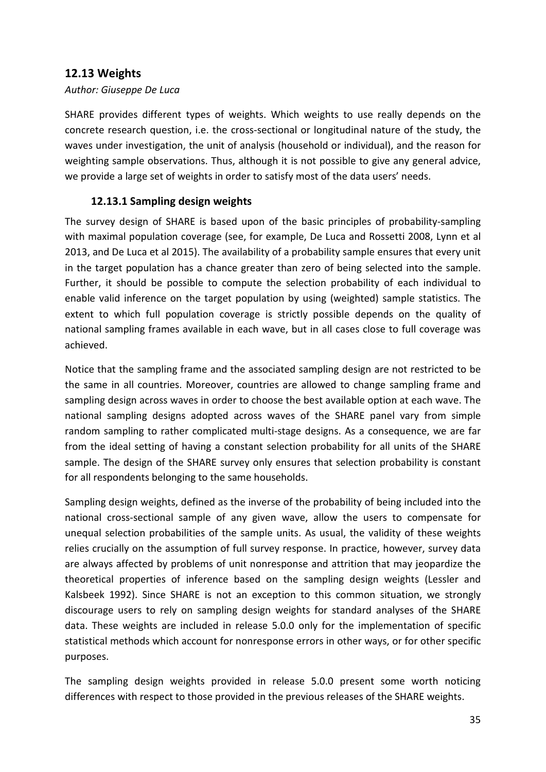## 12.13 Weights

*Author: Giuseppe De Luca*

SHARE provides different types of weights. Which weights to use really depends on the concrete research question, i.e. the cross-sectional or longitudinal nature of the study, the waves under investigation, the unit of analysis (household or individual), and the reason for weighting sample observations. Thus, although it is not possible to give any general advice, we provide a large set of weights in order to satisfy most of the data users' needs.

### 12.13.1 Sampling design weights

The survey design of SHARE is based upon of the basic principles of probability-sampling with maximal population coverage (see, for example, De Luca and Rossetti 2008, Lynn et al 2013, and De Luca et al 2015). The availability of a probability sample ensures that every unit in the target population has a chance greater than zero of being selected into the sample. Further, it should be possible to compute the selection probability of each individual to enable valid inference on the target population by using (weighted) sample statistics. The extent to which full population coverage is strictly possible depends on the quality of national sampling frames available in each wave, but in all cases close to full coverage was achieved.

Notice that the sampling frame and the associated sampling design are not restricted to be the same in all countries. Moreover, countries are allowed to change sampling frame and sampling design across waves in order to choose the best available option at each wave. The national sampling designs adopted across waves of the SHARE panel vary from simple random sampling to rather complicated multi-stage designs. As a consequence, we are far from the ideal setting of having a constant selection probability for all units of the SHARE sample. The design of the SHARE survey only ensures that selection probability is constant for all respondents belonging to the same households.

Sampling design weights, defined as the inverse of the probability of being included into the national cross-sectional sample of any given wave, allow the users to compensate for unequal selection probabilities of the sample units. As usual, the validity of these weights relies crucially on the assumption of full survey response. In practice, however, survey data are always affected by problems of unit nonresponse and attrition that may jeopardize the theoretical properties of inference based on the sampling design weights (Lessler and Kalsbeek 1992). Since SHARE is not an exception to this common situation, we strongly discourage users to rely on sampling design weights for standard analyses of the SHARE data. These weights are included in release 5.0.0 only for the implementation of specific statistical methods which account for nonresponse errors in other ways, or for other specific purposes.

The sampling design weights provided in release 5.0.0 present some worth noticing differences with respect to those provided in the previous releases of the SHARE weights.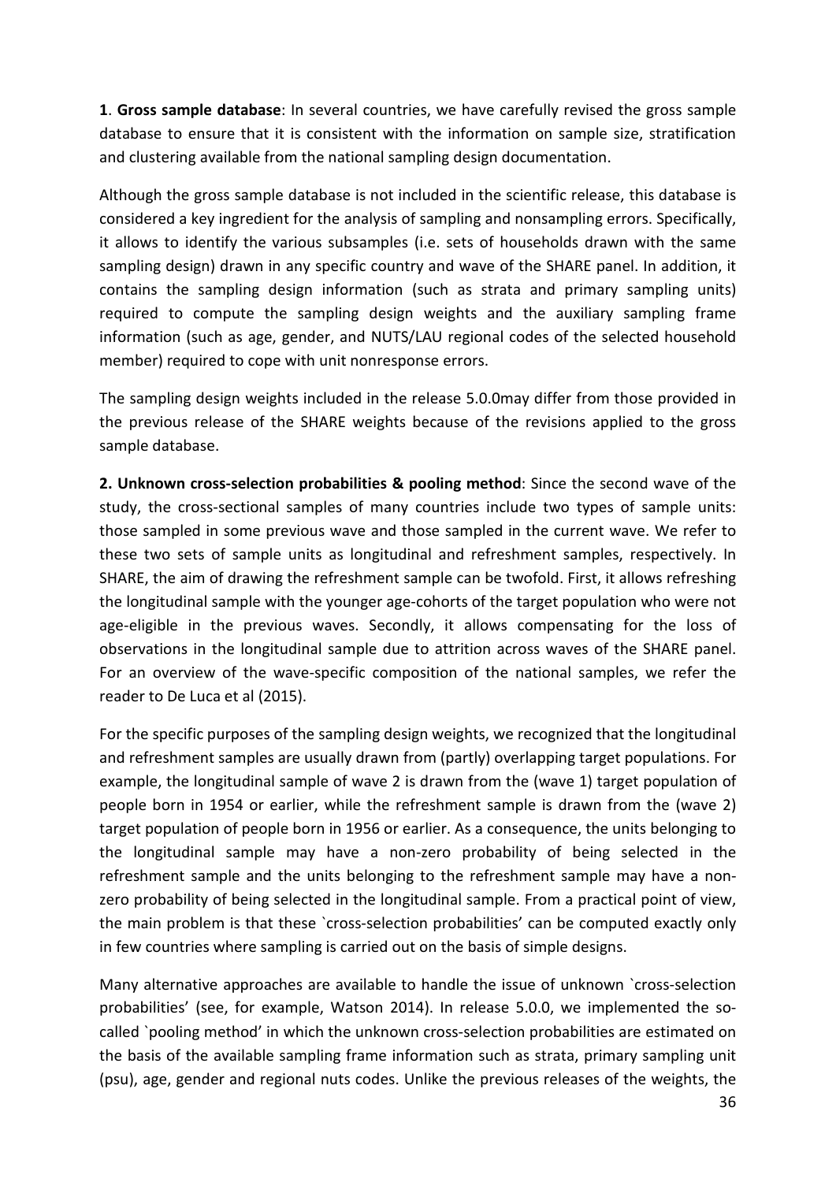**1**. **Gross sample database**: In several countries, we have carefully revised the gross sample database to ensure that it is consistent with the information on sample size, stratification and clustering available from the national sampling design documentation.

Although the gross sample database is not included in the scientific release, this database is considered a key ingredient for the analysis of sampling and nonsampling errors. Specifically, it allows to identify the various subsamples (i.e. sets of households drawn with the same sampling design) drawn in any specific country and wave of the SHARE panel. In addition, it contains the sampling design information (such as strata and primary sampling units) required to compute the sampling design weights and the auxiliary sampling frame information (such as age, gender, and NUTS/LAU regional codes of the selected household member) required to cope with unit nonresponse errors.

The sampling design weights included in the release 5.0.0may differ from those provided in the previous release of the SHARE weights because of the revisions applied to the gross sample database.

**2. Unknown cross-selection probabilities & pooling method**: Since the second wave of the study, the cross-sectional samples of many countries include two types of sample units: those sampled in some previous wave and those sampled in the current wave. We refer to these two sets of sample units as longitudinal and refreshment samples, respectively. In SHARE, the aim of drawing the refreshment sample can be twofold. First, it allows refreshing the longitudinal sample with the younger age-cohorts of the target population who were not age-eligible in the previous waves. Secondly, it allows compensating for the loss of observations in the longitudinal sample due to attrition across waves of the SHARE panel. For an overview of the wave-specific composition of the national samples, we refer the reader to De Luca et al (2015).

For the specific purposes of the sampling design weights, we recognized that the longitudinal and refreshment samples are usually drawn from (partly) overlapping target populations. For example, the longitudinal sample of wave 2 is drawn from the (wave 1) target population of people born in 1954 or earlier, while the refreshment sample is drawn from the (wave 2) target population of people born in 1956 or earlier. As a consequence, the units belonging to the longitudinal sample may have a non-zero probability of being selected in the refreshment sample and the units belonging to the refreshment sample may have a non-zero probability of being selected in the longitudinal sample. From a practical point of view, the main problem is that these `cross-selection probabilities' can be computed exactly only in few countries where sampling is carried out on the basis of simple designs.

Many alternative approaches are available to handle the issue of unknown `cross-selection probabilities' (see, for example, Watson 2014). In release 5.0.0, we implemented the so-called `pooling method' in which the unknown cross-selection probabilities are estimated on the basis of the available sampling frame information such as strata, primary sampling unit (psu), age, gender and regional nuts codes. Unlike the previous releases of the weights, the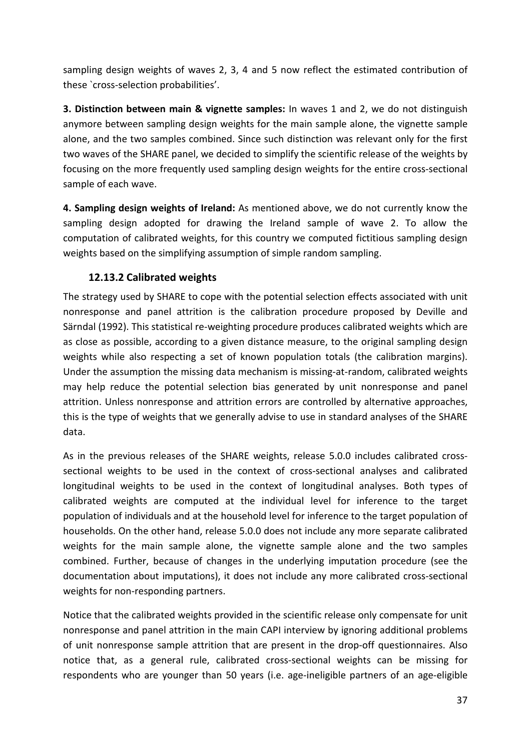sampling design weights of waves 2, 3, 4 and 5 now reflect the estimated contribution of these `cross-selection probabilities'.

**3. Distinction between main & vignette samples:** In waves 1 and 2, we do not distinguish anymore between sampling design weights for the main sample alone, the vignette sample alone, and the two samples combined. Since such distinction was relevant only for the first two waves of the SHARE panel, we decided to simplify the scientific release of the weights by focusing on the more frequently used sampling design weights for the entire cross-sectional sample of each wave.

**4. Sampling design weights of Ireland:** As mentioned above, we do not currently know the sampling design adopted for drawing the Ireland sample of wave 2. To allow the computation of calibrated weights, for this country we computed fictitious sampling design weights based on the simplifying assumption of simple random sampling.

### 12.13.2 Calibrated weights

The strategy used by SHARE to cope with the potential selection effects associated with unit nonresponse and panel attrition is the calibration procedure proposed by Deville and Särndal (1992). This statistical re-weighting procedure produces calibrated weights which are as close as possible, according to a given distance measure, to the original sampling design weights while also respecting a set of known population totals (the calibration margins). Under the assumption the missing data mechanism is missing-at-random, calibrated weights may help reduce the potential selection bias generated by unit nonresponse and panel attrition. Unless nonresponse and attrition errors are controlled by alternative approaches, this is the type of weights that we generally advise to use in standard analyses of the SHARE data.

As in the previous releases of the SHARE weights, release 5.0.0 includes calibrated cross-sectional weights to be used in the context of cross-sectional analyses and calibrated longitudinal weights to be used in the context of longitudinal analyses. Both types of calibrated weights are computed at the individual level for inference to the target population of individuals and at the household level for inference to the target population of households. On the other hand, release 5.0.0 does not include any more separate calibrated weights for the main sample alone, the vignette sample alone and the two samples combined. Further, because of changes in the underlying imputation procedure (see the documentation about imputations), it does not include any more calibrated cross-sectional weights for non-responding partners.

Notice that the calibrated weights provided in the scientific release only compensate for unit nonresponse and panel attrition in the main CAPI interview by ignoring additional problems of unit nonresponse sample attrition that are present in the drop-off questionnaires. Also notice that, as a general rule, calibrated cross-sectional weights can be missing for respondents who are younger than 50 years (i.e. age-ineligible partners of an age-eligible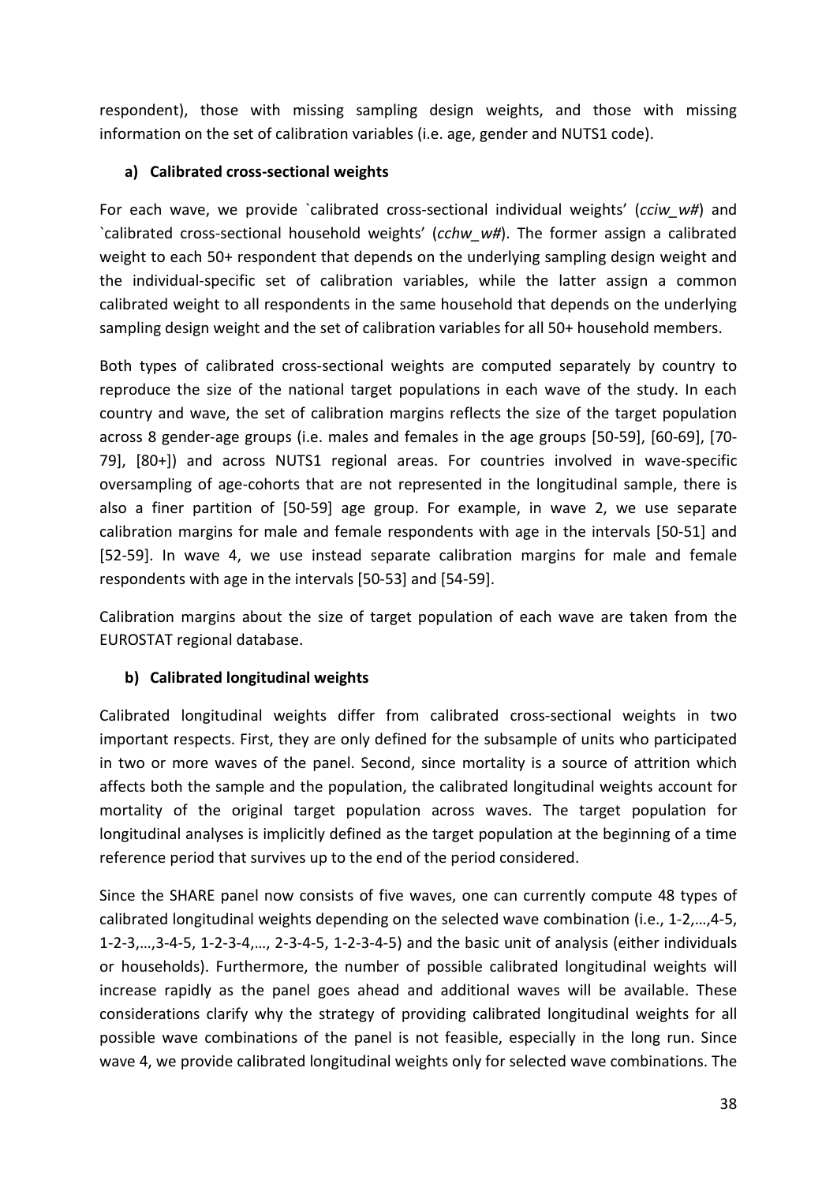respondent), those with missing sampling design weights, and those with missing information on the set of calibration variables (i.e. age, gender and NUTS1 code).

### a) Calibrated cross-sectional weights

For each wave, we provide `calibrated cross-sectional individual weights' (*cciw_w#*) and `calibrated cross-sectional household weights' (*cchw_w#*). The former assign a calibrated weight to each 50+ respondent that depends on the underlying sampling design weight and the individual-specific set of calibration variables, while the latter assign a common calibrated weight to all respondents in the same household that depends on the underlying sampling design weight and the set of calibration variables for all 50+ household members.

Both types of calibrated cross-sectional weights are computed separately by country to reproduce the size of the national target populations in each wave of the study. In each country and wave, the set of calibration margins reflects the size of the target population across 8 gender-age groups (i.e. males and females in the age groups [50-59], [60-69], [70-79], [80+]) and across NUTS1 regional areas. For countries involved in wave-specific oversampling of age-cohorts that are not represented in the longitudinal sample, there is also a finer partition of [50-59] age group. For example, in wave 2, we use separate calibration margins for male and female respondents with age in the intervals [50-51] and [52-59]. In wave 4, we use instead separate calibration margins for male and female respondents with age in the intervals [50-53] and [54-59].

Calibration margins about the size of target population of each wave are taken from the EUROSTAT regional database.

### b) Calibrated longitudinal weights

Calibrated longitudinal weights differ from calibrated cross-sectional weights in two important respects. First, they are only defined for the subsample of units who participated in two or more waves of the panel. Second, since mortality is a source of attrition which affects both the sample and the population, the calibrated longitudinal weights account for mortality of the original target population across waves. The target population for longitudinal analyses is implicitly defined as the target population at the beginning of a time reference period that survives up to the end of the period considered.

Since the SHARE panel now consists of five waves, one can currently compute 48 types of calibrated longitudinal weights depending on the selected wave combination (i.e., 1-2,…,4-5, 1-2-3,…,3-4-5, 1-2-3-4,…, 2-3-4-5, 1-2-3-4-5) and the basic unit of analysis (either individuals or households). Furthermore, the number of possible calibrated longitudinal weights will increase rapidly as the panel goes ahead and additional waves will be available. These considerations clarify why the strategy of providing calibrated longitudinal weights for all possible wave combinations of the panel is not feasible, especially in the long run. Since wave 4, we provide calibrated longitudinal weights only for selected wave combinations. The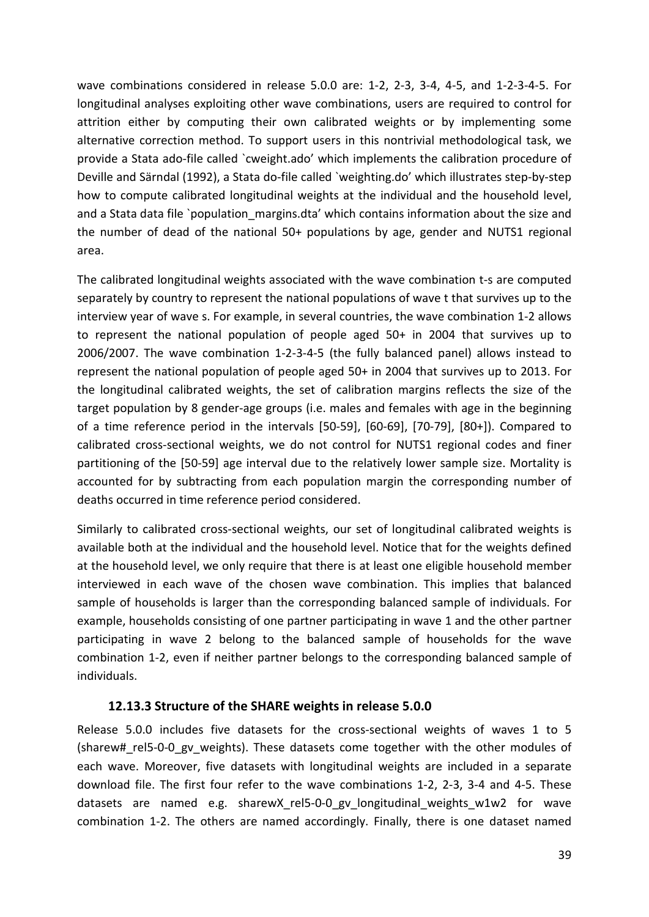wave combinations considered in release 5.0.0 are: 1-2, 2-3, 3-4, 4-5, and 1-2-3-4-5. For longitudinal analyses exploiting other wave combinations, users are required to control for attrition either by computing their own calibrated weights or by implementing some alternative correction method. To support users in this nontrivial methodological task, we provide a Stata ado-file called `cweight.ado' which implements the calibration procedure of Deville and Särndal (1992), a Stata do-file called `weighting.do' which illustrates step-by-step how to compute calibrated longitudinal weights at the individual and the household level, and a Stata data file `population_margins.dta' which contains information about the size and the number of dead of the national 50+ populations by age, gender and NUTS1 regional area.

The calibrated longitudinal weights associated with the wave combination t-s are computed separately by country to represent the national populations of wave t that survives up to the interview year of wave s. For example, in several countries, the wave combination 1-2 allows to represent the national population of people aged 50+ in 2004 that survives up to 2006/2007. The wave combination 1-2-3-4-5 (the fully balanced panel) allows instead to represent the national population of people aged 50+ in 2004 that survives up to 2013. For the longitudinal calibrated weights, the set of calibration margins reflects the size of the target population by 8 gender-age groups (i.e. males and females with age in the beginning of a time reference period in the intervals [50-59], [60-69], [70-79], [80+]). Compared to calibrated cross-sectional weights, we do not control for NUTS1 regional codes and finer partitioning of the [50-59] age interval due to the relatively lower sample size. Mortality is accounted for by subtracting from each population margin the corresponding number of deaths occurred in time reference period considered.

Similarly to calibrated cross-sectional weights, our set of longitudinal calibrated weights is available both at the individual and the household level. Notice that for the weights defined at the household level, we only require that there is at least one eligible household member interviewed in each wave of the chosen wave combination. This implies that balanced sample of households is larger than the corresponding balanced sample of individuals. For example, households consisting of one partner participating in wave 1 and the other partner participating in wave 2 belong to the balanced sample of households for the wave combination 1-2, even if neither partner belongs to the corresponding balanced sample of individuals.

### 12.13.3 Structure of the SHARE weights in release 5.0.0

Release 5.0.0 includes five datasets for the cross-sectional weights of waves 1 to 5 (sharew#_rel5-0-0_gv_weights). These datasets come together with the other modules of each wave. Moreover, five datasets with longitudinal weights are included in a separate download file. The first four refer to the wave combinations 1-2, 2-3, 3-4 and 4-5. These datasets are named e.g. sharewX_rel5-0-0_gv_longitudinal_weights_w1w2 for wave combination 1-2. The others are named accordingly. Finally, there is one dataset named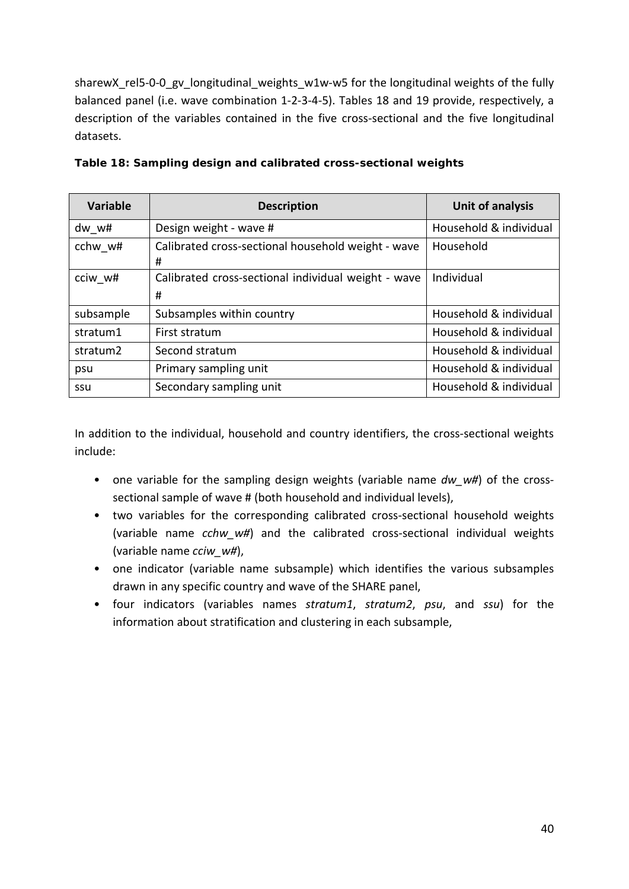sharewX_rel5-0-0_gv_longitudinal_weights_w1w-w5 for the longitudinal weights of the fully balanced panel (i.e. wave combination 1-2-3-4-5). Tables 18 and 19 provide, respectively, a description of the variables contained in the five cross-sectional and the five longitudinal datasets.

**Table 18: Sampling design and calibrated cross-sectional weights**

| Variable | Description | Unit of analysis |
|---|---|---|
| dw_w# | Design weight - wave # | Household & individual |
| cchw_w# | Calibrated cross-sectional household weight - wave # | Household |
| cciw_w# | Calibrated cross-sectional individual weight - wave # | Individual |
| subsample | Subsamples within country | Household & individual |
| stratum1 | First stratum | Household & individual |
| stratum2 | Second stratum | Household & individual |
| psu | Primary sampling unit | Household & individual |
| ssu | Secondary sampling unit | Household & individual |

In addition to the individual, household and country identifiers, the cross-sectional weights include:

- one variable for the sampling design weights (variable name *dw_w#*) of the cross-sectional sample of wave # (both household and individual levels),
- two variables for the corresponding calibrated cross-sectional household weights (variable name *cchw_w#*) and the calibrated cross-sectional individual weights (variable name *cciw_w#*),
- one indicator (variable name subsample) which identifies the various subsamples drawn in any specific country and wave of the SHARE panel,
- four indicators (variables names *stratum1*, *stratum2*, *psu*, and *ssu*) for the information about stratification and clustering in each subsample,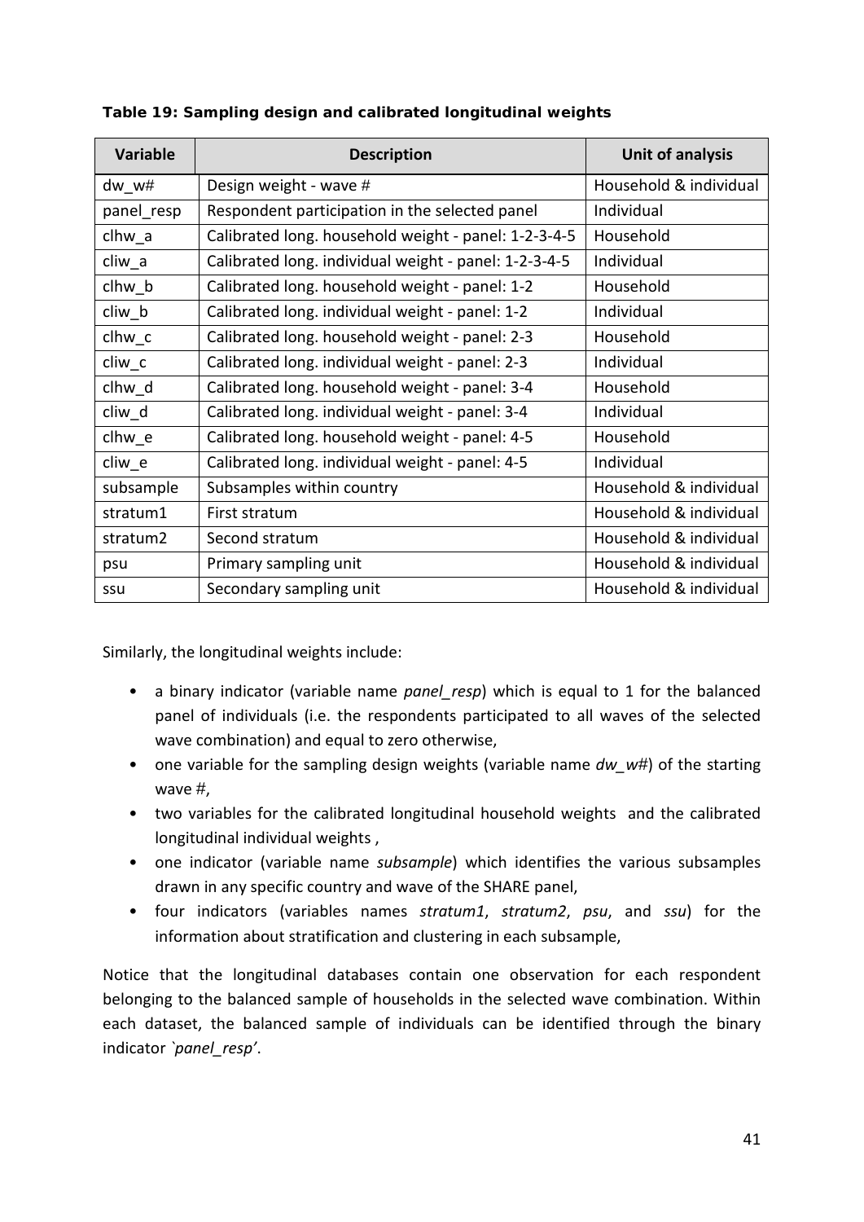**Table 19: Sampling design and calibrated longitudinal weights**

| Variable | Description | Unit of analysis |
|---|---|---|
| dw_w# | Design weight - wave # | Household & individual |
| panel_resp | Respondent participation in the selected panel | Individual |
| clhw_a | Calibrated long. household weight - panel: 1-2-3-4-5 | Household |
| cliw_a | Calibrated long. individual weight - panel: 1-2-3-4-5 | Individual |
| clhw_b | Calibrated long. household weight - panel: 1-2 | Household |
| cliw_b | Calibrated long. individual weight - panel: 1-2 | Individual |
| clhw_c | Calibrated long. household weight - panel: 2-3 | Household |
| cliw_c | Calibrated long. individual weight - panel: 2-3 | Individual |
| clhw_d | Calibrated long. household weight - panel: 3-4 | Household |
| cliw_d | Calibrated long. individual weight - panel: 3-4 | Individual |
| clhw_e | Calibrated long. household weight - panel: 4-5 | Household |
| cliw_e | Calibrated long. individual weight - panel: 4-5 | Individual |
| subsample | Subsamples within country | Household & individual |
| stratum1 | First stratum | Household & individual |
| stratum2 | Second stratum | Household & individual |
| psu | Primary sampling unit | Household & individual |
| ssu | Secondary sampling unit | Household & individual |

Similarly, the longitudinal weights include:

- a binary indicator (variable name *panel_resp*) which is equal to 1 for the balanced panel of individuals (i.e. the respondents participated to all waves of the selected wave combination) and equal to zero otherwise,
- one variable for the sampling design weights (variable name *dw_w#*) of the starting wave #,
- two variables for the calibrated longitudinal household weights and the calibrated longitudinal individual weights ,
- one indicator (variable name *subsample*) which identifies the various subsamples drawn in any specific country and wave of the SHARE panel,
- four indicators (variables names *stratum1*, *stratum2*, *psu*, and *ssu*) for the information about stratification and clustering in each subsample,

Notice that the longitudinal databases contain one observation for each respondent belonging to the balanced sample of households in the selected wave combination. Within each dataset, the balanced sample of individuals can be identified through the binary indicator *`panel_resp'*.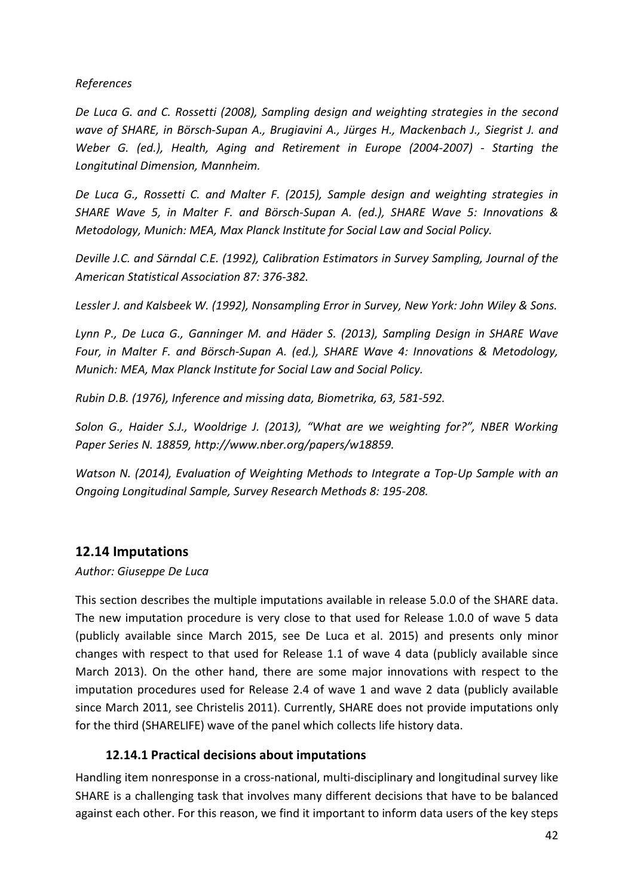*References*

*De Luca G. and C. Rossetti (2008), Sampling design and weighting strategies in the second wave of SHARE, in Börsch-Supan A., Brugiavini A., Jürges H., Mackenbach J., Siegrist J. and Weber G. (ed.), Health, Aging and Retirement in Europe (2004-2007) - Starting the Longitutinal Dimension, Mannheim.*

*De Luca G., Rossetti C. and Malter F. (2015), Sample design and weighting strategies in SHARE Wave 5, in Malter F. and Börsch-Supan A. (ed.), SHARE Wave 5: Innovations & Metodology, Munich: MEA, Max Planck Institute for Social Law and Social Policy.*

*Deville J.C. and Särndal C.E. (1992), Calibration Estimators in Survey Sampling, Journal of the American Statistical Association 87: 376-382.*

*Lessler J. and Kalsbeek W. (1992), Nonsampling Error in Survey, New York: John Wiley & Sons.*

*Lynn P., De Luca G., Ganninger M. and Häder S. (2013), Sampling Design in SHARE Wave Four, in Malter F. and Börsch-Supan A. (ed.), SHARE Wave 4: Innovations & Metodology, Munich: MEA, Max Planck Institute for Social Law and Social Policy.*

*Rubin D.B. (1976), Inference and missing data, Biometrika, 63, 581-592.*

*Solon G., Haider S.J., Wooldrige J. (2013), "What are we weighting for?", NBER Working Paper Series N. 18859, http://www.nber.org/papers/w18859.*

*Watson N. (2014), Evaluation of Weighting Methods to Integrate a Top-Up Sample with an Ongoing Longitudinal Sample, Survey Research Methods 8: 195-208.*

## 12.14 Imputations

*Author: Giuseppe De Luca*

This section describes the multiple imputations available in release 5.0.0 of the SHARE data. The new imputation procedure is very close to that used for Release 1.0.0 of wave 5 data (publicly available since March 2015, see De Luca et al. 2015) and presents only minor changes with respect to that used for Release 1.1 of wave 4 data (publicly available since March 2013). On the other hand, there are some major innovations with respect to the imputation procedures used for Release 2.4 of wave 1 and wave 2 data (publicly available since March 2011, see Christelis 2011). Currently, SHARE does not provide imputations only for the third (SHARELIFE) wave of the panel which collects life history data.

### 12.14.1 Practical decisions about imputations

Handling item nonresponse in a cross-national, multi-disciplinary and longitudinal survey like SHARE is a challenging task that involves many different decisions that have to be balanced against each other. For this reason, we find it important to inform data users of the key steps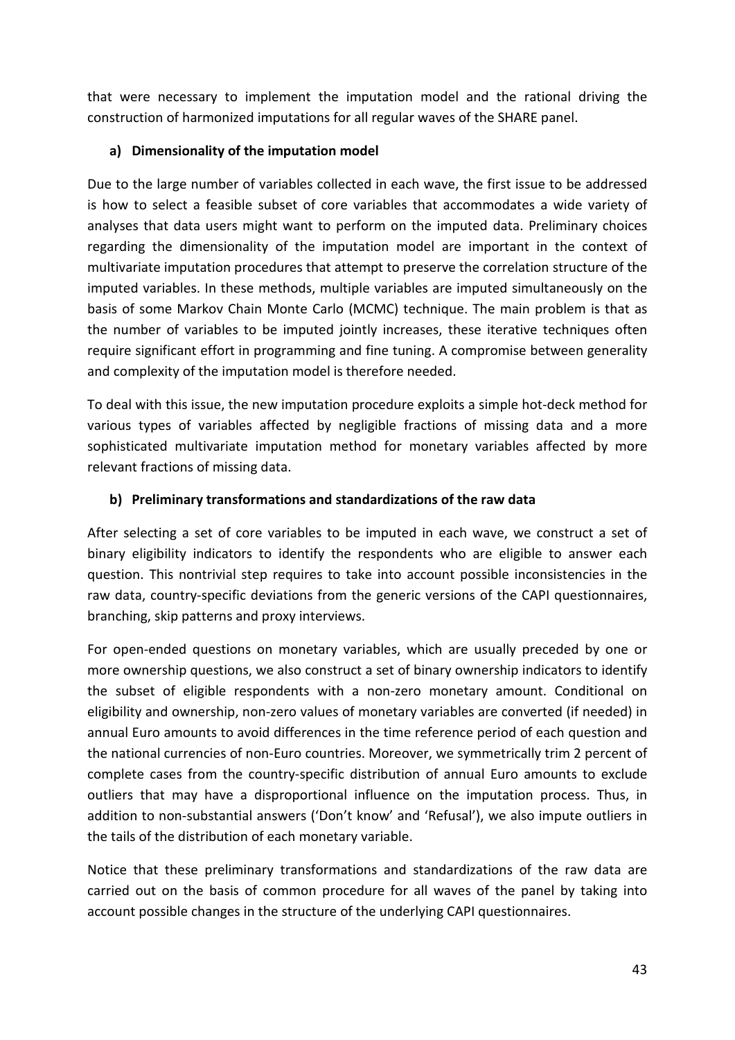that were necessary to implement the imputation model and the rational driving the construction of harmonized imputations for all regular waves of the SHARE panel.

**a) Dimensionality of the imputation model**

Due to the large number of variables collected in each wave, the first issue to be addressed is how to select a feasible subset of core variables that accommodates a wide variety of analyses that data users might want to perform on the imputed data. Preliminary choices regarding the dimensionality of the imputation model are important in the context of multivariate imputation procedures that attempt to preserve the correlation structure of the imputed variables. In these methods, multiple variables are imputed simultaneously on the basis of some Markov Chain Monte Carlo (MCMC) technique. The main problem is that as the number of variables to be imputed jointly increases, these iterative techniques often require significant effort in programming and fine tuning. A compromise between generality and complexity of the imputation model is therefore needed.

To deal with this issue, the new imputation procedure exploits a simple hot-deck method for various types of variables affected by negligible fractions of missing data and a more sophisticated multivariate imputation method for monetary variables affected by more relevant fractions of missing data.

**b) Preliminary transformations and standardizations of the raw data**

After selecting a set of core variables to be imputed in each wave, we construct a set of binary eligibility indicators to identify the respondents who are eligible to answer each question. This nontrivial step requires to take into account possible inconsistencies in the raw data, country-specific deviations from the generic versions of the CAPI questionnaires, branching, skip patterns and proxy interviews.

For open-ended questions on monetary variables, which are usually preceded by one or more ownership questions, we also construct a set of binary ownership indicators to identify the subset of eligible respondents with a non-zero monetary amount. Conditional on eligibility and ownership, non-zero values of monetary variables are converted (if needed) in annual Euro amounts to avoid differences in the time reference period of each question and the national currencies of non-Euro countries. Moreover, we symmetrically trim 2 percent of complete cases from the country-specific distribution of annual Euro amounts to exclude outliers that may have a disproportional influence on the imputation process. Thus, in addition to non-substantial answers ('Don't know' and 'Refusal'), we also impute outliers in the tails of the distribution of each monetary variable.

Notice that these preliminary transformations and standardizations of the raw data are carried out on the basis of common procedure for all waves of the panel by taking into account possible changes in the structure of the underlying CAPI questionnaires.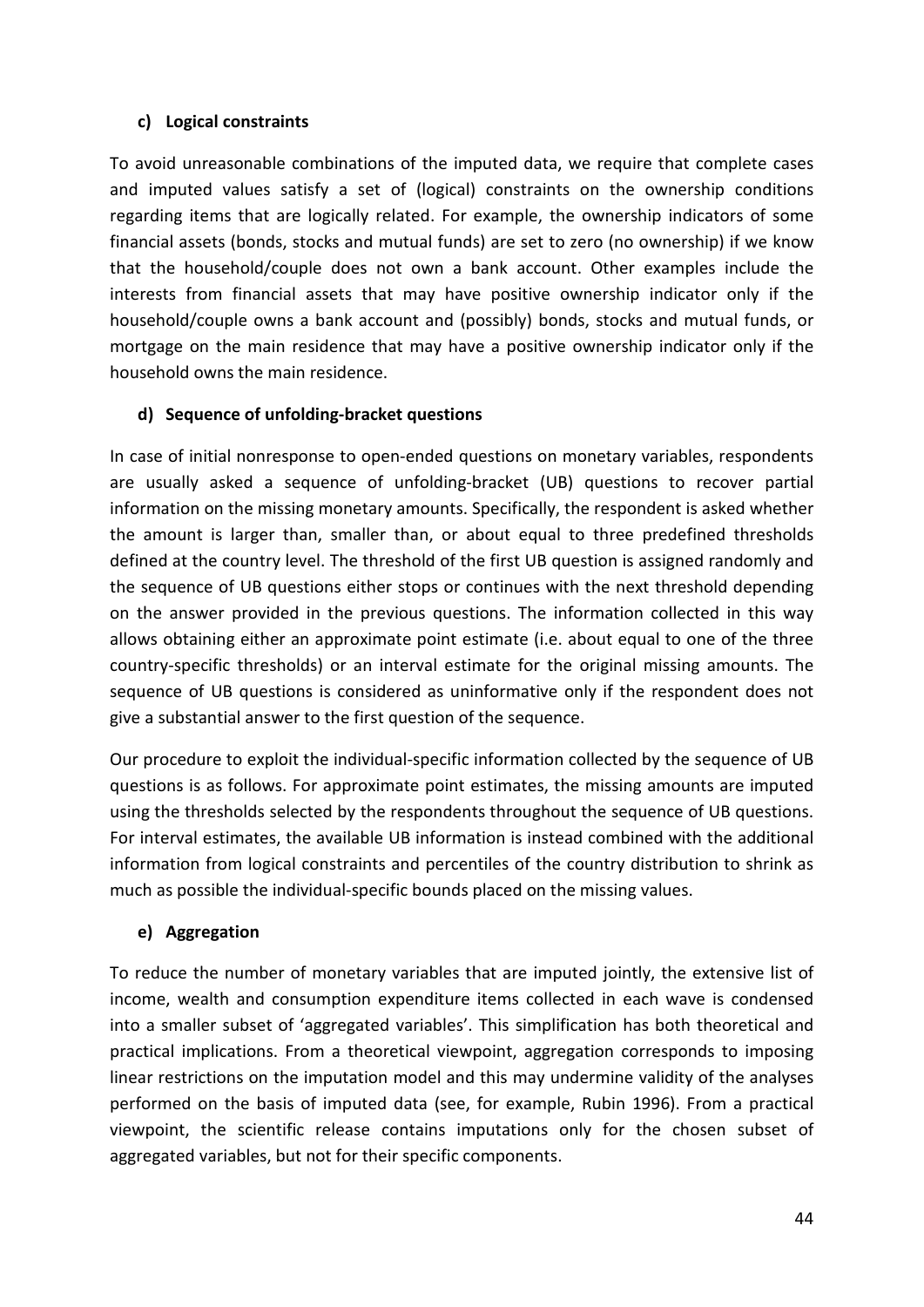#### c) Logical constraints

To avoid unreasonable combinations of the imputed data, we require that complete cases and imputed values satisfy a set of (logical) constraints on the ownership conditions regarding items that are logically related. For example, the ownership indicators of some financial assets (bonds, stocks and mutual funds) are set to zero (no ownership) if we know that the household/couple does not own a bank account. Other examples include the interests from financial assets that may have positive ownership indicator only if the household/couple owns a bank account and (possibly) bonds, stocks and mutual funds, or mortgage on the main residence that may have a positive ownership indicator only if the household owns the main residence.

#### d) Sequence of unfolding-bracket questions

In case of initial nonresponse to open-ended questions on monetary variables, respondents are usually asked a sequence of unfolding-bracket (UB) questions to recover partial information on the missing monetary amounts. Specifically, the respondent is asked whether the amount is larger than, smaller than, or about equal to three predefined thresholds defined at the country level. The threshold of the first UB question is assigned randomly and the sequence of UB questions either stops or continues with the next threshold depending on the answer provided in the previous questions. The information collected in this way allows obtaining either an approximate point estimate (i.e. about equal to one of the three country-specific thresholds) or an interval estimate for the original missing amounts. The sequence of UB questions is considered as uninformative only if the respondent does not give a substantial answer to the first question of the sequence.

Our procedure to exploit the individual-specific information collected by the sequence of UB questions is as follows. For approximate point estimates, the missing amounts are imputed using the thresholds selected by the respondents throughout the sequence of UB questions. For interval estimates, the available UB information is instead combined with the additional information from logical constraints and percentiles of the country distribution to shrink as much as possible the individual-specific bounds placed on the missing values.

#### e) Aggregation

To reduce the number of monetary variables that are imputed jointly, the extensive list of income, wealth and consumption expenditure items collected in each wave is condensed into a smaller subset of 'aggregated variables'. This simplification has both theoretical and practical implications. From a theoretical viewpoint, aggregation corresponds to imposing linear restrictions on the imputation model and this may undermine validity of the analyses performed on the basis of imputed data (see, for example, Rubin 1996). From a practical viewpoint, the scientific release contains imputations only for the chosen subset of aggregated variables, but not for their specific components.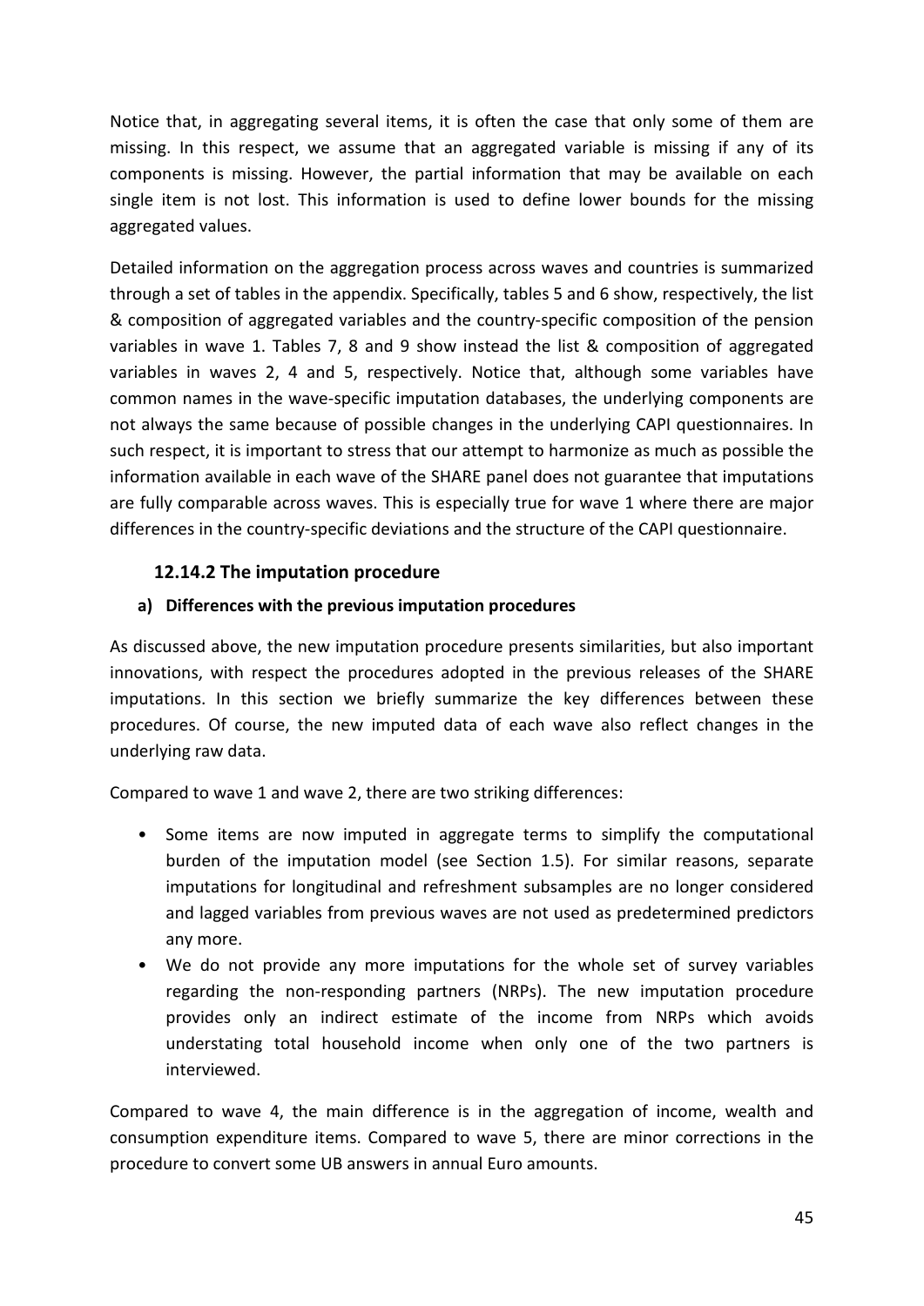Notice that, in aggregating several items, it is often the case that only some of them are missing. In this respect, we assume that an aggregated variable is missing if any of its components is missing. However, the partial information that may be available on each single item is not lost. This information is used to define lower bounds for the missing aggregated values.

Detailed information on the aggregation process across waves and countries is summarized through a set of tables in the appendix. Specifically, tables 5 and 6 show, respectively, the list & composition of aggregated variables and the country-specific composition of the pension variables in wave 1. Tables 7, 8 and 9 show instead the list & composition of aggregated variables in waves 2, 4 and 5, respectively. Notice that, although some variables have common names in the wave-specific imputation databases, the underlying components are not always the same because of possible changes in the underlying CAPI questionnaires. In such respect, it is important to stress that our attempt to harmonize as much as possible the information available in each wave of the SHARE panel does not guarantee that imputations are fully comparable across waves. This is especially true for wave 1 where there are major differences in the country-specific deviations and the structure of the CAPI questionnaire.

### 12.14.2 The imputation procedure

#### a) Differences with the previous imputation procedures

As discussed above, the new imputation procedure presents similarities, but also important innovations, with respect the procedures adopted in the previous releases of the SHARE imputations. In this section we briefly summarize the key differences between these procedures. Of course, the new imputed data of each wave also reflect changes in the underlying raw data.

Compared to wave 1 and wave 2, there are two striking differences:

- Some items are now imputed in aggregate terms to simplify the computational burden of the imputation model (see Section 1.5). For similar reasons, separate imputations for longitudinal and refreshment subsamples are no longer considered and lagged variables from previous waves are not used as predetermined predictors any more.
- We do not provide any more imputations for the whole set of survey variables regarding the non-responding partners (NRPs). The new imputation procedure provides only an indirect estimate of the income from NRPs which avoids understating total household income when only one of the two partners is interviewed.

Compared to wave 4, the main difference is in the aggregation of income, wealth and consumption expenditure items. Compared to wave 5, there are minor corrections in the procedure to convert some UB answers in annual Euro amounts.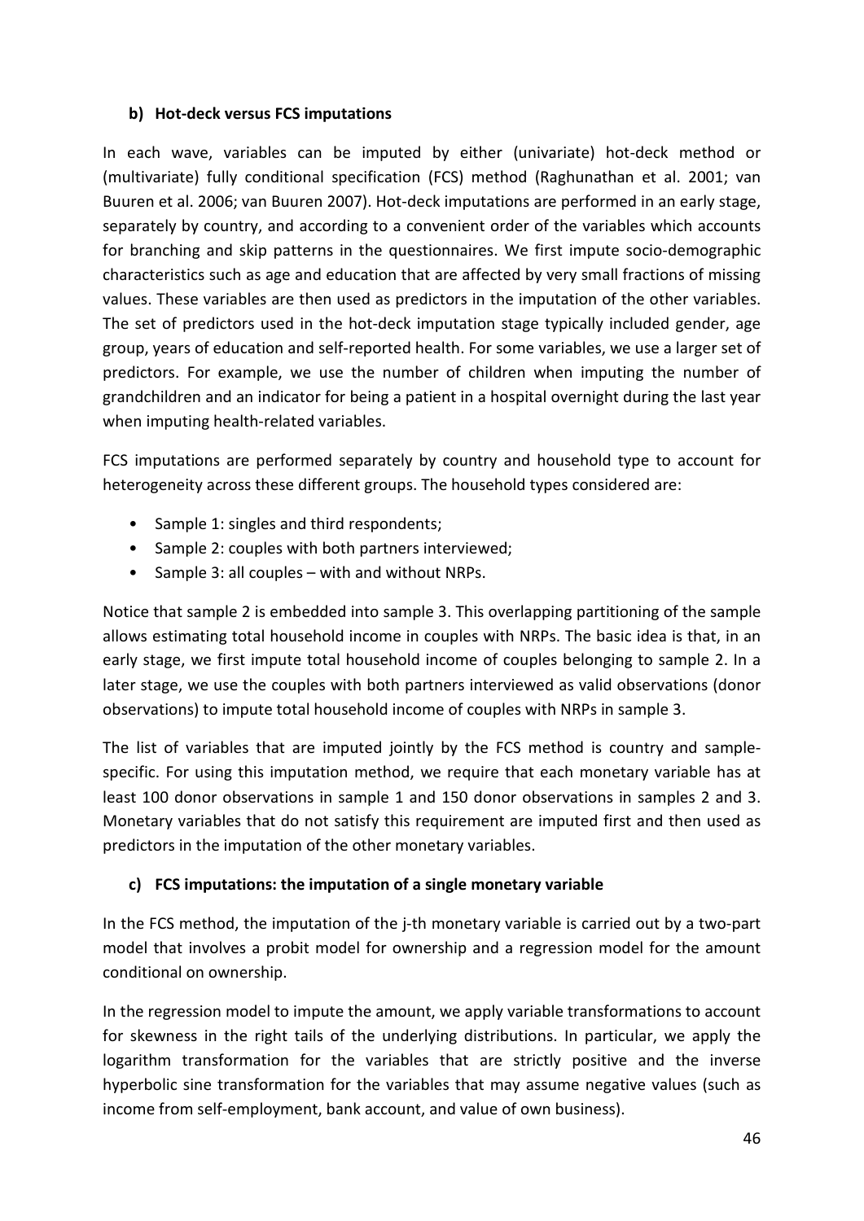### b) Hot-deck versus FCS imputations

In each wave, variables can be imputed by either (univariate) hot-deck method or (multivariate) fully conditional specification (FCS) method (Raghunathan et al. 2001; van Buuren et al. 2006; van Buuren 2007). Hot-deck imputations are performed in an early stage, separately by country, and according to a convenient order of the variables which accounts for branching and skip patterns in the questionnaires. We first impute socio-demographic characteristics such as age and education that are affected by very small fractions of missing values. These variables are then used as predictors in the imputation of the other variables. The set of predictors used in the hot-deck imputation stage typically included gender, age group, years of education and self-reported health. For some variables, we use a larger set of predictors. For example, we use the number of children when imputing the number of grandchildren and an indicator for being a patient in a hospital overnight during the last year when imputing health-related variables.

FCS imputations are performed separately by country and household type to account for heterogeneity across these different groups. The household types considered are:

- Sample 1: singles and third respondents;
- Sample 2: couples with both partners interviewed;
- Sample 3: all couples – with and without NRPs.

Notice that sample 2 is embedded into sample 3. This overlapping partitioning of the sample allows estimating total household income in couples with NRPs. The basic idea is that, in an early stage, we first impute total household income of couples belonging to sample 2. In a later stage, we use the couples with both partners interviewed as valid observations (donor observations) to impute total household income of couples with NRPs in sample 3.

The list of variables that are imputed jointly by the FCS method is country and sample-specific. For using this imputation method, we require that each monetary variable has at least 100 donor observations in sample 1 and 150 donor observations in samples 2 and 3. Monetary variables that do not satisfy this requirement are imputed first and then used as predictors in the imputation of the other monetary variables.

### c) FCS imputations: the imputation of a single monetary variable

In the FCS method, the imputation of the j-th monetary variable is carried out by a two-part model that involves a probit model for ownership and a regression model for the amount conditional on ownership.

In the regression model to impute the amount, we apply variable transformations to account for skewness in the right tails of the underlying distributions. In particular, we apply the logarithm transformation for the variables that are strictly positive and the inverse hyperbolic sine transformation for the variables that may assume negative values (such as income from self-employment, bank account, and value of own business).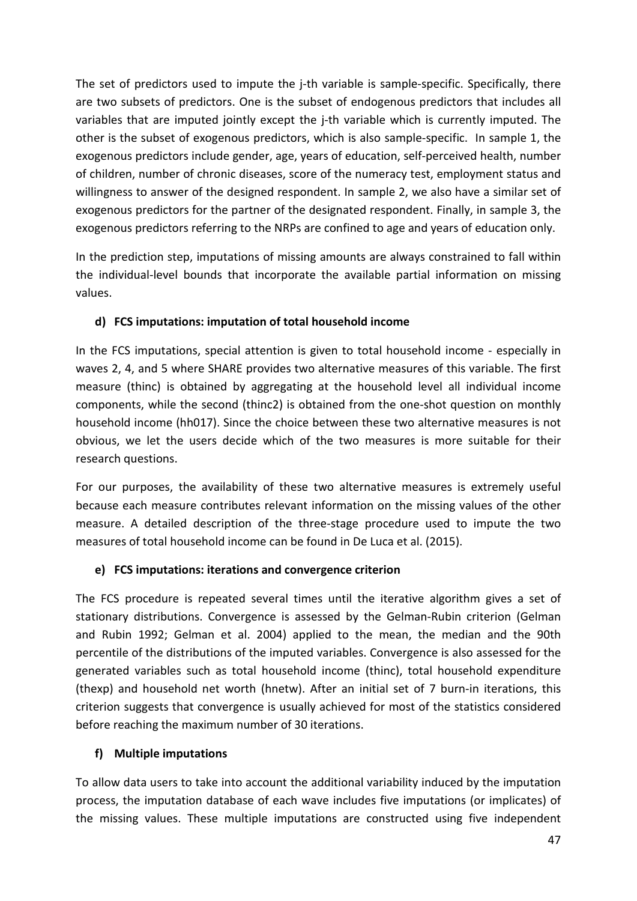The set of predictors used to impute the j-th variable is sample-specific. Specifically, there are two subsets of predictors. One is the subset of endogenous predictors that includes all variables that are imputed jointly except the j-th variable which is currently imputed. The other is the subset of exogenous predictors, which is also sample-specific. In sample 1, the exogenous predictors include gender, age, years of education, self-perceived health, number of children, number of chronic diseases, score of the numeracy test, employment status and willingness to answer of the designed respondent. In sample 2, we also have a similar set of exogenous predictors for the partner of the designated respondent. Finally, in sample 3, the exogenous predictors referring to the NRPs are confined to age and years of education only.

In the prediction step, imputations of missing amounts are always constrained to fall within the individual-level bounds that incorporate the available partial information on missing values.

#### d) FCS imputations: imputation of total household income

In the FCS imputations, special attention is given to total household income - especially in waves 2, 4, and 5 where SHARE provides two alternative measures of this variable. The first measure (thinc) is obtained by aggregating at the household level all individual income components, while the second (thinc2) is obtained from the one-shot question on monthly household income (hh017). Since the choice between these two alternative measures is not obvious, we let the users decide which of the two measures is more suitable for their research questions.

For our purposes, the availability of these two alternative measures is extremely useful because each measure contributes relevant information on the missing values of the other measure. A detailed description of the three-stage procedure used to impute the two measures of total household income can be found in De Luca et al. (2015).

#### e) FCS imputations: iterations and convergence criterion

The FCS procedure is repeated several times until the iterative algorithm gives a set of stationary distributions. Convergence is assessed by the Gelman-Rubin criterion (Gelman and Rubin 1992; Gelman et al. 2004) applied to the mean, the median and the 90th percentile of the distributions of the imputed variables. Convergence is also assessed for the generated variables such as total household income (thinc), total household expenditure (thexp) and household net worth (hnetw). After an initial set of 7 burn-in iterations, this criterion suggests that convergence is usually achieved for most of the statistics considered before reaching the maximum number of 30 iterations.

#### f) Multiple imputations

To allow data users to take into account the additional variability induced by the imputation process, the imputation database of each wave includes five imputations (or implicates) of the missing values. These multiple imputations are constructed using five independent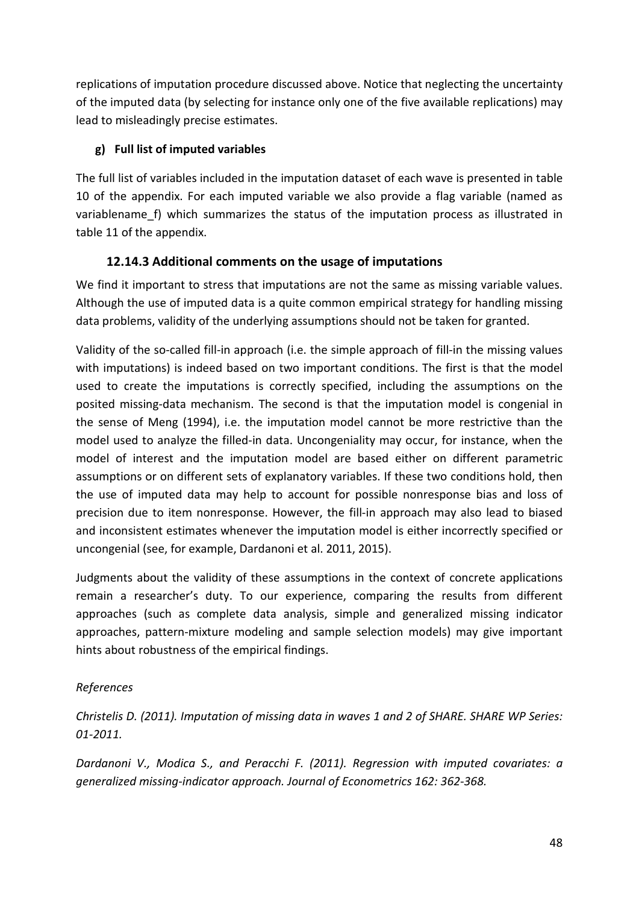replications of imputation procedure discussed above. Notice that neglecting the uncertainty of the imputed data (by selecting for instance only one of the five available replications) may lead to misleadingly precise estimates.

**g) Full list of imputed variables**

The full list of variables included in the imputation dataset of each wave is presented in table 10 of the appendix. For each imputed variable we also provide a flag variable (named as variablename_f) which summarizes the status of the imputation process as illustrated in table 11 of the appendix.

### 12.14.3 Additional comments on the usage of imputations

We find it important to stress that imputations are not the same as missing variable values. Although the use of imputed data is a quite common empirical strategy for handling missing data problems, validity of the underlying assumptions should not be taken for granted.

Validity of the so-called fill-in approach (i.e. the simple approach of fill-in the missing values with imputations) is indeed based on two important conditions. The first is that the model used to create the imputations is correctly specified, including the assumptions on the posited missing-data mechanism. The second is that the imputation model is congenial in the sense of Meng (1994), i.e. the imputation model cannot be more restrictive than the model used to analyze the filled-in data. Uncongeniality may occur, for instance, when the model of interest and the imputation model are based either on different parametric assumptions or on different sets of explanatory variables. If these two conditions hold, then the use of imputed data may help to account for possible nonresponse bias and loss of precision due to item nonresponse. However, the fill-in approach may also lead to biased and inconsistent estimates whenever the imputation model is either incorrectly specified or uncongenial (see, for example, Dardanoni et al. 2011, 2015).

Judgments about the validity of these assumptions in the context of concrete applications remain a researcher's duty. To our experience, comparing the results from different approaches (such as complete data analysis, simple and generalized missing indicator approaches, pattern-mixture modeling and sample selection models) may give important hints about robustness of the empirical findings.

*References*

*Christelis D. (2011). Imputation of missing data in waves 1 and 2 of SHARE. SHARE WP Series: 01-2011.*

*Dardanoni V., Modica S., and Peracchi F. (2011). Regression with imputed covariates: a generalized missing-indicator approach. Journal of Econometrics 162: 362-368.*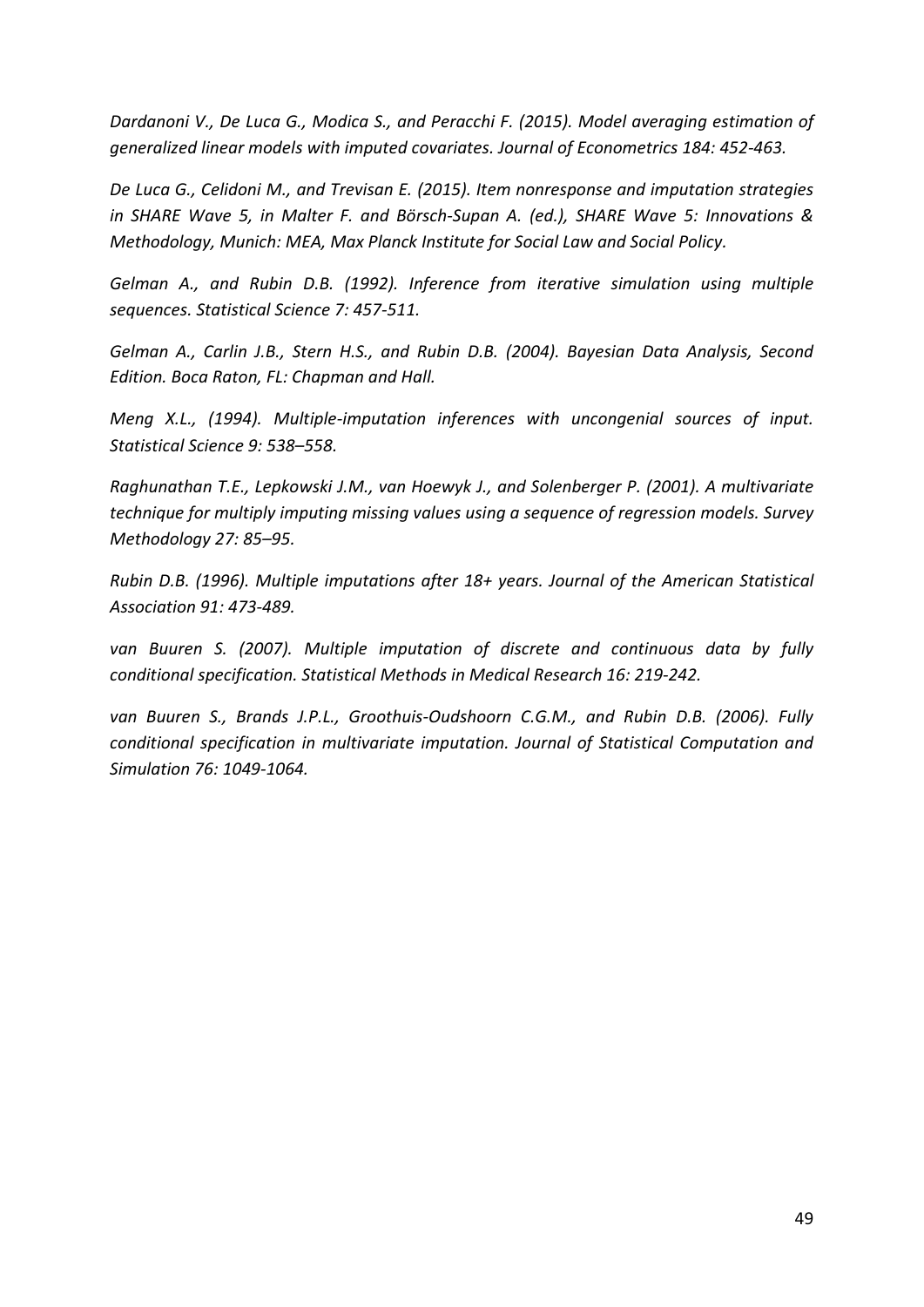*Dardanoni V., De Luca G., Modica S., and Peracchi F. (2015). Model averaging estimation of generalized linear models with imputed covariates. Journal of Econometrics 184: 452-463.*

*De Luca G., Celidoni M., and Trevisan E. (2015). Item nonresponse and imputation strategies in SHARE Wave 5, in Malter F. and Börsch-Supan A. (ed.), SHARE Wave 5: Innovations & Methodology, Munich: MEA, Max Planck Institute for Social Law and Social Policy.*

*Gelman A., and Rubin D.B. (1992). Inference from iterative simulation using multiple sequences. Statistical Science 7: 457-511.*

*Gelman A., Carlin J.B., Stern H.S., and Rubin D.B. (2004). Bayesian Data Analysis, Second Edition. Boca Raton, FL: Chapman and Hall.*

*Meng X.L., (1994). Multiple-imputation inferences with uncongenial sources of input. Statistical Science 9: 538–558.*

*Raghunathan T.E., Lepkowski J.M., van Hoewyk J., and Solenberger P. (2001). A multivariate technique for multiply imputing missing values using a sequence of regression models. Survey Methodology 27: 85–95.*

*Rubin D.B. (1996). Multiple imputations after 18+ years. Journal of the American Statistical Association 91: 473-489.*

*van Buuren S. (2007). Multiple imputation of discrete and continuous data by fully conditional specification. Statistical Methods in Medical Research 16: 219-242.*

*van Buuren S., Brands J.P.L., Groothuis-Oudshoorn C.G.M., and Rubin D.B. (2006). Fully conditional specification in multivariate imputation. Journal of Statistical Computation and Simulation 76: 1049-1064.*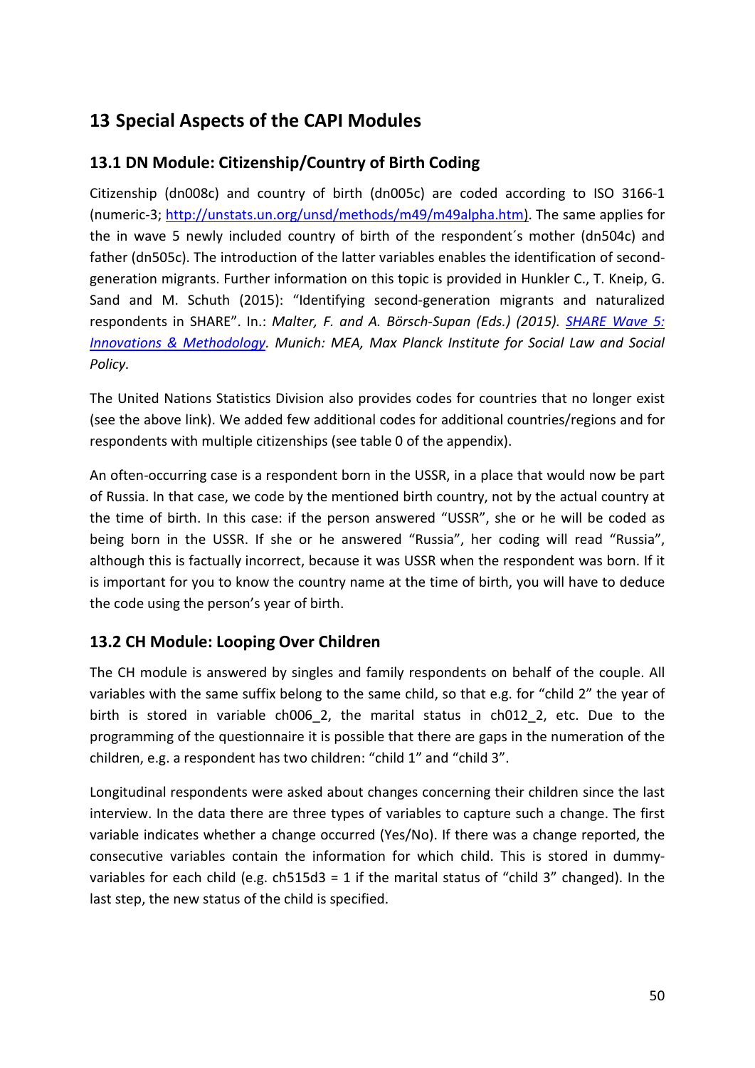# 13 Special Aspects of the CAPI Modules

## 13.1 DN Module: Citizenship/Country of Birth Coding

Citizenship (dn008c) and country of birth (dn005c) are coded according to ISO 3166-1 (numeric-3; [http://unstats.un.org/unsd/methods/m49/m49alpha.htm](http://unstats.un.org/unsd/methods/m49/m49alpha.htm)). The same applies for the in wave 5 newly included country of birth of the respondent´s mother (dn504c) and father (dn505c). The introduction of the latter variables enables the identification of second-generation migrants. Further information on this topic is provided in Hunkler C., T. Kneip, G. Sand and M. Schuth (2015): "Identifying second-generation migrants and naturalized respondents in SHARE". In.: *Malter, F. and A. Börsch-Supan (Eds.) (2015). [SHARE Wave 5: Innovations & Methodology](). Munich: MEA, Max Planck Institute for Social Law and Social Policy.*

The United Nations Statistics Division also provides codes for countries that no longer exist (see the above link). We added few additional codes for additional countries/regions and for respondents with multiple citizenships (see table 0 of the appendix).

An often-occurring case is a respondent born in the USSR, in a place that would now be part of Russia. In that case, we code by the mentioned birth country, not by the actual country at the time of birth. In this case: if the person answered "USSR", she or he will be coded as being born in the USSR. If she or he answered "Russia", her coding will read "Russia", although this is factually incorrect, because it was USSR when the respondent was born. If it is important for you to know the country name at the time of birth, you will have to deduce the code using the person's year of birth.

## 13.2 CH Module: Looping Over Children

The CH module is answered by singles and family respondents on behalf of the couple. All variables with the same suffix belong to the same child, so that e.g. for "child 2" the year of birth is stored in variable ch006_2, the marital status in ch012_2, etc. Due to the programming of the questionnaire it is possible that there are gaps in the numeration of the children, e.g. a respondent has two children: "child 1" and "child 3".

Longitudinal respondents were asked about changes concerning their children since the last interview. In the data there are three types of variables to capture such a change. The first variable indicates whether a change occurred (Yes/No). If there was a change reported, the consecutive variables contain the information for which child. This is stored in dummy-variables for each child (e.g. ch515d3 = 1 if the marital status of "child 3" changed). In the last step, the new status of the child is specified.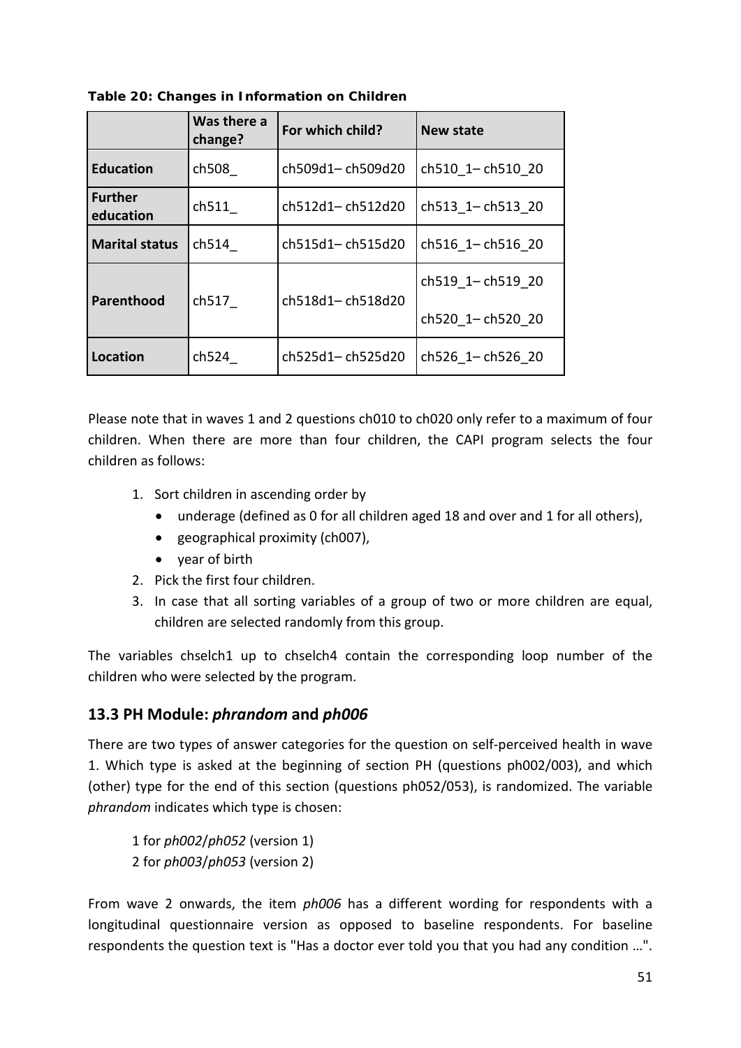**Table 20: Changes in Information on Children**

| | Was there a change? | For which child? | New state |
|---|---|---|---|
| **Education** | ch508_ | ch509d1– ch509d20 | ch510_1– ch510_20 |
| **Further education** | ch511_ | ch512d1– ch512d20 | ch513_1– ch513_20 |
| **Marital status** | ch514_ | ch515d1– ch515d20 | ch516_1– ch516_20 |
| **Parenthood** | ch517_ | ch518d1– ch518d20 | ch519_1– ch519_20<br>ch520_1– ch520_20 |
| **Location** | ch524_ | ch525d1– ch525d20 | ch526_1– ch526_20 |

Please note that in waves 1 and 2 questions ch010 to ch020 only refer to a maximum of four children. When there are more than four children, the CAPI program selects the four children as follows:

1. Sort children in ascending order by
   - underage (defined as 0 for all children aged 18 and over and 1 for all others),
   - geographical proximity (ch007),
   - year of birth
2. Pick the first four children.
3. In case that all sorting variables of a group of two or more children are equal, children are selected randomly from this group.

The variables chselch1 up to chselch4 contain the corresponding loop number of the children who were selected by the program.

## 13.3 PH Module: *phrandom* and *ph006*

There are two types of answer categories for the question on self-perceived health in wave 1. Which type is asked at the beginning of section PH (questions ph002/003), and which (other) type for the end of this section (questions ph052/053), is randomized. The variable *phrandom* indicates which type is chosen:

1 for *ph002*/*ph052* (version 1)
2 for *ph003*/*ph053* (version 2)

From wave 2 onwards, the item *ph006* has a different wording for respondents with a longitudinal questionnaire version as opposed to baseline respondents. For baseline respondents the question text is "Has a doctor ever told you that you had any condition …".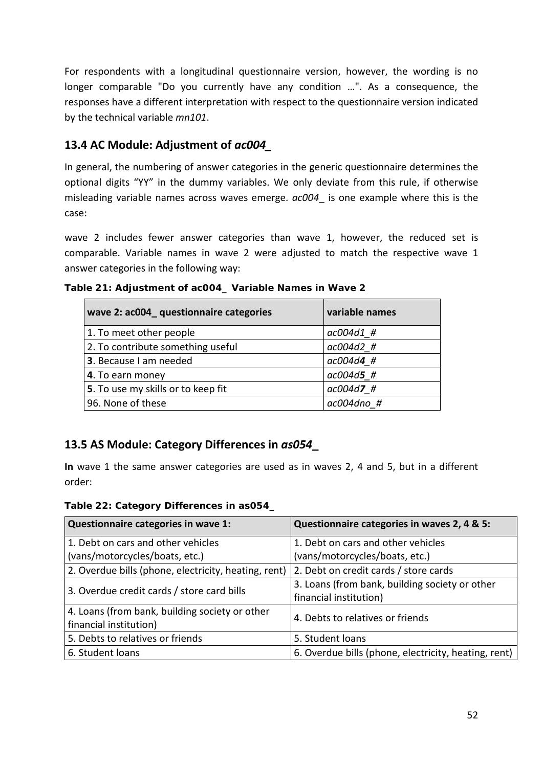For respondents with a longitudinal questionnaire version, however, the wording is no longer comparable "Do you currently have any condition …". As a consequence, the responses have a different interpretation with respect to the questionnaire version indicated by the technical variable *mn101*.

## 13.4 AC Module: Adjustment of *ac004_*

In general, the numbering of answer categories in the generic questionnaire determines the optional digits "YY" in the dummy variables. We only deviate from this rule, if otherwise misleading variable names across waves emerge. *ac004_* is one example where this is the case:

wave 2 includes fewer answer categories than wave 1, however, the reduced set is comparable. Variable names in wave 2 were adjusted to match the respective wave 1 answer categories in the following way:

**Table 21: Adjustment of ac004_ Variable Names in Wave 2**

| wave 2: ac004_ questionnaire categories | variable names |
|---|---|
| 1. To meet other people | *ac004d1_#* |
| 2. To contribute something useful | *ac004d2_#* |
| **3**. Because I am needed | *ac004d**4**_#* |
| **4**. To earn money | *ac004d**5**_#* |
| **5**. To use my skills or to keep fit | *ac004d**7**_#* |
| 96. None of these | *ac004dno_#* |

## 13.5 AS Module: Category Differences in *as054_*

**In** wave 1 the same answer categories are used as in waves 2, 4 and 5, but in a different order:

**Table 22: Category Differences in as054_**

| Questionnaire categories in wave 1: | Questionnaire categories in waves 2, 4 & 5: |
|---|---|
| 1. Debt on cars and other vehicles (vans/motorcycles/boats, etc.) | 1. Debt on cars and other vehicles (vans/motorcycles/boats, etc.) |
| 2. Overdue bills (phone, electricity, heating, rent) | 2. Debt on credit cards / store cards |
| 3. Overdue credit cards / store card bills | 3. Loans (from bank, building society or other financial institution) |
| 4. Loans (from bank, building society or other financial institution) | 4. Debts to relatives or friends |
| 5. Debts to relatives or friends | 5. Student loans |
| 6. Student loans | 6. Overdue bills (phone, electricity, heating, rent) |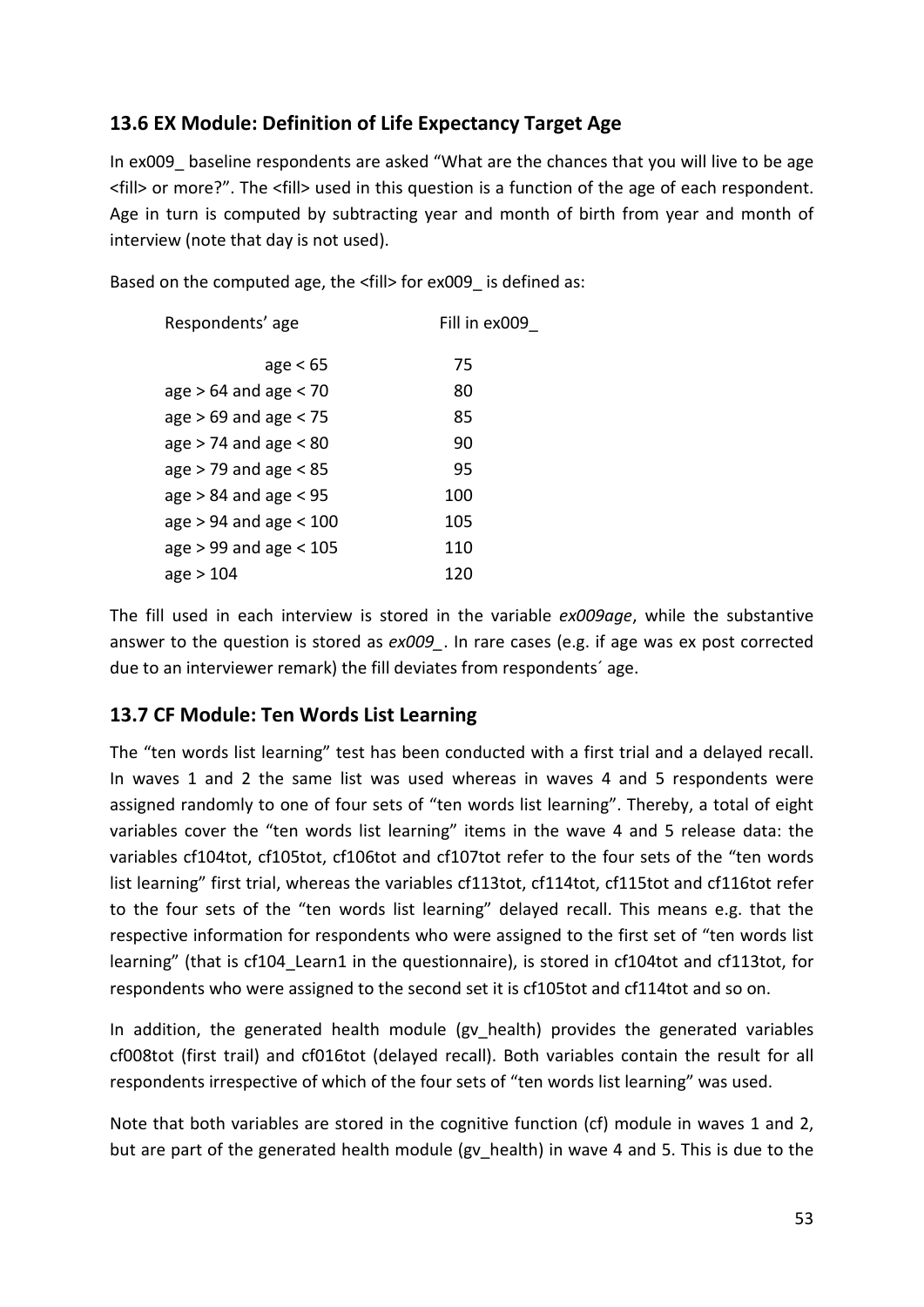### 13.6 EX Module: Definition of Life Expectancy Target Age

In ex009_ baseline respondents are asked "What are the chances that you will live to be age <fill> or more?". The <fill> used in this question is a function of the age of each respondent. Age in turn is computed by subtracting year and month of birth from year and month of interview (note that day is not used).

Based on the computed age, the <fill> for ex009_ is defined as:

| Respondents' age | Fill in ex009_ |
|---|---|
| age < 65 | 75 |
| age > 64 and age < 70 | 80 |
| age > 69 and age < 75 | 85 |
| age > 74 and age < 80 | 90 |
| age > 79 and age < 85 | 95 |
| age > 84 and age < 95 | 100 |
| age > 94 and age < 100 | 105 |
| age > 99 and age < 105 | 110 |
| age > 104 | 120 |

The fill used in each interview is stored in the variable *ex009age*, while the substantive answer to the question is stored as *ex009_*. In rare cases (e.g. if age was ex post corrected due to an interviewer remark) the fill deviates from respondents´ age.

### 13.7 CF Module: Ten Words List Learning

The "ten words list learning" test has been conducted with a first trial and a delayed recall. In waves 1 and 2 the same list was used whereas in waves 4 and 5 respondents were assigned randomly to one of four sets of "ten words list learning". Thereby, a total of eight variables cover the "ten words list learning" items in the wave 4 and 5 release data: the variables cf104tot, cf105tot, cf106tot and cf107tot refer to the four sets of the "ten words list learning" first trial, whereas the variables cf113tot, cf114tot, cf115tot and cf116tot refer to the four sets of the "ten words list learning" delayed recall. This means e.g. that the respective information for respondents who were assigned to the first set of "ten words list learning" (that is cf104_Learn1 in the questionnaire), is stored in cf104tot and cf113tot, for respondents who were assigned to the second set it is cf105tot and cf114tot and so on.

In addition, the generated health module (gv_health) provides the generated variables cf008tot (first trail) and cf016tot (delayed recall). Both variables contain the result for all respondents irrespective of which of the four sets of "ten words list learning" was used.

Note that both variables are stored in the cognitive function (cf) module in waves 1 and 2, but are part of the generated health module (gv_health) in wave 4 and 5. This is due to the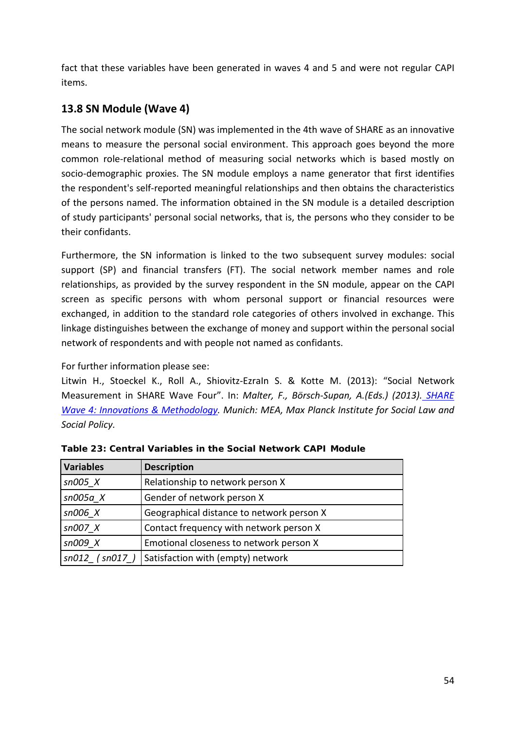fact that these variables have been generated in waves 4 and 5 and were not regular CAPI items.

## 13.8 SN Module (Wave 4)

The social network module (SN) was implemented in the 4th wave of SHARE as an innovative means to measure the personal social environment. This approach goes beyond the more common role-relational method of measuring social networks which is based mostly on socio-demographic proxies. The SN module employs a name generator that first identifies the respondent's self-reported meaningful relationships and then obtains the characteristics of the persons named. The information obtained in the SN module is a detailed description of study participants' personal social networks, that is, the persons who they consider to be their confidants.

Furthermore, the SN information is linked to the two subsequent survey modules: social support (SP) and financial transfers (FT). The social network member names and role relationships, as provided by the survey respondent in the SN module, appear on the CAPI screen as specific persons with whom personal support or financial resources were exchanged, in addition to the standard role categories of others involved in exchange. This linkage distinguishes between the exchange of money and support within the personal social network of respondents and with people not named as confidants.

For further information please see:
Litwin H., Stoeckel K., Roll A., Shiovitz-EzraIn S. & Kotte M. (2013): "Social Network Measurement in SHARE Wave Four". In: *Malter, F., Börsch-Supan, A.(Eds.) (2013). SHARE Wave 4: Innovations & Methodology. Munich: MEA, Max Planck Institute for Social Law and Social Policy.*

**Table 23: Central Variables in the Social Network CAPI Module**

| Variables | Description |
|---|---|
| *sn005_X* | Relationship to network person X |
| *sn005a_X* | Gender of network person X |
| *sn006_X* | Geographical distance to network person X |
| *sn007_X* | Contact frequency with network person X |
| *sn009_X* | Emotional closeness to network person X |
| *sn012_ ( sn017_)* | Satisfaction with (empty) network |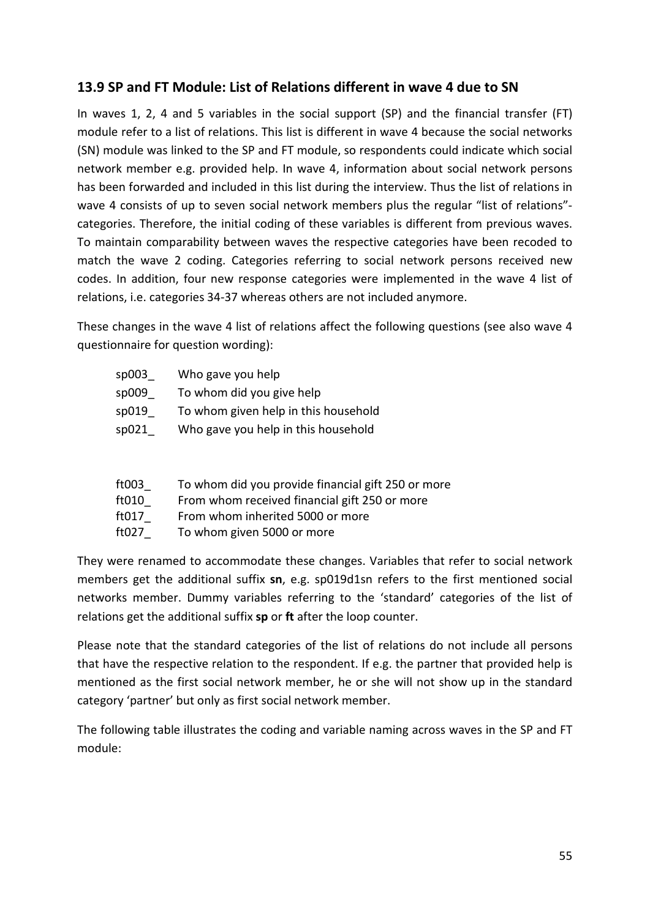## 13.9 SP and FT Module: List of Relations different in wave 4 due to SN

In waves 1, 2, 4 and 5 variables in the social support (SP) and the financial transfer (FT) module refer to a list of relations. This list is different in wave 4 because the social networks (SN) module was linked to the SP and FT module, so respondents could indicate which social network member e.g. provided help. In wave 4, information about social network persons has been forwarded and included in this list during the interview. Thus the list of relations in wave 4 consists of up to seven social network members plus the regular "list of relations"-categories. Therefore, the initial coding of these variables is different from previous waves. To maintain comparability between waves the respective categories have been recoded to match the wave 2 coding. Categories referring to social network persons received new codes. In addition, four new response categories were implemented in the wave 4 list of relations, i.e. categories 34-37 whereas others are not included anymore.

These changes in the wave 4 list of relations affect the following questions (see also wave 4 questionnaire for question wording):

| | |
|---|---|
| sp003_ | Who gave you help |
| sp009_ | To whom did you give help |
| sp019_ | To whom given help in this household |
| sp021_ | Who gave you help in this household |

| | |
|---|---|
| ft003_ | To whom did you provide financial gift 250 or more |
| ft010_ | From whom received financial gift 250 or more |
| ft017_ | From whom inherited 5000 or more |
| ft027_ | To whom given 5000 or more |

They were renamed to accommodate these changes. Variables that refer to social network members get the additional suffix **sn**, e.g. sp019d1sn refers to the first mentioned social networks member. Dummy variables referring to the 'standard' categories of the list of relations get the additional suffix **sp** or **ft** after the loop counter.

Please note that the standard categories of the list of relations do not include all persons that have the respective relation to the respondent. If e.g. the partner that provided help is mentioned as the first social network member, he or she will not show up in the standard category 'partner' but only as first social network member.

The following table illustrates the coding and variable naming across waves in the SP and FT module: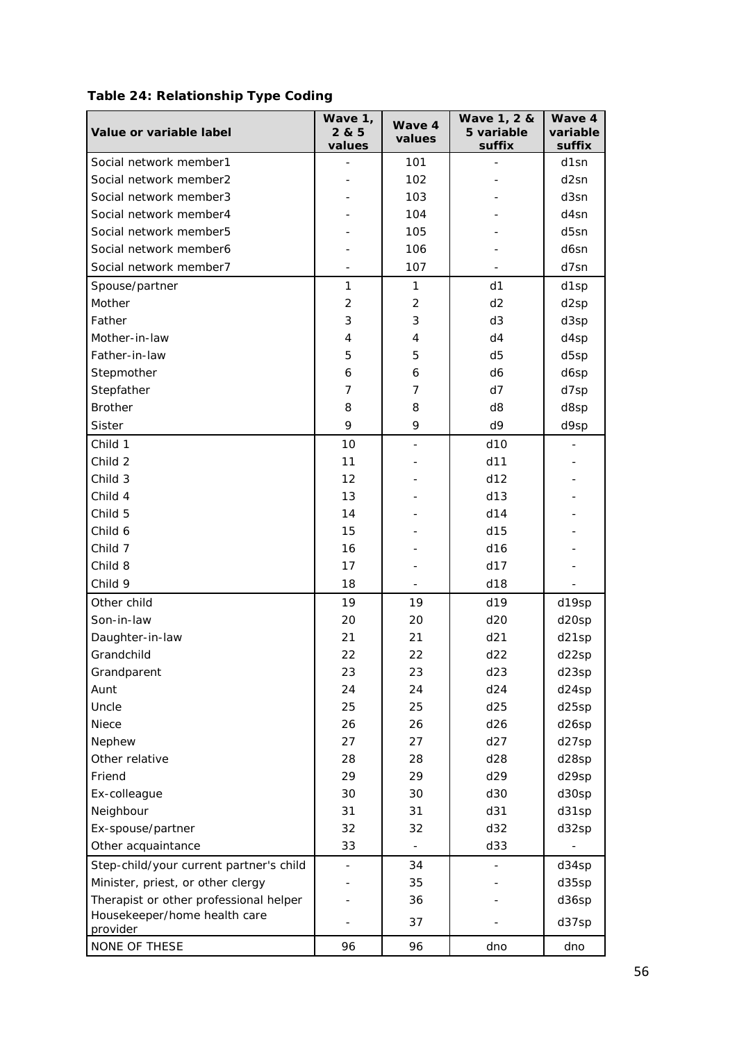**Table 24: Relationship Type Coding**

| Value or variable label | Wave 1, 2 & 5 values | Wave 4 values | Wave 1, 2 & 5 variable suffix | Wave 4 variable suffix |
|---|---|---|---|---|
| Social network member1 | - | 101 | - | d1sn |
| Social network member2 | - | 102 | - | d2sn |
| Social network member3 | - | 103 | - | d3sn |
| Social network member4 | - | 104 | - | d4sn |
| Social network member5 | - | 105 | - | d5sn |
| Social network member6 | - | 106 | - | d6sn |
| Social network member7 | - | 107 | - | d7sn |
| Spouse/partner | 1 | 1 | d1 | d1sp |
| Mother | 2 | 2 | d2 | d2sp |
| Father | 3 | 3 | d3 | d3sp |
| Mother-in-law | 4 | 4 | d4 | d4sp |
| Father-in-law | 5 | 5 | d5 | d5sp |
| Stepmother | 6 | 6 | d6 | d6sp |
| Stepfather | 7 | 7 | d7 | d7sp |
| Brother | 8 | 8 | d8 | d8sp |
| Sister | 9 | 9 | d9 | d9sp |
| Child 1 | 10 | - | d10 | - |
| Child 2 | 11 | - | d11 | - |
| Child 3 | 12 | - | d12 | - |
| Child 4 | 13 | - | d13 | - |
| Child 5 | 14 | - | d14 | - |
| Child 6 | 15 | - | d15 | - |
| Child 7 | 16 | - | d16 | - |
| Child 8 | 17 | - | d17 | - |
| Child 9 | 18 | - | d18 | - |
| Other child | 19 | 19 | d19 | d19sp |
| Son-in-law | 20 | 20 | d20 | d20sp |
| Daughter-in-law | 21 | 21 | d21 | d21sp |
| Grandchild | 22 | 22 | d22 | d22sp |
| Grandparent | 23 | 23 | d23 | d23sp |
| Aunt | 24 | 24 | d24 | d24sp |
| Uncle | 25 | 25 | d25 | d25sp |
| Niece | 26 | 26 | d26 | d26sp |
| Nephew | 27 | 27 | d27 | d27sp |
| Other relative | 28 | 28 | d28 | d28sp |
| Friend | 29 | 29 | d29 | d29sp |
| Ex-colleague | 30 | 30 | d30 | d30sp |
| Neighbour | 31 | 31 | d31 | d31sp |
| Ex-spouse/partner | 32 | 32 | d32 | d32sp |
| Other acquaintance | 33 | - | d33 | - |
| Step-child/your current partner's child | - | 34 | - | d34sp |
| Minister, priest, or other clergy | - | 35 | - | d35sp |
| Therapist or other professional helper | - | 36 | - | d36sp |
| Housekeeper/home health care provider | - | 37 | - | d37sp |
| NONE OF THESE | 96 | 96 | dno | dno |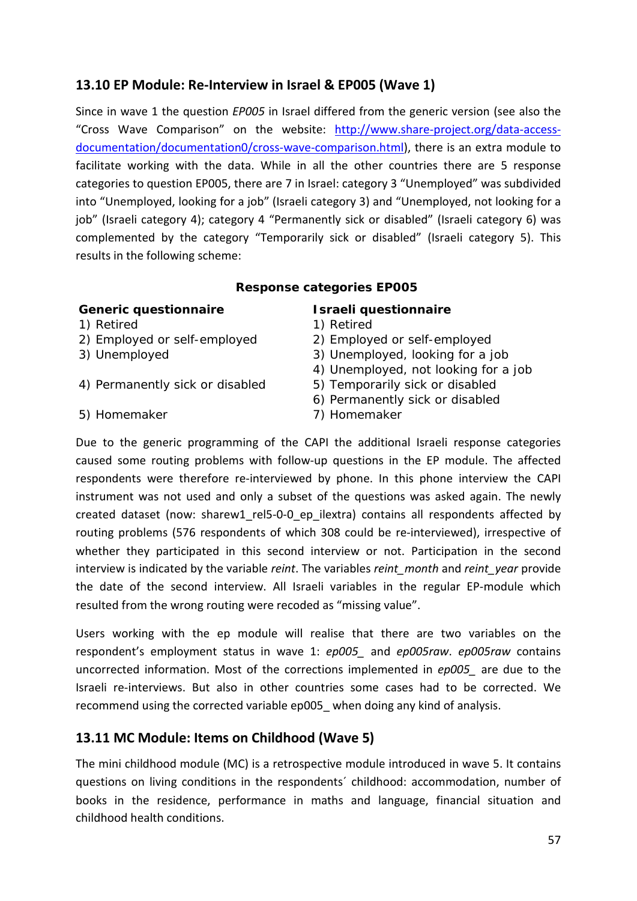## 13.10 EP Module: Re-Interview in Israel & EP005 (Wave 1)

Since in wave 1 the question *EP005* in Israel differed from the generic version (see also the "Cross Wave Comparison" on the website: [http://www.share-project.org/data-access-documentation/documentation0/cross-wave-comparison.html](http://www.share-project.org/data-access-documentation/documentation0/cross-wave-comparison.html)), there is an extra module to facilitate working with the data. While in all the other countries there are 5 response categories to question EP005, there are 7 in Israel: category 3 "Unemployed" was subdivided into "Unemployed, looking for a job" (Israeli category 3) and "Unemployed, not looking for a job" (Israeli category 4); category 4 "Permanently sick or disabled" (Israeli category 6) was complemented by the category "Temporarily sick or disabled" (Israeli category 5). This results in the following scheme:

**Response categories EP005**

| **Generic questionnaire** | **Israeli questionnaire** |
|---|---|
| 1) Retired | 1) Retired |
| 2) Employed or self-employed | 2) Employed or self-employed |
| 3) Unemployed | 3) Unemployed, looking for a job |
| | 4) Unemployed, not looking for a job |
| 4) Permanently sick or disabled | 5) Temporarily sick or disabled |
| | 6) Permanently sick or disabled |
| 5) Homemaker | 7) Homemaker |

Due to the generic programming of the CAPI the additional Israeli response categories caused some routing problems with follow-up questions in the EP module. The affected respondents were therefore re-interviewed by phone. In this phone interview the CAPI instrument was not used and only a subset of the questions was asked again. The newly created dataset (now: sharew1_rel5-0-0_ep_ilextra) contains all respondents affected by routing problems (576 respondents of which 308 could be re-interviewed), irrespective of whether they participated in this second interview or not. Participation in the second interview is indicated by the variable *reint*. The variables *reint_month* and *reint_year* provide the date of the second interview. All Israeli variables in the regular EP-module which resulted from the wrong routing were recoded as "missing value".

Users working with the ep module will realise that there are two variables on the respondent's employment status in wave 1: *ep005_* and *ep005raw*. *ep005raw* contains uncorrected information. Most of the corrections implemented in *ep005_* are due to the Israeli re-interviews. But also in other countries some cases had to be corrected. We recommend using the corrected variable ep005_ when doing any kind of analysis.

## 13.11 MC Module: Items on Childhood (Wave 5)

The mini childhood module (MC) is a retrospective module introduced in wave 5. It contains questions on living conditions in the respondents´ childhood: accommodation, number of books in the residence, performance in maths and language, financial situation and childhood health conditions.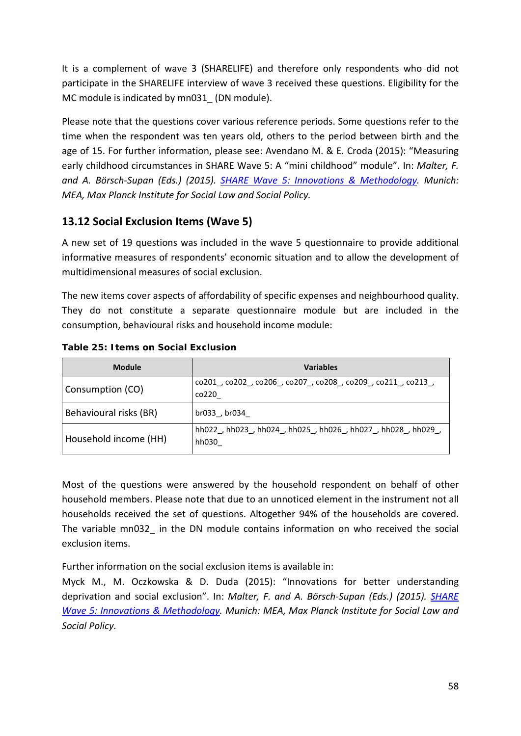It is a complement of wave 3 (SHARELIFE) and therefore only respondents who did not participate in the SHARELIFE interview of wave 3 received these questions. Eligibility for the MC module is indicated by mn031_ (DN module).

Please note that the questions cover various reference periods. Some questions refer to the time when the respondent was ten years old, others to the period between birth and the age of 15. For further information, please see: Avendano M. & E. Croda (2015): "Measuring early childhood circumstances in SHARE Wave 5: A "mini childhood" module". In: *Malter, F. and A. Börsch-Supan (Eds.) (2015). SHARE Wave 5: Innovations & Methodology. Munich: MEA, Max Planck Institute for Social Law and Social Policy.*

## 13.12 Social Exclusion Items (Wave 5)

A new set of 19 questions was included in the wave 5 questionnaire to provide additional informative measures of respondents' economic situation and to allow the development of multidimensional measures of social exclusion.

The new items cover aspects of affordability of specific expenses and neighbourhood quality. They do not constitute a separate questionnaire module but are included in the consumption, behavioural risks and household income module:

**Table 25: Items on Social Exclusion**

| Module | Variables |
|---|---|
| Consumption (CO) | co201_, co202_, co206_, co207_, co208_, co209_, co211_, co213_, co220_ |
| Behavioural risks (BR) | br033_, br034_ |
| Household income (HH) | hh022_, hh023_, hh024_, hh025_, hh026_, hh027_, hh028_, hh029_, hh030_ |

Most of the questions were answered by the household respondent on behalf of other household members. Please note that due to an unnoticed element in the instrument not all households received the set of questions. Altogether 94% of the households are covered. The variable mn032_ in the DN module contains information on who received the social exclusion items.

Further information on the social exclusion items is available in:
Myck M., M. Oczkowska & D. Duda (2015): "Innovations for better understanding deprivation and social exclusion". In: *Malter, F. and A. Börsch-Supan (Eds.) (2015). SHARE Wave 5: Innovations & Methodology. Munich: MEA, Max Planck Institute for Social Law and Social Policy.*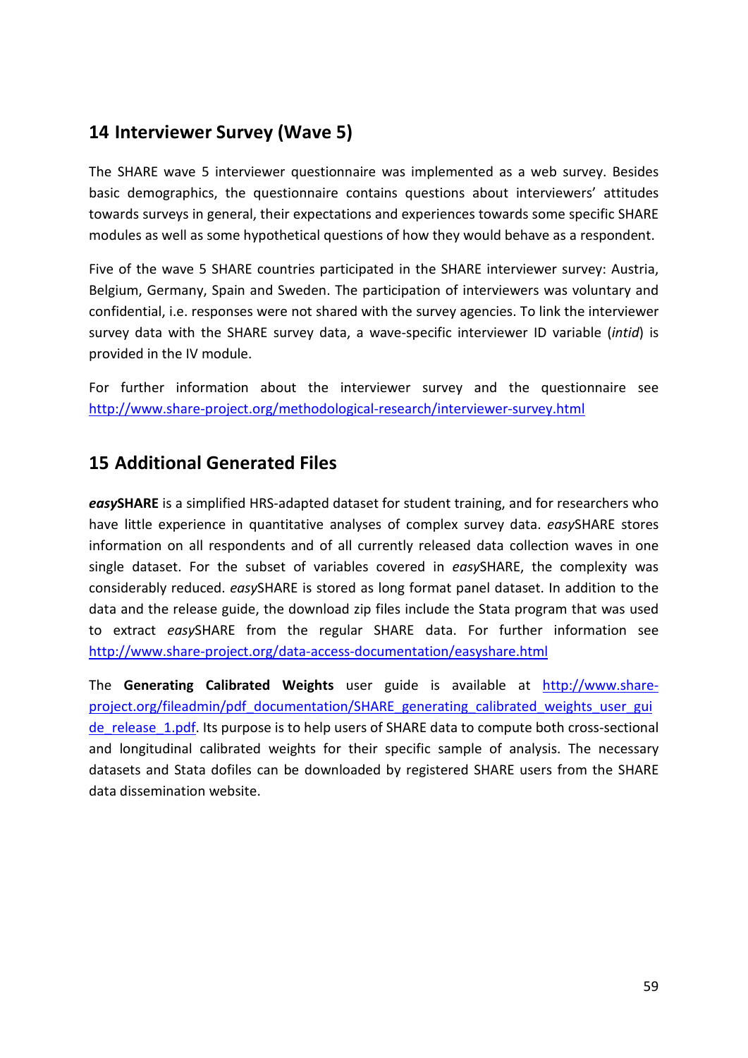## 14 Interviewer Survey (Wave 5)

The SHARE wave 5 interviewer questionnaire was implemented as a web survey. Besides basic demographics, the questionnaire contains questions about interviewers' attitudes towards surveys in general, their expectations and experiences towards some specific SHARE modules as well as some hypothetical questions of how they would behave as a respondent.

Five of the wave 5 SHARE countries participated in the SHARE interviewer survey: Austria, Belgium, Germany, Spain and Sweden. The participation of interviewers was voluntary and confidential, i.e. responses were not shared with the survey agencies. To link the interviewer survey data with the SHARE survey data, a wave-specific interviewer ID variable (*intid*) is provided in the IV module.

For further information about the interviewer survey and the questionnaire see http://www.share-project.org/methodological-research/interviewer-survey.html

## 15 Additional Generated Files

***easy*SHARE** is a simplified HRS-adapted dataset for student training, and for researchers who have little experience in quantitative analyses of complex survey data. *easy*SHARE stores information on all respondents and of all currently released data collection waves in one single dataset. For the subset of variables covered in *easy*SHARE, the complexity was considerably reduced. *easy*SHARE is stored as long format panel dataset. In addition to the data and the release guide, the download zip files include the Stata program that was used to extract *easy*SHARE from the regular SHARE data. For further information see http://www.share-project.org/data-access-documentation/easyshare.html

The **Generating Calibrated Weights** user guide is available at http://www.share-project.org/fileadmin/pdf_documentation/SHARE_generating_calibrated_weights_user_guide_release_1.pdf. Its purpose is to help users of SHARE data to compute both cross-sectional and longitudinal calibrated weights for their specific sample of analysis. The necessary datasets and Stata dofiles can be downloaded by registered SHARE users from the SHARE data dissemination website.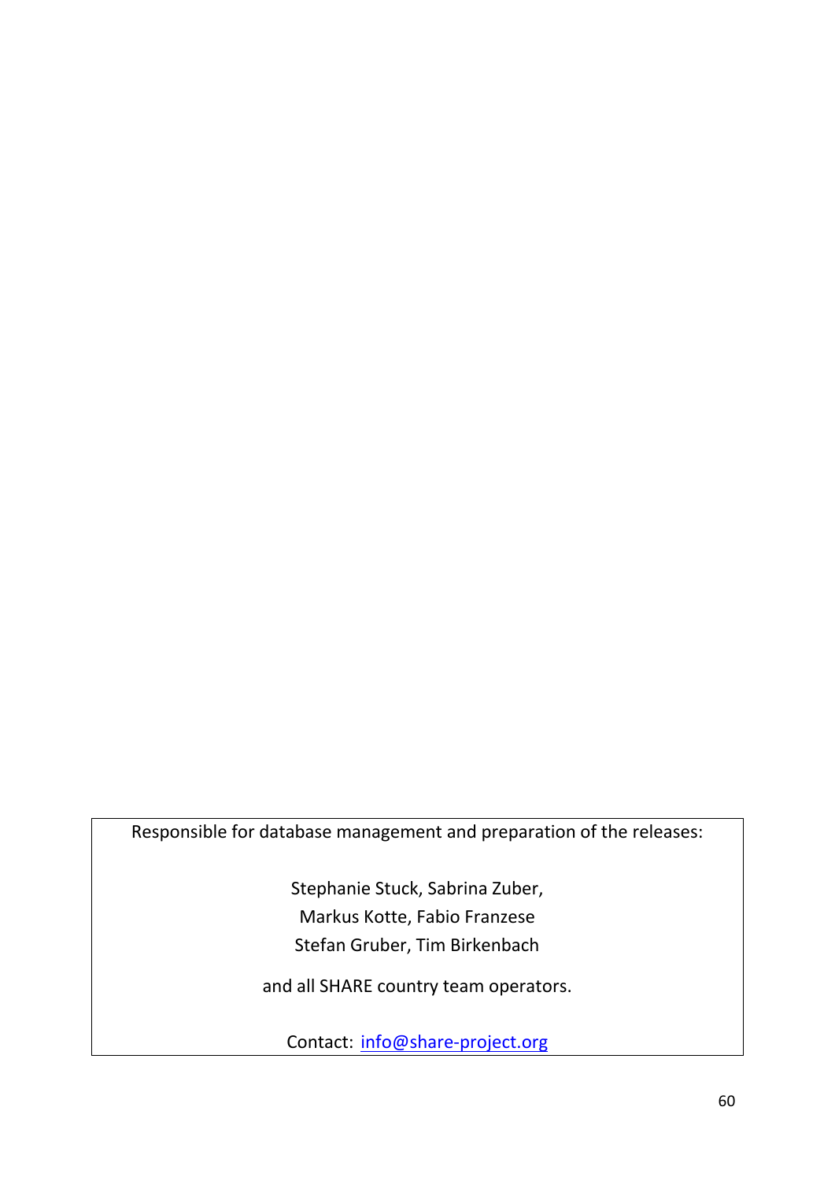Responsible for database management and preparation of the releases:

Stephanie Stuck, Sabrina Zuber,
Markus Kotte, Fabio Franzese
Stefan Gruber, Tim Birkenbach

and all SHARE country team operators.

Contact: [info@share-project.org](mailto:info@share-project.org)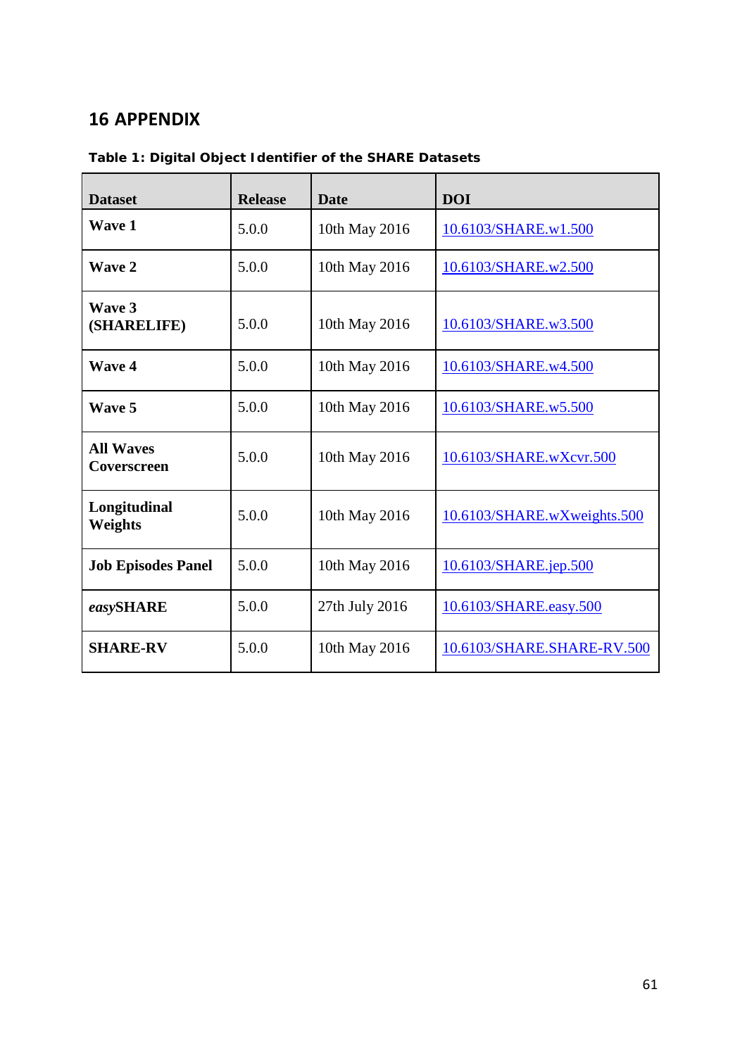# 16 APPENDIX

**Table 1: Digital Object Identifier of the SHARE Datasets**

| Dataset | Release | Date | DOI |
|---|---|---|---|
| **Wave 1** | 5.0.0 | 10th May 2016 | 10.6103/SHARE.w1.500 |
| **Wave 2** | 5.0.0 | 10th May 2016 | 10.6103/SHARE.w2.500 |
| **Wave 3 (SHARELIFE)** | 5.0.0 | 10th May 2016 | 10.6103/SHARE.w3.500 |
| **Wave 4** | 5.0.0 | 10th May 2016 | 10.6103/SHARE.w4.500 |
| **Wave 5** | 5.0.0 | 10th May 2016 | 10.6103/SHARE.w5.500 |
| **All Waves Coverscreen** | 5.0.0 | 10th May 2016 | 10.6103/SHARE.wXcvr.500 |
| **Longitudinal Weights** | 5.0.0 | 10th May 2016 | 10.6103/SHARE.wXweights.500 |
| **Job Episodes Panel** | 5.0.0 | 10th May 2016 | 10.6103/SHARE.jep.500 |
| ***easy*SHARE** | 5.0.0 | 27th July 2016 | 10.6103/SHARE.easy.500 |
| **SHARE-RV** | 5.0.0 | 10th May 2016 | 10.6103/SHARE.SHARE-RV.500 |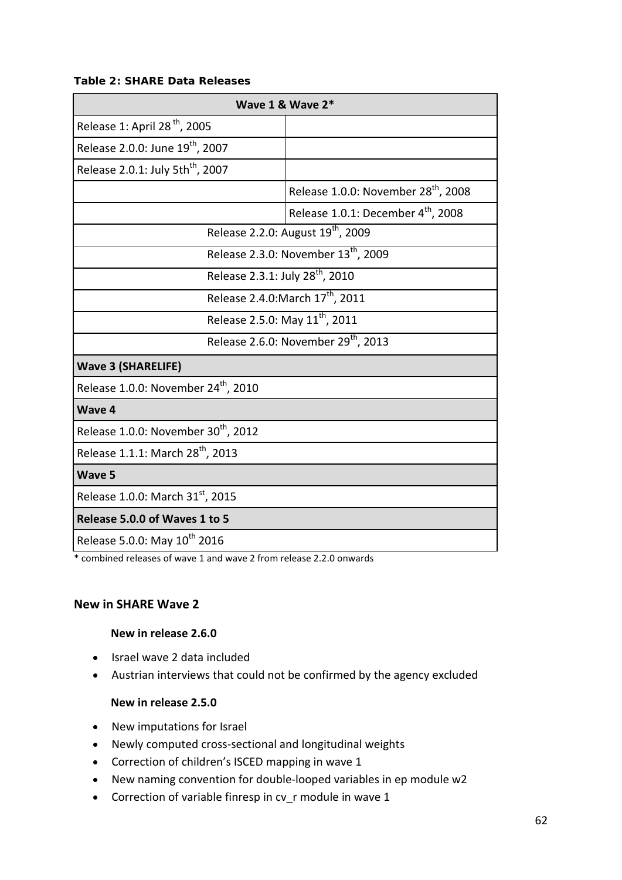**Table 2: SHARE Data Releases**

| Wave 1 & Wave 2* | |
|---|---|
| Release 1: April 28 th, 2005 | |
| Release 2.0.0: June 19th, 2007 | |
| Release 2.0.1: July 5thth, 2007 | |
| | Release 1.0.0: November 28th, 2008 |
| | Release 1.0.1: December 4th, 2008 |
| Release 2.2.0: August 19th, 2009 | |
| Release 2.3.0: November 13th, 2009 | |
| Release 2.3.1: July 28th, 2010 | |
| Release 2.4.0:March 17th, 2011 | |
| Release 2.5.0: May 11th, 2011 | |
| Release 2.6.0: November 29th, 2013 | |
| **Wave 3 (SHARELIFE)** | |
| Release 1.0.0: November 24th, 2010 | |
| **Wave 4** | |
| Release 1.0.0: November 30th, 2012 | |
| Release 1.1.1: March 28th, 2013 | |
| **Wave 5** | |
| Release 1.0.0: March 31st, 2015 | |
| **Release 5.0.0 of Waves 1 to 5** | |
| Release 5.0.0: May 10th 2016 | |

* combined releases of wave 1 and wave 2 from release 2.2.0 onwards

## New in SHARE Wave 2

### New in release 2.6.0

- Israel wave 2 data included
- Austrian interviews that could not be confirmed by the agency excluded

### New in release 2.5.0

- New imputations for Israel
- Newly computed cross-sectional and longitudinal weights
- Correction of children's ISCED mapping in wave 1
- New naming convention for double-looped variables in ep module w2
- Correction of variable finresp in cv_r module in wave 1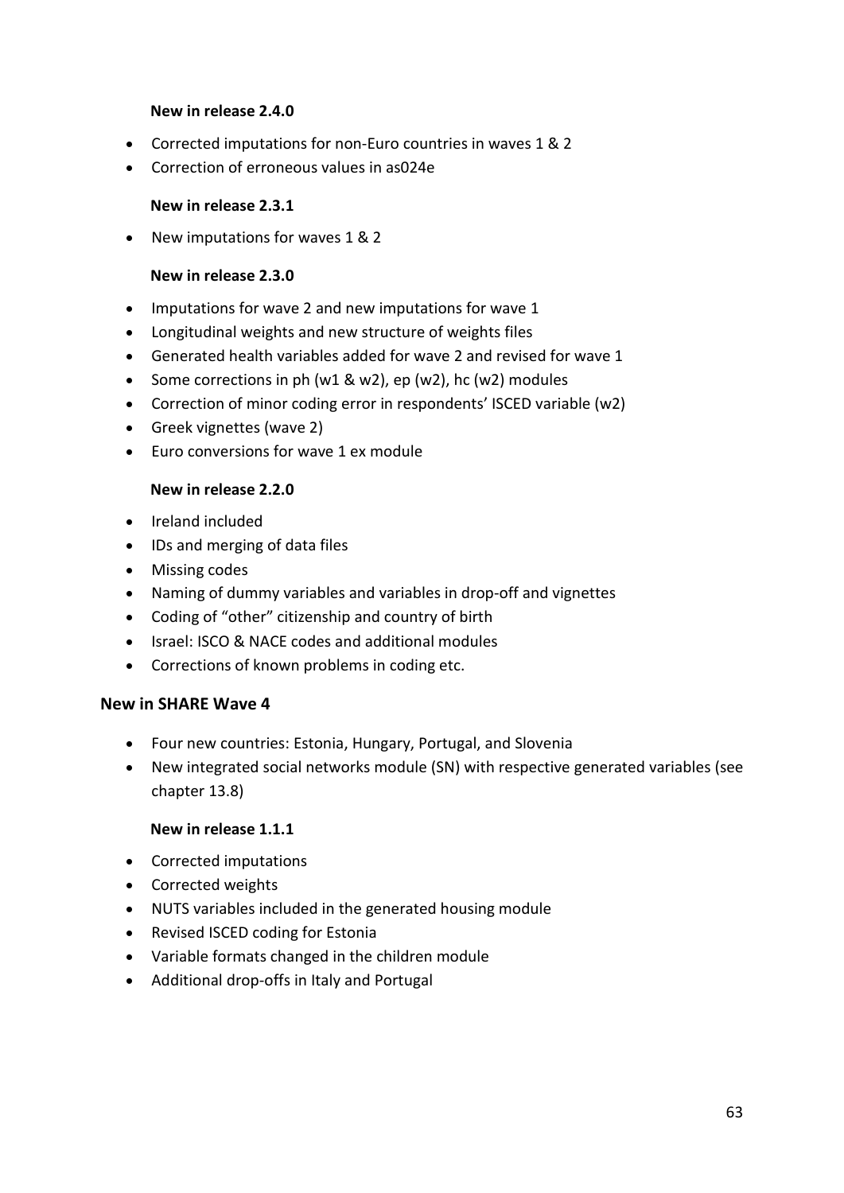#### New in release 2.4.0

- Corrected imputations for non-Euro countries in waves 1 & 2
- Correction of erroneous values in as024e

#### New in release 2.3.1

- New imputations for waves 1 & 2

#### New in release 2.3.0

- Imputations for wave 2 and new imputations for wave 1
- Longitudinal weights and new structure of weights files
- Generated health variables added for wave 2 and revised for wave 1
- Some corrections in ph (w1 & w2), ep (w2), hc (w2) modules
- Correction of minor coding error in respondents' ISCED variable (w2)
- Greek vignettes (wave 2)
- Euro conversions for wave 1 ex module

#### New in release 2.2.0

- Ireland included
- IDs and merging of data files
- Missing codes
- Naming of dummy variables and variables in drop-off and vignettes
- Coding of "other" citizenship and country of birth
- Israel: ISCO & NACE codes and additional modules
- Corrections of known problems in coding etc.

### New in SHARE Wave 4

- Four new countries: Estonia, Hungary, Portugal, and Slovenia
- New integrated social networks module (SN) with respective generated variables (see chapter 13.8)

#### New in release 1.1.1

- Corrected imputations
- Corrected weights
- NUTS variables included in the generated housing module
- Revised ISCED coding for Estonia
- Variable formats changed in the children module
- Additional drop-offs in Italy and Portugal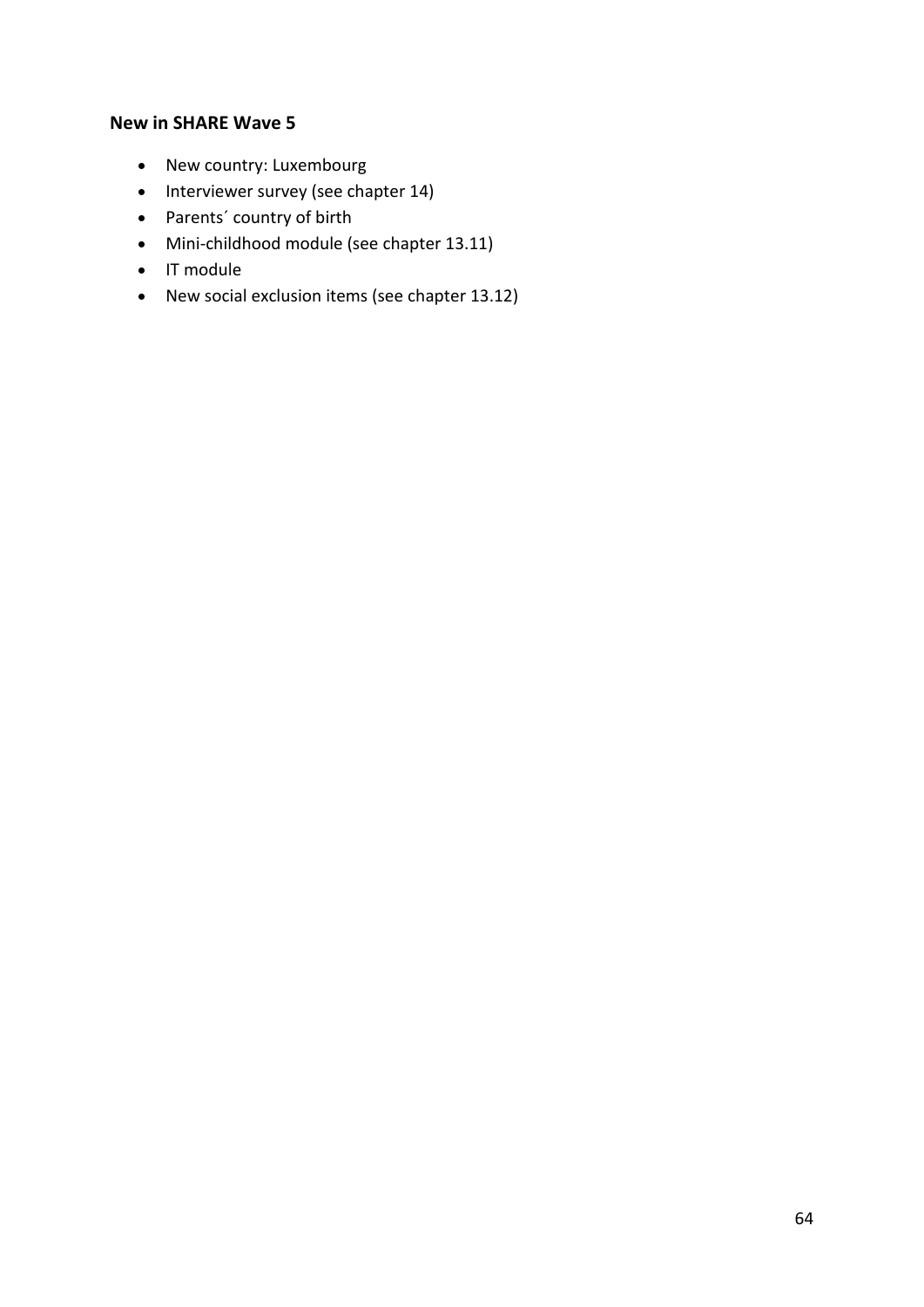### New in SHARE Wave 5

- New country: Luxembourg
- Interviewer survey (see chapter 14)
- Parents´ country of birth
- Mini-childhood module (see chapter 13.11)
- IT module
- New social exclusion items (see chapter 13.12)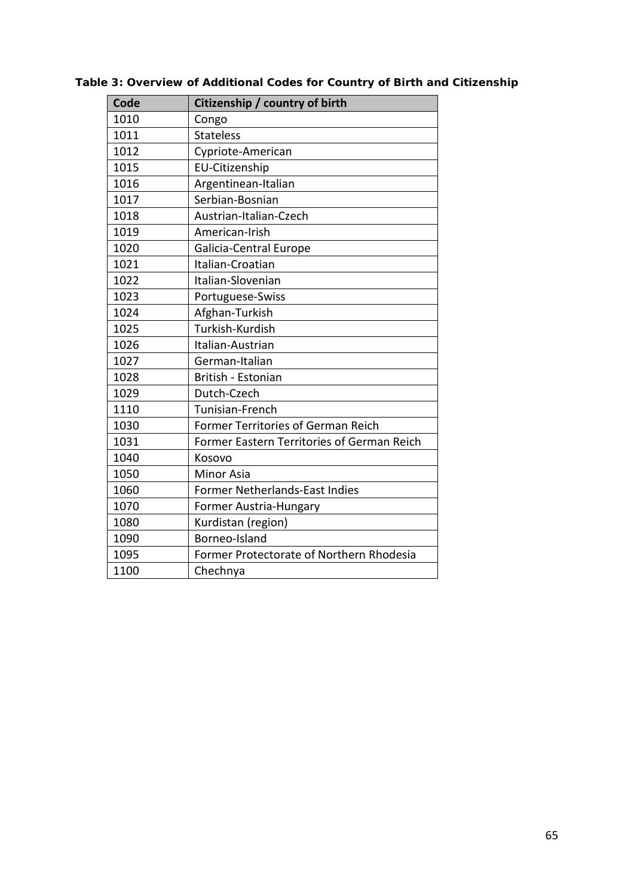**Table 3: Overview of Additional Codes for Country of Birth and Citizenship**

| Code | Citizenship / country of birth |
| --- | --- |
| 1010 | Congo |
| 1011 | Stateless |
| 1012 | Cypriote-American |
| 1015 | EU-Citizenship |
| 1016 | Argentinean-Italian |
| 1017 | Serbian-Bosnian |
| 1018 | Austrian-Italian-Czech |
| 1019 | American-Irish |
| 1020 | Galicia-Central Europe |
| 1021 | Italian-Croatian |
| 1022 | Italian-Slovenian |
| 1023 | Portuguese-Swiss |
| 1024 | Afghan-Turkish |
| 1025 | Turkish-Kurdish |
| 1026 | Italian-Austrian |
| 1027 | German-Italian |
| 1028 | British - Estonian |
| 1029 | Dutch-Czech |
| 1110 | Tunisian-French |
| 1030 | Former Territories of German Reich |
| 1031 | Former Eastern Territories of German Reich |
| 1040 | Kosovo |
| 1050 | Minor Asia |
| 1060 | Former Netherlands-East Indies |
| 1070 | Former Austria-Hungary |
| 1080 | Kurdistan (region) |
| 1090 | Borneo-Island |
| 1095 | Former Protectorate of Northern Rhodesia |
| 1100 | Chechnya |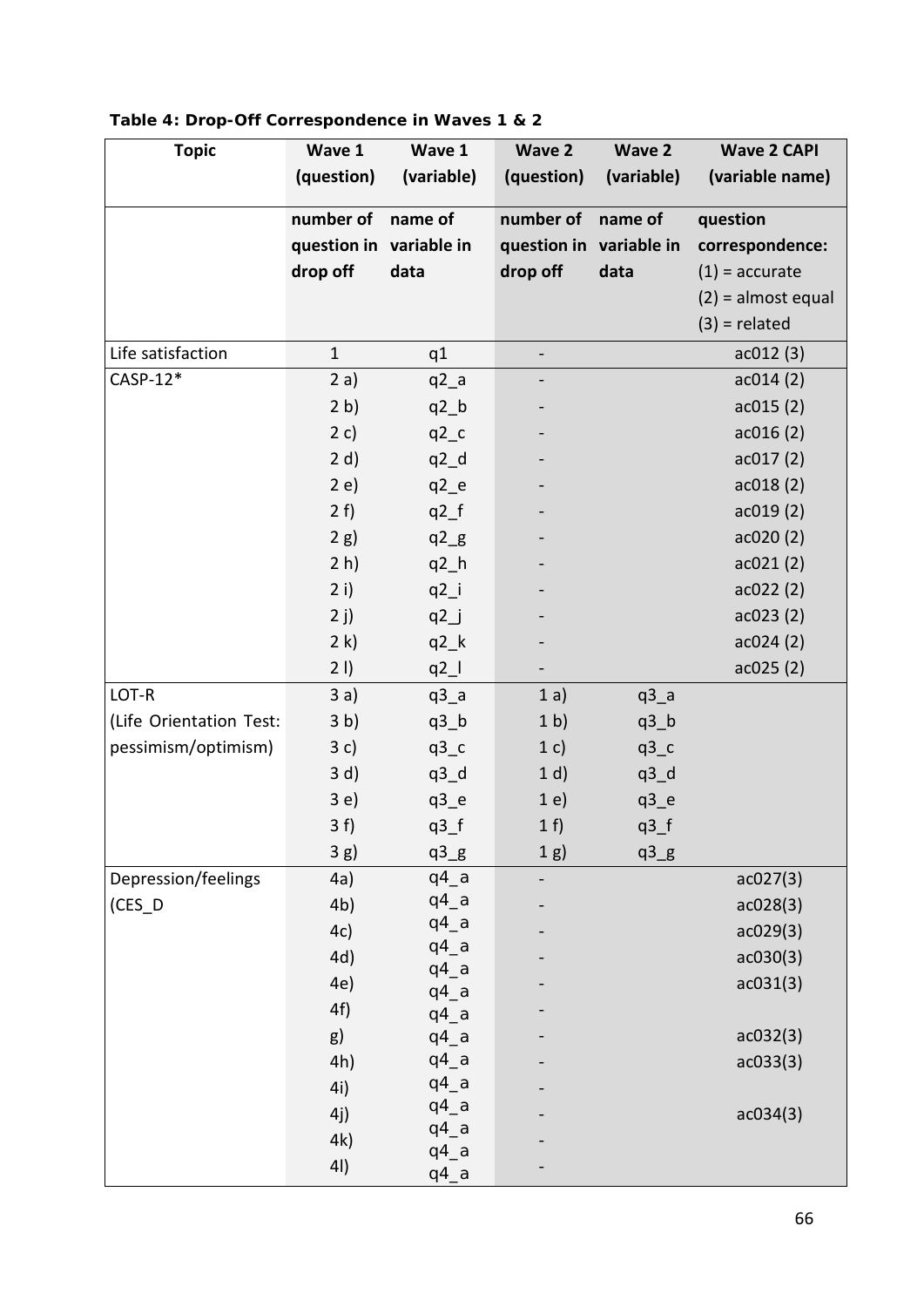**Table 4: Drop-Off Correspondence in Waves 1 & 2**

| Topic | Wave 1 (question) | Wave 1 (variable) | Wave 2 (question) | Wave 2 (variable) | Wave 2 CAPI (variable name) |
|---|---|---|---|---|---|
| | number of question in drop off | name of variable in data | number of question in drop off | name of variable in data | question correspondence: (1) = accurate (2) = almost equal (3) = related |
| Life satisfaction | 1 | q1 | - | | ac012 (3) |
| CASP-12* | 2 a) | q2_a | - | | ac014 (2) |
| | 2 b) | q2_b | - | | ac015 (2) |
| | 2 c) | q2_c | - | | ac016 (2) |
| | 2 d) | q2_d | - | | ac017 (2) |
| | 2 e) | q2_e | - | | ac018 (2) |
| | 2 f) | q2_f | - | | ac019 (2) |
| | 2 g) | q2_g | - | | ac020 (2) |
| | 2 h) | q2_h | - | | ac021 (2) |
| | 2 i) | q2_i | - | | ac022 (2) |
| | 2 j) | q2_j | - | | ac023 (2) |
| | 2 k) | q2_k | - | | ac024 (2) |
| | 2 l) | q2_l | - | | ac025 (2) |
| LOT-R (Life Orientation Test: pessimism/optimism) | 3 a) | q3_a | 1 a) | q3_a | |
| | 3 b) | q3_b | 1 b) | q3_b | |
| | 3 c) | q3_c | 1 c) | q3_c | |
| | 3 d) | q3_d | 1 d) | q3_d | |
| | 3 e) | q3_e | 1 e) | q3_e | |
| | 3 f) | q3_f | 1 f) | q3_f | |
| | 3 g) | q3_g | 1 g) | q3_g | |
| Depression/feelings (CES_D | 4a) | q4_a | - | | ac027(3) |
| | 4b) | q4_a | - | | ac028(3) |
| | 4c) | q4_a | - | | ac029(3) |
| | 4d) | q4_a | - | | ac030(3) |
| | 4e) | q4_a | - | | ac031(3) |
| | 4f) | q4_a | - | | |
| | g) | q4_a | - | | ac032(3) |
| | 4h) | q4_a | - | | ac033(3) |
| | 4i) | q4_a | - | | |
| | 4j) | q4_a | - | | ac034(3) |
| | 4k) | q4_a | - | | |
| | 4l) | q4_a | - | | |
| | | q4_a | | | |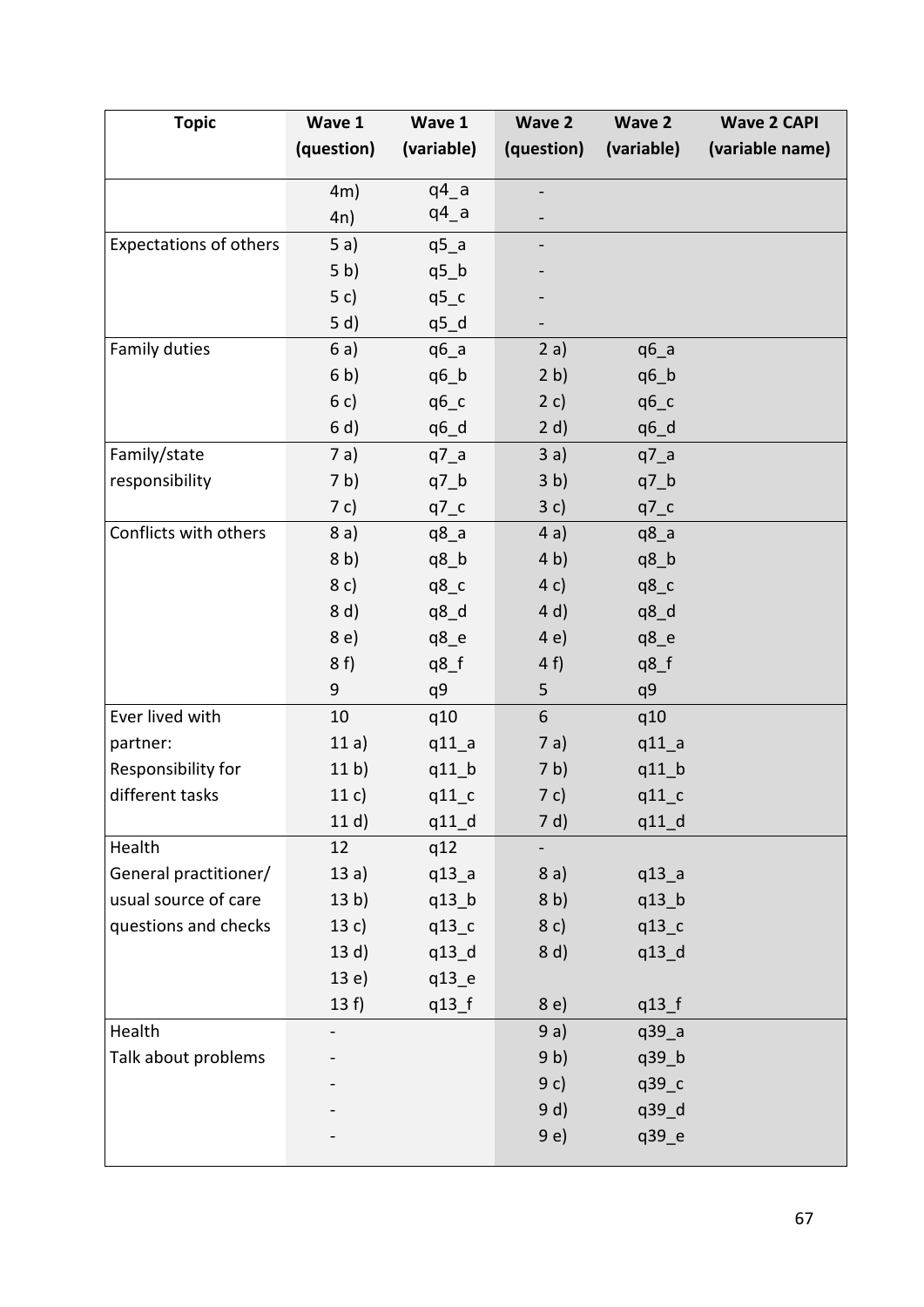| Topic | Wave 1 (question) | Wave 1 (variable) | Wave 2 (question) | Wave 2 (variable) | Wave 2 CAPI (variable name) |
|---|---|---|---|---|---|
| | 4m) | q4_a | - | | |
| | 4n) | q4_a | - | | |
| Expectations of others | 5 a) | q5_a | - | | |
| | 5 b) | q5_b | - | | |
| | 5 c) | q5_c | - | | |
| | 5 d) | q5_d | - | | |
| Family duties | 6 a) | q6_a | 2 a) | q6_a | |
| | 6 b) | q6_b | 2 b) | q6_b | |
| | 6 c) | q6_c | 2 c) | q6_c | |
| | 6 d) | q6_d | 2 d) | q6_d | |
| Family/state responsibility | 7 a) | q7_a | 3 a) | q7_a | |
| | 7 b) | q7_b | 3 b) | q7_b | |
| | 7 c) | q7_c | 3 c) | q7_c | |
| Conflicts with others | 8 a) | q8_a | 4 a) | q8_a | |
| | 8 b) | q8_b | 4 b) | q8_b | |
| | 8 c) | q8_c | 4 c) | q8_c | |
| | 8 d) | q8_d | 4 d) | q8_d | |
| | 8 e) | q8_e | 4 e) | q8_e | |
| | 8 f) | q8_f | 4 f) | q8_f | |
| | 9 | q9 | 5 | q9 | |
| Ever lived with partner: Responsibility for different tasks | 10 | q10 | 6 | q10 | |
| | 11 a) | q11_a | 7 a) | q11_a | |
| | 11 b) | q11_b | 7 b) | q11_b | |
| | 11 c) | q11_c | 7 c) | q11_c | |
| | 11 d) | q11_d | 7 d) | q11_d | |
| Health | 12 | q12 | - | | |
| General practitioner/ usual source of care questions and checks | 13 a) | q13_a | 8 a) | q13_a | |
| | 13 b) | q13_b | 8 b) | q13_b | |
| | 13 c) | q13_c | 8 c) | q13_c | |
| | 13 d) | q13_d | 8 d) | q13_d | |
| | 13 e) | q13_e | | | |
| | 13 f) | q13_f | 8 e) | q13_f | |
| Health Talk about problems | - | | 9 a) | q39_a | |
| | - | | 9 b) | q39_b | |
| | - | | 9 c) | q39_c | |
| | - | | 9 d) | q39_d | |
| | - | | 9 e) | q39_e | |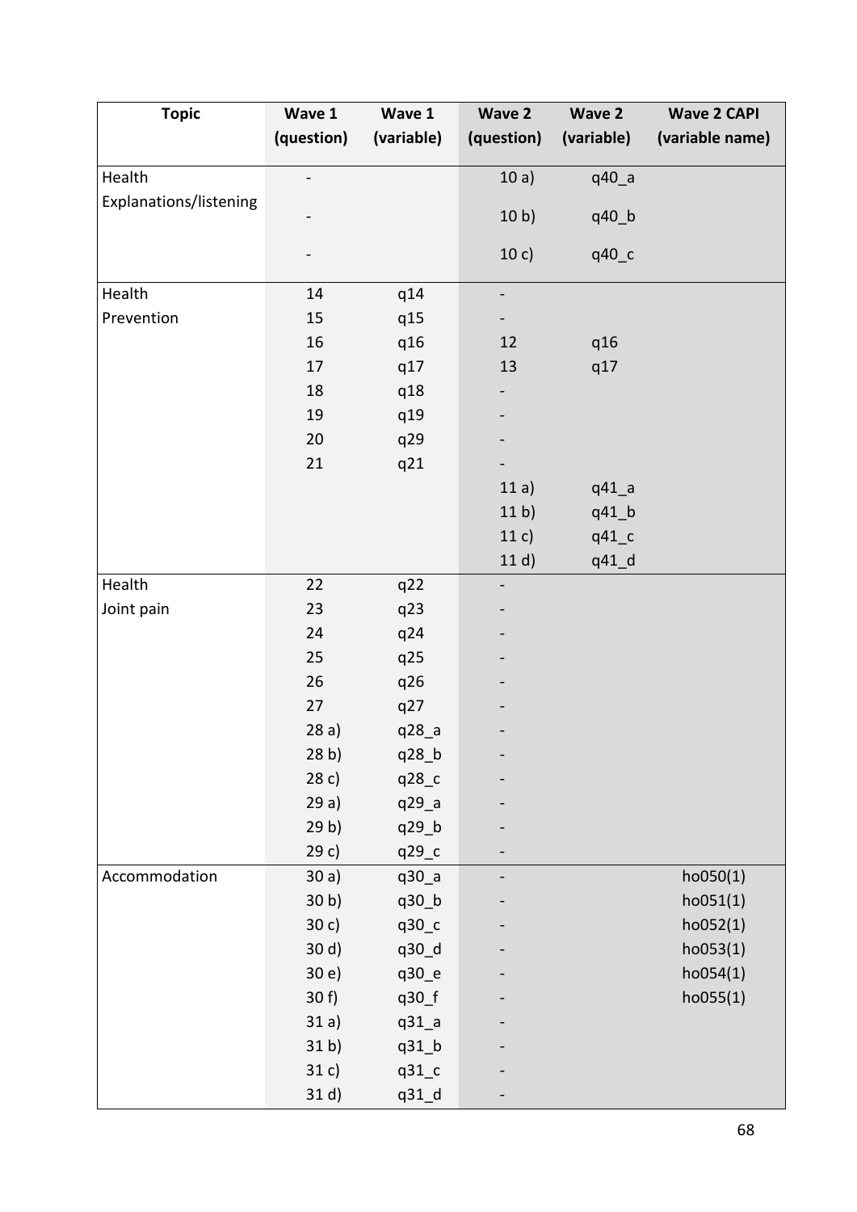| Topic | Wave 1 (question) | Wave 1 (variable) | Wave 2 (question) | Wave 2 (variable) | Wave 2 CAPI (variable name) |
|---|---|---|---|---|---|
| Health Explanations/listening | - | | 10 a) | q40_a | |
| | - | | 10 b) | q40_b | |
| | - | | 10 c) | q40_c | |
| Health Prevention | 14 | q14 | - | | |
| | 15 | q15 | - | | |
| | 16 | q16 | 12 | q16 | |
| | 17 | q17 | 13 | q17 | |
| | 18 | q18 | - | | |
| | 19 | q19 | - | | |
| | 20 | q29 | - | | |
| | 21 | q21 | - | | |
| | | | 11 a) | q41_a | |
| | | | 11 b) | q41_b | |
| | | | 11 c) | q41_c | |
| | | | 11 d) | q41_d | |
| Health Joint pain | 22 | q22 | - | | |
| | 23 | q23 | - | | |
| | 24 | q24 | - | | |
| | 25 | q25 | - | | |
| | 26 | q26 | - | | |
| | 27 | q27 | - | | |
| | 28 a) | q28_a | - | | |
| | 28 b) | q28_b | - | | |
| | 28 c) | q28_c | - | | |
| | 29 a) | q29_a | - | | |
| | 29 b) | q29_b | - | | |
| | 29 c) | q29_c | - | | |
| Accommodation | 30 a) | q30_a | - | | ho050(1) |
| | 30 b) | q30_b | - | | ho051(1) |
| | 30 c) | q30_c | - | | ho052(1) |
| | 30 d) | q30_d | - | | ho053(1) |
| | 30 e) | q30_e | - | | ho054(1) |
| | 30 f) | q30_f | - | | ho055(1) |
| | 31 a) | q31_a | - | | |
| | 31 b) | q31_b | - | | |
| | 31 c) | q31_c | - | | |
| | 31 d) | q31_d | - | | |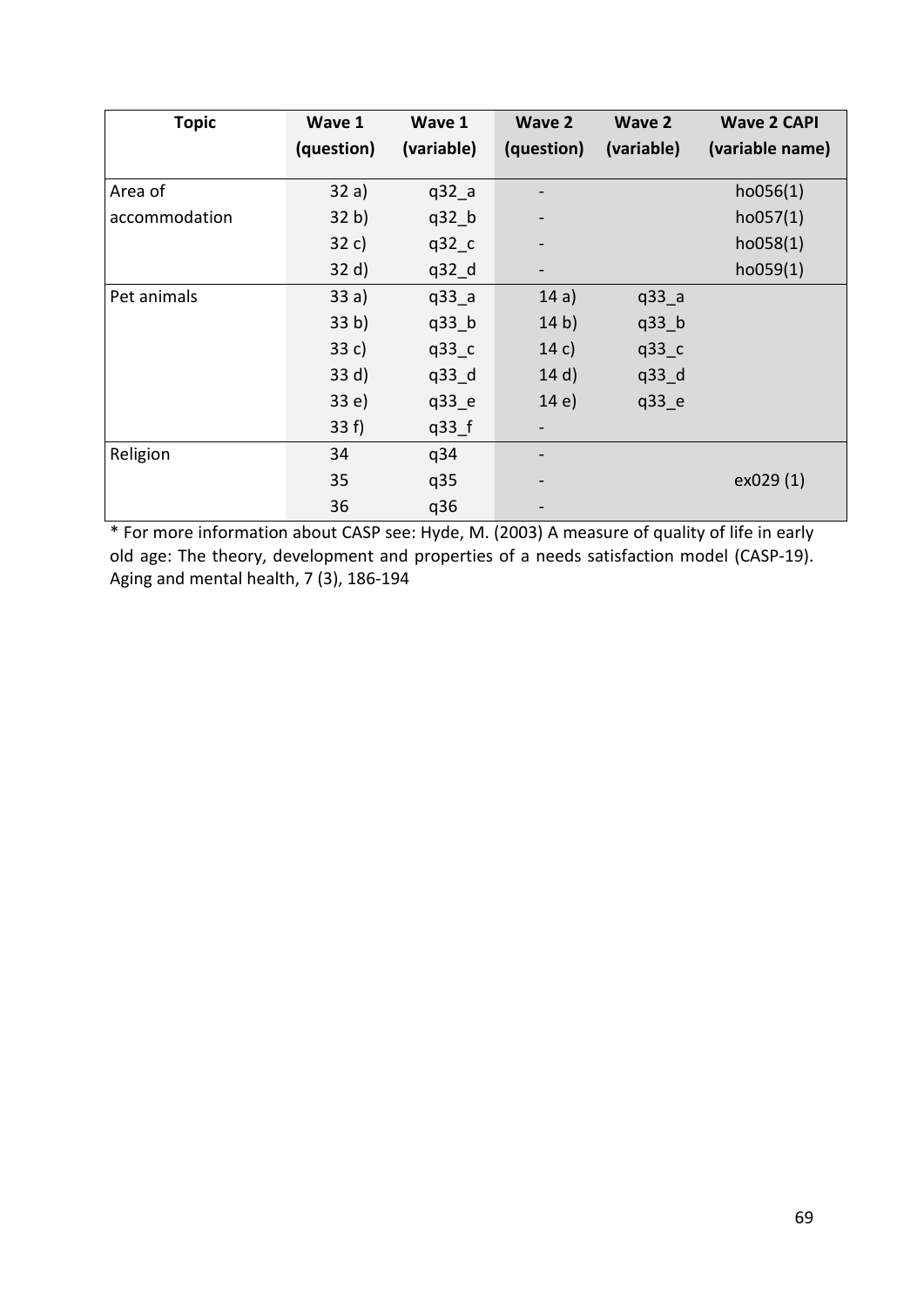| Topic | Wave 1 (question) | Wave 1 (variable) | Wave 2 (question) | Wave 2 (variable) | Wave 2 CAPI (variable name) |
|---|---|---|---|---|---|
| Area of accommodation | 32 a) | q32_a | - | | ho056(1) |
| | 32 b) | q32_b | - | | ho057(1) |
| | 32 c) | q32_c | - | | ho058(1) |
| | 32 d) | q32_d | - | | ho059(1) |
| Pet animals | 33 a) | q33_a | 14 a) | q33_a | |
| | 33 b) | q33_b | 14 b) | q33_b | |
| | 33 c) | q33_c | 14 c) | q33_c | |
| | 33 d) | q33_d | 14 d) | q33_d | |
| | 33 e) | q33_e | 14 e) | q33_e | |
| | 33 f) | q33_f | - | | |
| Religion | 34 | q34 | - | | |
| | 35 | q35 | - | | ex029 (1) |
| | 36 | q36 | - | | |

* For more information about CASP see: Hyde, M. (2003) A measure of quality of life in early old age: The theory, development and properties of a needs satisfaction model (CASP-19). Aging and mental health, 7 (3), 186-194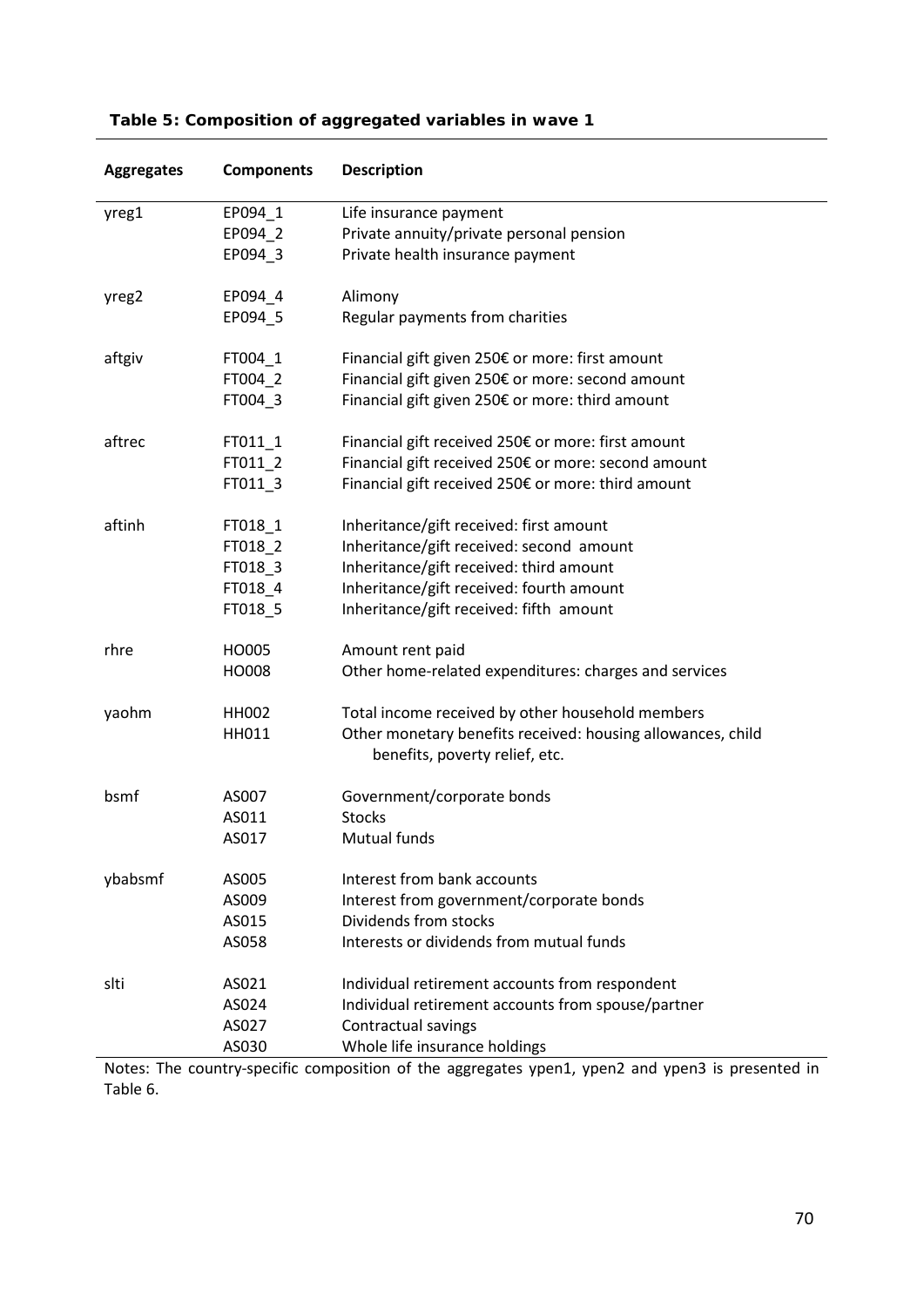**Table 5: Composition of aggregated variables in wave 1**

| Aggregates | Components | Description |
|---|---|---|
| yreg1 | EP094_1 | Life insurance payment |
| | EP094_2 | Private annuity/private personal pension |
| | EP094_3 | Private health insurance payment |
| yreg2 | EP094_4 | Alimony |
| | EP094_5 | Regular payments from charities |
| aftgiv | FT004_1 | Financial gift given 250€ or more: first amount |
| | FT004_2 | Financial gift given 250€ or more: second amount |
| | FT004_3 | Financial gift given 250€ or more: third amount |
| aftrec | FT011_1 | Financial gift received 250€ or more: first amount |
| | FT011_2 | Financial gift received 250€ or more: second amount |
| | FT011_3 | Financial gift received 250€ or more: third amount |
| aftinh | FT018_1 | Inheritance/gift received: first amount |
| | FT018_2 | Inheritance/gift received: second amount |
| | FT018_3 | Inheritance/gift received: third amount |
| | FT018_4 | Inheritance/gift received: fourth amount |
| | FT018_5 | Inheritance/gift received: fifth amount |
| rhre | HO005 | Amount rent paid |
| | HO008 | Other home-related expenditures: charges and services |
| yaohm | HH002 | Total income received by other household members |
| | HH011 | Other monetary benefits received: housing allowances, child benefits, poverty relief, etc. |
| bsmf | AS007 | Government/corporate bonds |
| | AS011 | Stocks |
| | AS017 | Mutual funds |
| ybabsmf | AS005 | Interest from bank accounts |
| | AS009 | Interest from government/corporate bonds |
| | AS015 | Dividends from stocks |
| | AS058 | Interests or dividends from mutual funds |
| slti | AS021 | Individual retirement accounts from respondent |
| | AS024 | Individual retirement accounts from spouse/partner |
| | AS027 | Contractual savings |
| | AS030 | Whole life insurance holdings |

Notes: The country-specific composition of the aggregates ypen1, ypen2 and ypen3 is presented in Table 6.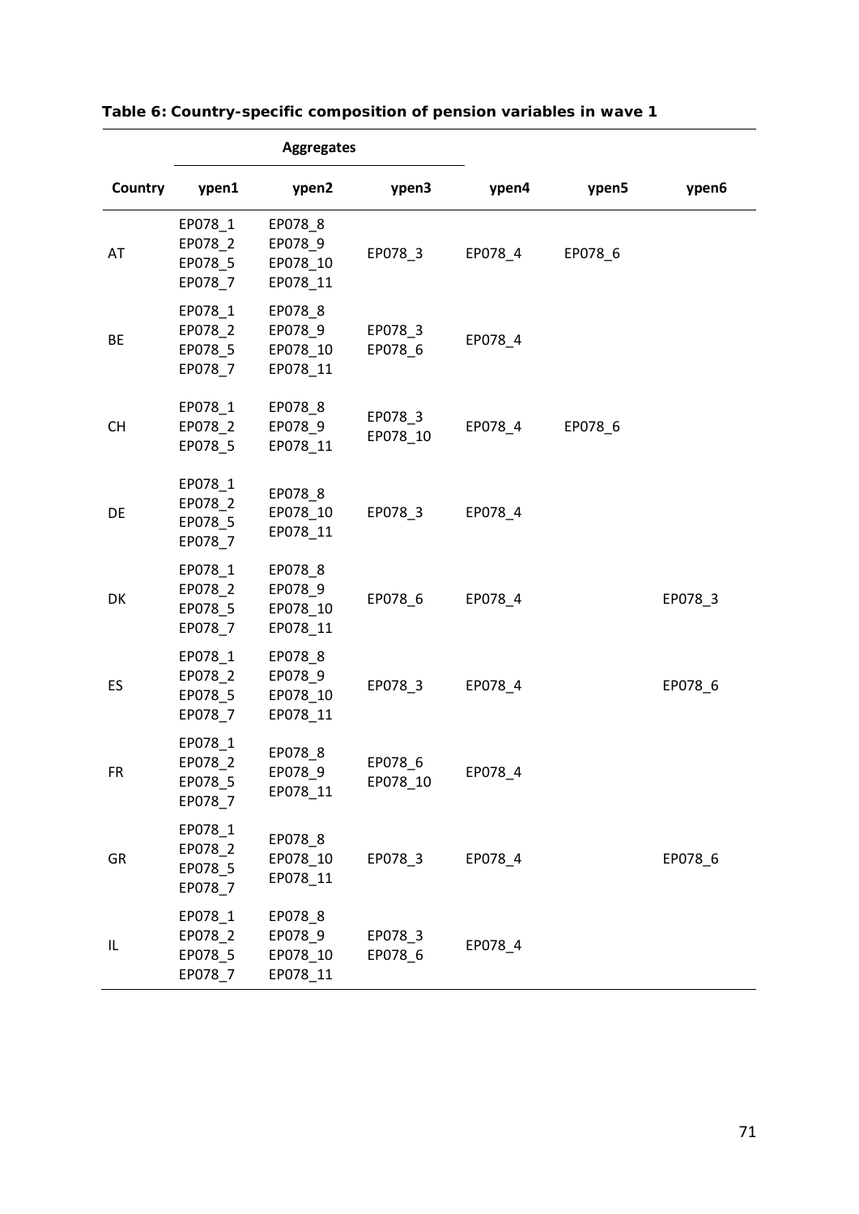**Table 6: Country-specific composition of pension variables in wave 1**

| | Aggregates | | | | | |
|---|---|---|---|---|---|---|
| Country | ypen1 | ypen2 | ypen3 | ypen4 | ypen5 | ypen6 |
| AT | EP078_1 EP078_2 EP078_5 EP078_7 | EP078_8 EP078_9 EP078_10 EP078_11 | EP078_3 | EP078_4 | EP078_6 | |
| BE | EP078_1 EP078_2 EP078_5 EP078_7 | EP078_8 EP078_9 EP078_10 EP078_11 | EP078_3 EP078_6 | EP078_4 | | |
| CH | EP078_1 EP078_2 EP078_5 | EP078_8 EP078_9 EP078_11 | EP078_3 EP078_10 | EP078_4 | EP078_6 | |
| DE | EP078_1 EP078_2 EP078_5 EP078_7 | EP078_8 EP078_10 EP078_11 | EP078_3 | EP078_4 | | |
| DK | EP078_1 EP078_2 EP078_5 EP078_7 | EP078_8 EP078_9 EP078_10 EP078_11 | EP078_6 | EP078_4 | | EP078_3 |
| ES | EP078_1 EP078_2 EP078_5 EP078_7 | EP078_8 EP078_9 EP078_10 EP078_11 | EP078_3 | EP078_4 | | EP078_6 |
| FR | EP078_1 EP078_2 EP078_5 EP078_7 | EP078_8 EP078_9 EP078_11 | EP078_6 EP078_10 | EP078_4 | | |
| GR | EP078_1 EP078_2 EP078_5 EP078_7 | EP078_8 EP078_10 EP078_11 | EP078_3 | EP078_4 | | EP078_6 |
| IL | EP078_1 EP078_2 EP078_5 EP078_7 | EP078_8 EP078_9 EP078_10 EP078_11 | EP078_3 EP078_6 | EP078_4 | | |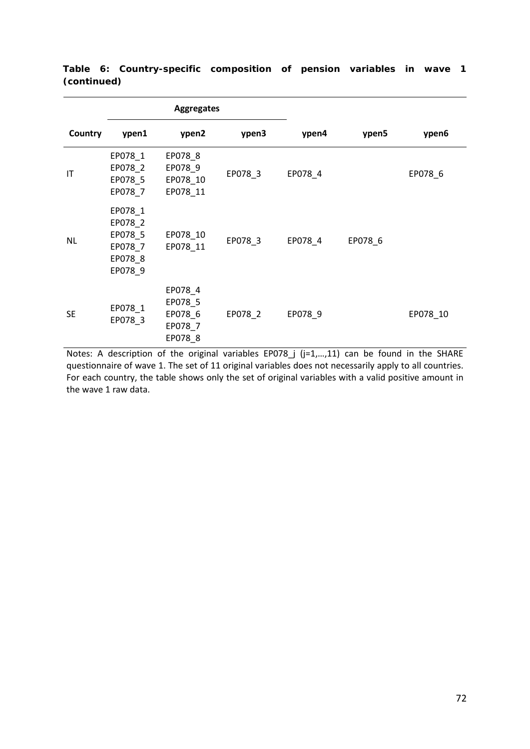**Table 6: Country-specific composition of pension variables in wave 1 (continued)**

| | Aggregates | | | | | |
|---|---|---|---|---|---|---|
| Country | ypen1 | ypen2 | ypen3 | ypen4 | ypen5 | ypen6 |
| IT | EP078_1<br>EP078_2<br>EP078_5<br>EP078_7 | EP078_8<br>EP078_9<br>EP078_10<br>EP078_11 | EP078_3 | EP078_4 | | EP078_6 |
| NL | EP078_1<br>EP078_2<br>EP078_5<br>EP078_7<br>EP078_8<br>EP078_9 | EP078_10<br>EP078_11 | EP078_3 | EP078_4 | EP078_6 | |
| SE | EP078_1<br>EP078_3 | EP078_4<br>EP078_5<br>EP078_6<br>EP078_7<br>EP078_8 | EP078_2 | EP078_9 | | EP078_10 |

Notes: A description of the original variables EP078_j (j=1,…,11) can be found in the SHARE questionnaire of wave 1. The set of 11 original variables does not necessarily apply to all countries. For each country, the table shows only the set of original variables with a valid positive amount in the wave 1 raw data.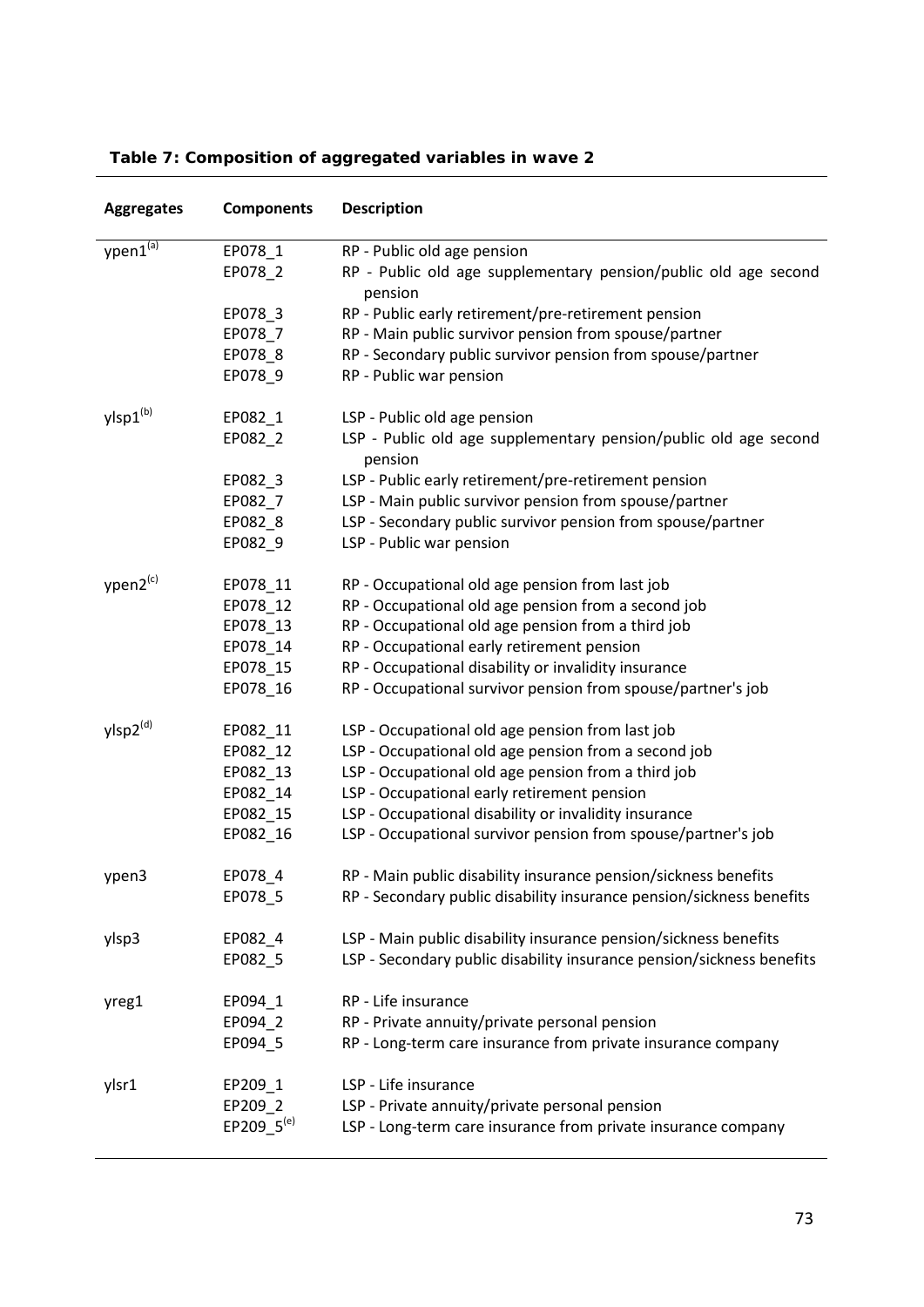**Table 7: Composition of aggregated variables in wave 2**

| Aggregates | Components | Description |
|---|---|---|
| ypen1[(a)] | EP078_1 | RP - Public old age pension |
| | EP078_2 | RP - Public old age supplementary pension/public old age second pension |
| | EP078_3 | RP - Public early retirement/pre-retirement pension |
| | EP078_7 | RP - Main public survivor pension from spouse/partner |
| | EP078_8 | RP - Secondary public survivor pension from spouse/partner |
| | EP078_9 | RP - Public war pension |
| ylsp1[(b)] | EP082_1 | LSP - Public old age pension |
| | EP082_2 | LSP - Public old age supplementary pension/public old age second pension |
| | EP082_3 | LSP - Public early retirement/pre-retirement pension |
| | EP082_7 | LSP - Main public survivor pension from spouse/partner |
| | EP082_8 | LSP - Secondary public survivor pension from spouse/partner |
| | EP082_9 | LSP - Public war pension |
| ypen2[(c)] | EP078_11 | RP - Occupational old age pension from last job |
| | EP078_12 | RP - Occupational old age pension from a second job |
| | EP078_13 | RP - Occupational old age pension from a third job |
| | EP078_14 | RP - Occupational early retirement pension |
| | EP078_15 | RP - Occupational disability or invalidity insurance |
| | EP078_16 | RP - Occupational survivor pension from spouse/partner's job |
| ylsp2[(d)] | EP082_11 | LSP - Occupational old age pension from last job |
| | EP082_12 | LSP - Occupational old age pension from a second job |
| | EP082_13 | LSP - Occupational old age pension from a third job |
| | EP082_14 | LSP - Occupational early retirement pension |
| | EP082_15 | LSP - Occupational disability or invalidity insurance |
| | EP082_16 | LSP - Occupational survivor pension from spouse/partner's job |
| ypen3 | EP078_4 | RP - Main public disability insurance pension/sickness benefits |
| | EP078_5 | RP - Secondary public disability insurance pension/sickness benefits |
| ylsp3 | EP082_4 | LSP - Main public disability insurance pension/sickness benefits |
| | EP082_5 | LSP - Secondary public disability insurance pension/sickness benefits |
| yreg1 | EP094_1 | RP - Life insurance |
| | EP094_2 | RP - Private annuity/private personal pension |
| | EP094_5 | RP - Long-term care insurance from private insurance company |
| ylsr1 | EP209_1 | LSP - Life insurance |
| | EP209_2 | LSP - Private annuity/private personal pension |
| | EP209_5[(e)] | LSP - Long-term care insurance from private insurance company |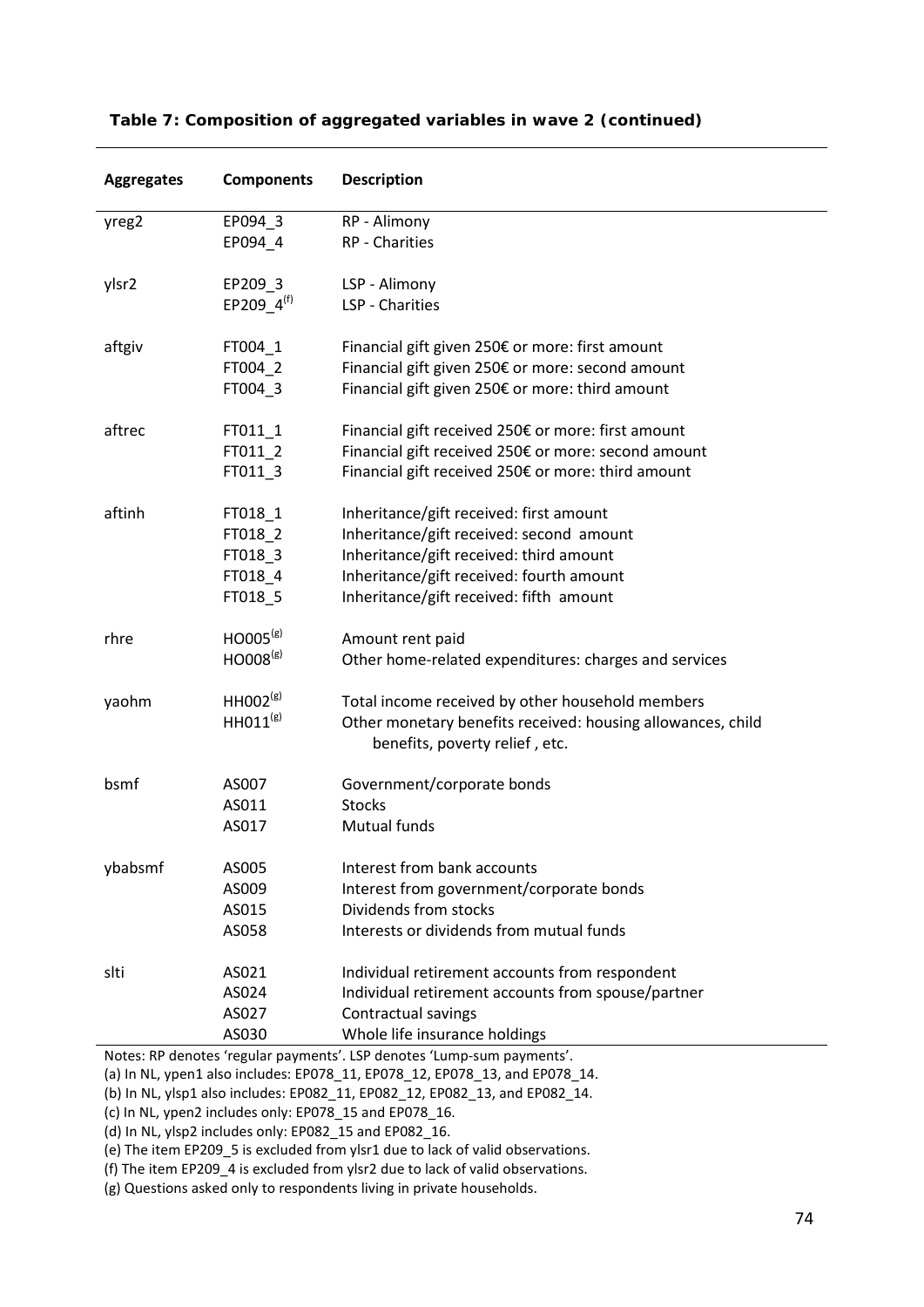**Table 7: Composition of aggregated variables in wave 2 (continued)**

| Aggregates | Components | Description |
|---|---|---|
| yreg2 | EP094_3 | RP - Alimony |
| | EP094_4 | RP - Charities |
| ylsr2 | EP209_3 | LSP - Alimony |
| | EP209_4[(f)] | LSP - Charities |
| aftgiv | FT004_1 | Financial gift given 250€ or more: first amount |
| | FT004_2 | Financial gift given 250€ or more: second amount |
| | FT004_3 | Financial gift given 250€ or more: third amount |
| aftrec | FT011_1 | Financial gift received 250€ or more: first amount |
| | FT011_2 | Financial gift received 250€ or more: second amount |
| | FT011_3 | Financial gift received 250€ or more: third amount |
| aftinh | FT018_1 | Inheritance/gift received: first amount |
| | FT018_2 | Inheritance/gift received: second amount |
| | FT018_3 | Inheritance/gift received: third amount |
| | FT018_4 | Inheritance/gift received: fourth amount |
| | FT018_5 | Inheritance/gift received: fifth amount |
| rhre | HO005[(g)] | Amount rent paid |
| | HO008[(g)] | Other home-related expenditures: charges and services |
| yaohm | HH002[(g)] | Total income received by other household members |
| | HH011[(g)] | Other monetary benefits received: housing allowances, child benefits, poverty relief , etc. |
| bsmf | AS007 | Government/corporate bonds |
| | AS011 | Stocks |
| | AS017 | Mutual funds |
| ybabsmf | AS005 | Interest from bank accounts |
| | AS009 | Interest from government/corporate bonds |
| | AS015 | Dividends from stocks |
| | AS058 | Interests or dividends from mutual funds |
| slti | AS021 | Individual retirement accounts from respondent |
| | AS024 | Individual retirement accounts from spouse/partner |
| | AS027 | Contractual savings |
| | AS030 | Whole life insurance holdings |

Notes: RP denotes 'regular payments'. LSP denotes 'Lump-sum payments'.
(a) In NL, ypen1 also includes: EP078_11, EP078_12, EP078_13, and EP078_14.
(b) In NL, ylsp1 also includes: EP082_11, EP082_12, EP082_13, and EP082_14.
(c) In NL, ypen2 includes only: EP078_15 and EP078_16.
(d) In NL, ylsp2 includes only: EP082_15 and EP082_16.
(e) The item EP209_5 is excluded from ylsr1 due to lack of valid observations.
(f) The item EP209_4 is excluded from ylsr2 due to lack of valid observations.
(g) Questions asked only to respondents living in private households.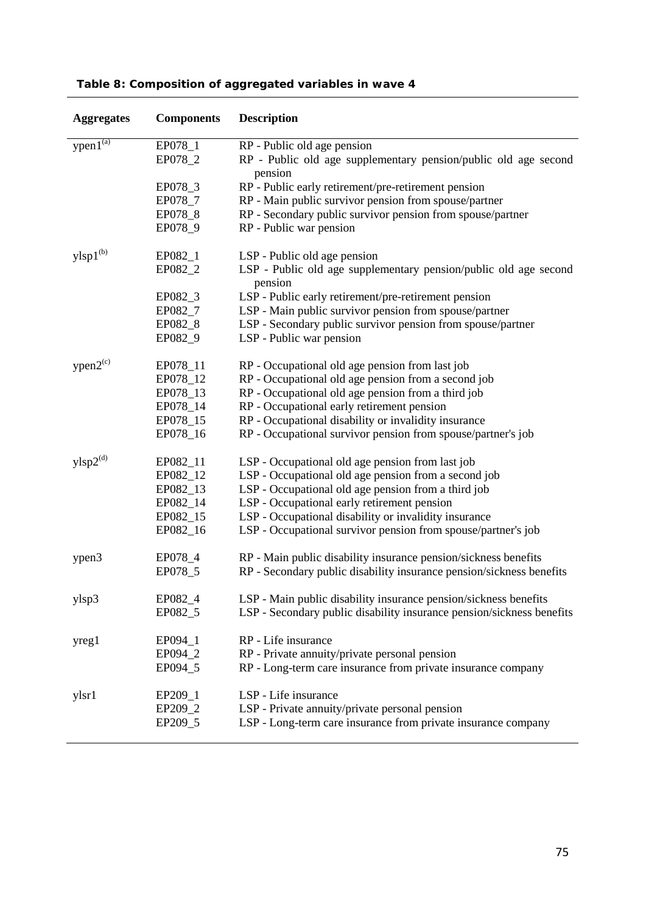**Table 8: Composition of aggregated variables in wave 4**

| Aggregates | Components | Description |
|---|---|---|
| ypen1[(a)] | EP078_1 | RP - Public old age pension |
| | EP078_2 | RP - Public old age supplementary pension/public old age second pension |
| | EP078_3 | RP - Public early retirement/pre-retirement pension |
| | EP078_7 | RP - Main public survivor pension from spouse/partner |
| | EP078_8 | RP - Secondary public survivor pension from spouse/partner |
| | EP078_9 | RP - Public war pension |
| ylsp1[(b)] | EP082_1 | LSP - Public old age pension |
| | EP082_2 | LSP - Public old age supplementary pension/public old age second pension |
| | EP082_3 | LSP - Public early retirement/pre-retirement pension |
| | EP082_7 | LSP - Main public survivor pension from spouse/partner |
| | EP082_8 | LSP - Secondary public survivor pension from spouse/partner |
| | EP082_9 | LSP - Public war pension |
| ypen2[(c)] | EP078_11 | RP - Occupational old age pension from last job |
| | EP078_12 | RP - Occupational old age pension from a second job |
| | EP078_13 | RP - Occupational old age pension from a third job |
| | EP078_14 | RP - Occupational early retirement pension |
| | EP078_15 | RP - Occupational disability or invalidity insurance |
| | EP078_16 | RP - Occupational survivor pension from spouse/partner's job |
| ylsp2[(d)] | EP082_11 | LSP - Occupational old age pension from last job |
| | EP082_12 | LSP - Occupational old age pension from a second job |
| | EP082_13 | LSP - Occupational old age pension from a third job |
| | EP082_14 | LSP - Occupational early retirement pension |
| | EP082_15 | LSP - Occupational disability or invalidity insurance |
| | EP082_16 | LSP - Occupational survivor pension from spouse/partner's job |
| ypen3 | EP078_4 | RP - Main public disability insurance pension/sickness benefits |
| | EP078_5 | RP - Secondary public disability insurance pension/sickness benefits |
| ylsp3 | EP082_4 | LSP - Main public disability insurance pension/sickness benefits |
| | EP082_5 | LSP - Secondary public disability insurance pension/sickness benefits |
| yreg1 | EP094_1 | RP - Life insurance |
| | EP094_2 | RP - Private annuity/private personal pension |
| | EP094_5 | RP - Long-term care insurance from private insurance company |
| ylsr1 | EP209_1 | LSP - Life insurance |
| | EP209_2 | LSP - Private annuity/private personal pension |
| | EP209_5 | LSP - Long-term care insurance from private insurance company |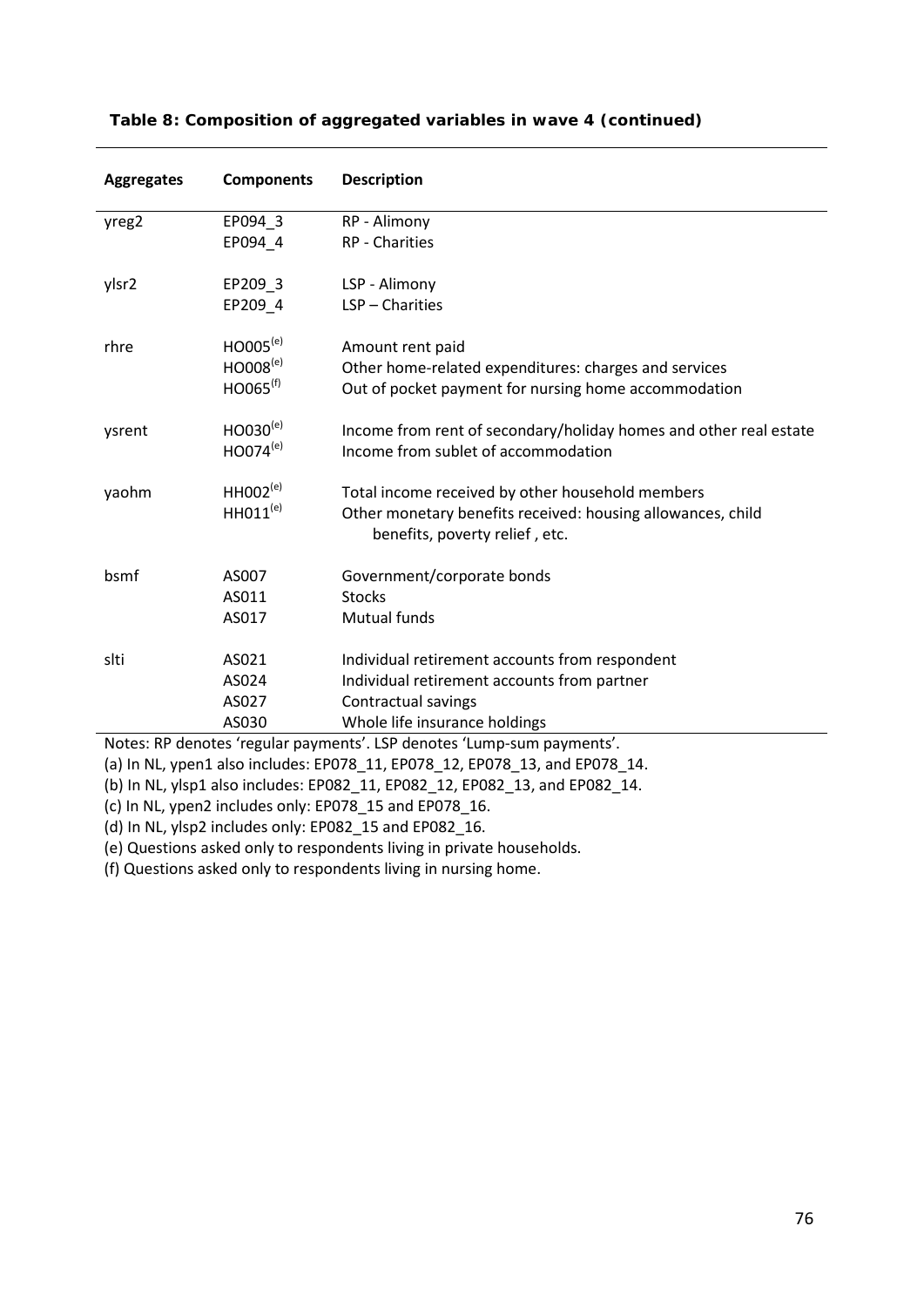**Table 8: Composition of aggregated variables in wave 4 (continued)**

| Aggregates | Components | Description |
|---|---|---|
| yreg2 | EP094_3 | RP - Alimony |
| | EP094_4 | RP - Charities |
| ylsr2 | EP209_3 | LSP - Alimony |
| | EP209_4 | LSP – Charities |
| rhre | HO005[(e)] | Amount rent paid |
| | HO008[(e)] | Other home-related expenditures: charges and services |
| | HO065[(f)] | Out of pocket payment for nursing home accommodation |
| ysrent | HO030[(e)] | Income from rent of secondary/holiday homes and other real estate |
| | HO074[(e)] | Income from sublet of accommodation |
| yaohm | HH002[(e)] | Total income received by other household members |
| | HH011[(e)] | Other monetary benefits received: housing allowances, child benefits, poverty relief , etc. |
| bsmf | AS007 | Government/corporate bonds |
| | AS011 | Stocks |
| | AS017 | Mutual funds |
| slti | AS021 | Individual retirement accounts from respondent |
| | AS024 | Individual retirement accounts from partner |
| | AS027 | Contractual savings |
| | AS030 | Whole life insurance holdings |

Notes: RP denotes 'regular payments'. LSP denotes 'Lump-sum payments'.

(a) In NL, ypen1 also includes: EP078_11, EP078_12, EP078_13, and EP078_14.

(b) In NL, ylsp1 also includes: EP082_11, EP082_12, EP082_13, and EP082_14.

(c) In NL, ypen2 includes only: EP078_15 and EP078_16.

(d) In NL, ylsp2 includes only: EP082_15 and EP082_16.

(e) Questions asked only to respondents living in private households.

(f) Questions asked only to respondents living in nursing home.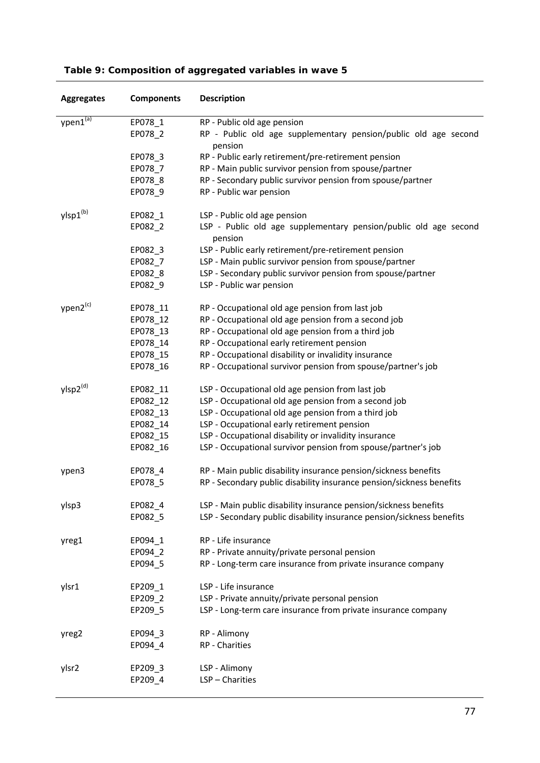**Table 9: Composition of aggregated variables in wave 5**

| Aggregates | Components | Description |
|---|---|---|
| ypen1[(a)] | EP078_1 | RP - Public old age pension |
| | EP078_2 | RP - Public old age supplementary pension/public old age second pension |
| | EP078_3 | RP - Public early retirement/pre-retirement pension |
| | EP078_7 | RP - Main public survivor pension from spouse/partner |
| | EP078_8 | RP - Secondary public survivor pension from spouse/partner |
| | EP078_9 | RP - Public war pension |
| ylsp1[(b)] | EP082_1 | LSP - Public old age pension |
| | EP082_2 | LSP - Public old age supplementary pension/public old age second pension |
| | EP082_3 | LSP - Public early retirement/pre-retirement pension |
| | EP082_7 | LSP - Main public survivor pension from spouse/partner |
| | EP082_8 | LSP - Secondary public survivor pension from spouse/partner |
| | EP082_9 | LSP - Public war pension |
| ypen2[(c)] | EP078_11 | RP - Occupational old age pension from last job |
| | EP078_12 | RP - Occupational old age pension from a second job |
| | EP078_13 | RP - Occupational old age pension from a third job |
| | EP078_14 | RP - Occupational early retirement pension |
| | EP078_15 | RP - Occupational disability or invalidity insurance |
| | EP078_16 | RP - Occupational survivor pension from spouse/partner's job |
| ylsp2[(d)] | EP082_11 | LSP - Occupational old age pension from last job |
| | EP082_12 | LSP - Occupational old age pension from a second job |
| | EP082_13 | LSP - Occupational old age pension from a third job |
| | EP082_14 | LSP - Occupational early retirement pension |
| | EP082_15 | LSP - Occupational disability or invalidity insurance |
| | EP082_16 | LSP - Occupational survivor pension from spouse/partner's job |
| ypen3 | EP078_4 | RP - Main public disability insurance pension/sickness benefits |
| | EP078_5 | RP - Secondary public disability insurance pension/sickness benefits |
| ylsp3 | EP082_4 | LSP - Main public disability insurance pension/sickness benefits |
| | EP082_5 | LSP - Secondary public disability insurance pension/sickness benefits |
| yreg1 | EP094_1 | RP - Life insurance |
| | EP094_2 | RP - Private annuity/private personal pension |
| | EP094_5 | RP - Long-term care insurance from private insurance company |
| ylsr1 | EP209_1 | LSP - Life insurance |
| | EP209_2 | LSP - Private annuity/private personal pension |
| | EP209_5 | LSP - Long-term care insurance from private insurance company |
| yreg2 | EP094_3 | RP - Alimony |
| | EP094_4 | RP - Charities |
| ylsr2 | EP209_3 | LSP - Alimony |
| | EP209_4 | LSP – Charities |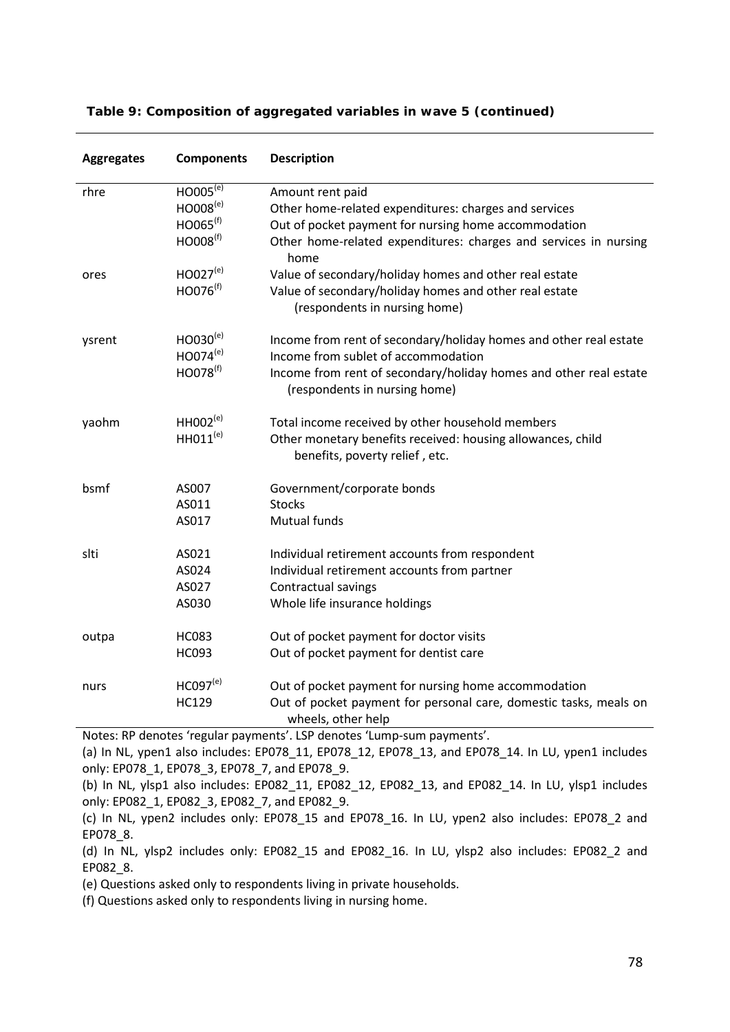**Table 9: Composition of aggregated variables in wave 5 (continued)**

| Aggregates | Components | Description |
|---|---|---|
| rhre | HO005[(e)] | Amount rent paid |
| | HO008[(e)] | Other home-related expenditures: charges and services |
| | HO065[(f)] | Out of pocket payment for nursing home accommodation |
| | HO008[(f)] | Other home-related expenditures: charges and services in nursing home |
| ores | HO027[(e)] | Value of secondary/holiday homes and other real estate |
| | HO076[(f)] | Value of secondary/holiday homes and other real estate (respondents in nursing home) |
| ysrent | HO030[(e)] | Income from rent of secondary/holiday homes and other real estate |
| | HO074[(e)] | Income from sublet of accommodation |
| | HO078[(f)] | Income from rent of secondary/holiday homes and other real estate (respondents in nursing home) |
| yaohm | HH002[(e)] | Total income received by other household members |
| | HH011[(e)] | Other monetary benefits received: housing allowances, child benefits, poverty relief , etc. |
| bsmf | AS007 | Government/corporate bonds |
| | AS011 | Stocks |
| | AS017 | Mutual funds |
| slti | AS021 | Individual retirement accounts from respondent |
| | AS024 | Individual retirement accounts from partner |
| | AS027 | Contractual savings |
| | AS030 | Whole life insurance holdings |
| outpa | HC083 | Out of pocket payment for doctor visits |
| | HC093 | Out of pocket payment for dentist care |
| nurs | HC097[(e)] | Out of pocket payment for nursing home accommodation |
| | HC129 | Out of pocket payment for personal care, domestic tasks, meals on wheels, other help |

Notes: RP denotes 'regular payments'. LSP denotes 'Lump-sum payments'.

(a) In NL, ypen1 also includes: EP078_11, EP078_12, EP078_13, and EP078_14. In LU, ypen1 includes only: EP078_1, EP078_3, EP078_7, and EP078_9.

(b) In NL, ylsp1 also includes: EP082_11, EP082_12, EP082_13, and EP082_14. In LU, ylsp1 includes only: EP082_1, EP082_3, EP082_7, and EP082_9.

(c) In NL, ypen2 includes only: EP078_15 and EP078_16. In LU, ypen2 also includes: EP078_2 and EP078_8.

(d) In NL, ylsp2 includes only: EP082_15 and EP082_16. In LU, ylsp2 also includes: EP082_2 and EP082_8.

(e) Questions asked only to respondents living in private households.

(f) Questions asked only to respondents living in nursing home.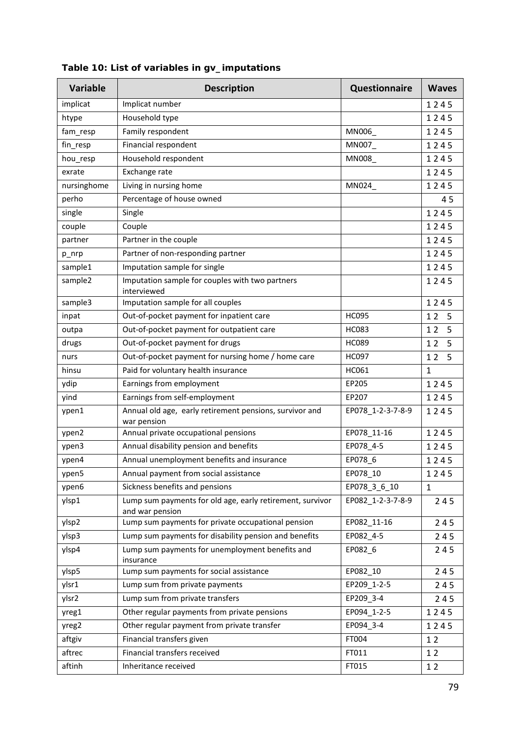**Table 10: List of variables in gv_imputations**

| Variable | Description | Questionnaire | Waves |
|---|---|---|---|
| implicat | Implicat number | | 1 2 4 5 |
| htype | Household type | | 1 2 4 5 |
| fam_resp | Family respondent | MN006_ | 1 2 4 5 |
| fin_resp | Financial respondent | MN007_ | 1 2 4 5 |
| hou_resp | Household respondent | MN008_ | 1 2 4 5 |
| exrate | Exchange rate | | 1 2 4 5 |
| nursinghome | Living in nursing home | MN024_ | 1 2 4 5 |
| perho | Percentage of house owned | | 4 5 |
| single | Single | | 1 2 4 5 |
| couple | Couple | | 1 2 4 5 |
| partner | Partner in the couple | | 1 2 4 5 |
| p_nrp | Partner of non-responding partner | | 1 2 4 5 |
| sample1 | Imputation sample for single | | 1 2 4 5 |
| sample2 | Imputation sample for couples with two partners interviewed | | 1 2 4 5 |
| sample3 | Imputation sample for all couples | | 1 2 4 5 |
| inpat | Out-of-pocket payment for inpatient care | HC095 | 1 2 5 |
| outpa | Out-of-pocket payment for outpatient care | HC083 | 1 2 5 |
| drugs | Out-of-pocket payment for drugs | HC089 | 1 2 5 |
| nurs | Out-of-pocket payment for nursing home / home care | HC097 | 1 2 5 |
| hinsu | Paid for voluntary health insurance | HC061 | 1 |
| ydip | Earnings from employment | EP205 | 1 2 4 5 |
| yind | Earnings from self-employment | EP207 | 1 2 4 5 |
| ypen1 | Annual old age, early retirement pensions, survivor and war pension | EP078_1-2-3-7-8-9 | 1 2 4 5 |
| ypen2 | Annual private occupational pensions | EP078_11-16 | 1 2 4 5 |
| ypen3 | Annual disability pension and benefits | EP078_4-5 | 1 2 4 5 |
| ypen4 | Annual unemployment benefits and insurance | EP078_6 | 1 2 4 5 |
| ypen5 | Annual payment from social assistance | EP078_10 | 1 2 4 5 |
| ypen6 | Sickness benefits and pensions | EP078_3_6_10 | 1 |
| ylsp1 | Lump sum payments for old age, early retirement, survivor and war pension | EP082_1-2-3-7-8-9 | 2 4 5 |
| ylsp2 | Lump sum payments for private occupational pension | EP082_11-16 | 2 4 5 |
| ylsp3 | Lump sum payments for disability pension and benefits | EP082_4-5 | 2 4 5 |
| ylsp4 | Lump sum payments for unemployment benefits and insurance | EP082_6 | 2 4 5 |
| ylsp5 | Lump sum payments for social assistance | EP082_10 | 2 4 5 |
| ylsr1 | Lump sum from private payments | EP209_1-2-5 | 2 4 5 |
| ylsr2 | Lump sum from private transfers | EP209_3-4 | 2 4 5 |
| yreg1 | Other regular payments from private pensions | EP094_1-2-5 | 1 2 4 5 |
| yreg2 | Other regular payment from private transfer | EP094_3-4 | 1 2 4 5 |
| aftgiv | Financial transfers given | FT004 | 1 2 |
| aftrec | Financial transfers received | FT011 | 1 2 |
| aftinh | Inheritance received | FT015 | 1 2 |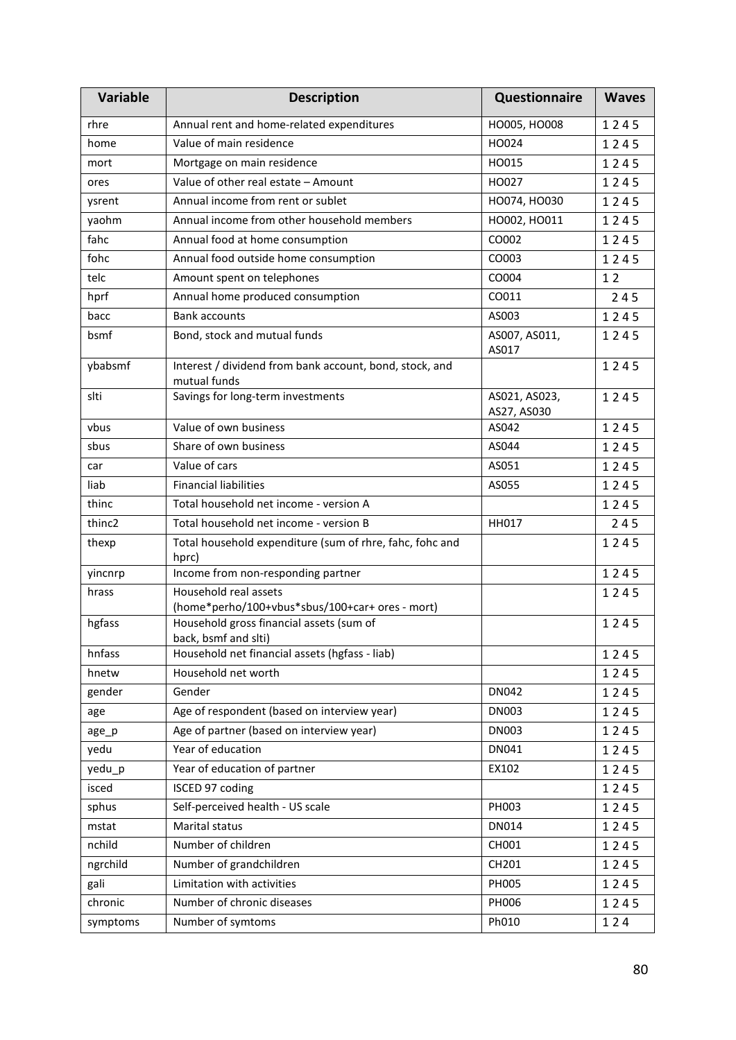| Variable | Description | Questionnaire | Waves |
|---|---|---|---|
| rhre | Annual rent and home-related expenditures | HO005, HO008 | 1 2 4 5 |
| home | Value of main residence | HO024 | 1 2 4 5 |
| mort | Mortgage on main residence | HO015 | 1 2 4 5 |
| ores | Value of other real estate – Amount | HO027 | 1 2 4 5 |
| ysrent | Annual income from rent or sublet | HO074, HO030 | 1 2 4 5 |
| yaohm | Annual income from other household members | HO002, HO011 | 1 2 4 5 |
| fahc | Annual food at home consumption | CO002 | 1 2 4 5 |
| fohc | Annual food outside home consumption | CO003 | 1 2 4 5 |
| telc | Amount spent on telephones | CO004 | 1 2 |
| hprf | Annual home produced consumption | CO011 | 2 4 5 |
| bacc | Bank accounts | AS003 | 1 2 4 5 |
| bsmf | Bond, stock and mutual funds | AS007, AS011, AS017 | 1 2 4 5 |
| ybabsmf | Interest / dividend from bank account, bond, stock, and mutual funds | | 1 2 4 5 |
| slti | Savings for long-term investments | AS021, AS023, AS27, AS030 | 1 2 4 5 |
| vbus | Value of own business | AS042 | 1 2 4 5 |
| sbus | Share of own business | AS044 | 1 2 4 5 |
| car | Value of cars | AS051 | 1 2 4 5 |
| liab | Financial liabilities | AS055 | 1 2 4 5 |
| thinc | Total household net income - version A | | 1 2 4 5 |
| thinc2 | Total household net income - version B | HH017 | 2 4 5 |
| thexp | Total household expenditure (sum of rhre, fahc, fohc and hprc) | | 1 2 4 5 |
| yincnrp | Income from non-responding partner | | 1 2 4 5 |
| hrass | Household real assets (home*perho/100+vbus*sbus/100+car+ ores - mort) | | 1 2 4 5 |
| hgfass | Household gross financial assets (sum of back, bsmf and slti) | | 1 2 4 5 |
| hnfass | Household net financial assets (hgfass - liab) | | 1 2 4 5 |
| hnetw | Household net worth | | 1 2 4 5 |
| gender | Gender | DN042 | 1 2 4 5 |
| age | Age of respondent (based on interview year) | DN003 | 1 2 4 5 |
| age_p | Age of partner (based on interview year) | DN003 | 1 2 4 5 |
| yedu | Year of education | DN041 | 1 2 4 5 |
| yedu_p | Year of education of partner | EX102 | 1 2 4 5 |
| isced | ISCED 97 coding | | 1 2 4 5 |
| sphus | Self-perceived health - US scale | PH003 | 1 2 4 5 |
| mstat | Marital status | DN014 | 1 2 4 5 |
| nchild | Number of children | CH001 | 1 2 4 5 |
| ngrchild | Number of grandchildren | CH201 | 1 2 4 5 |
| gali | Limitation with activities | PH005 | 1 2 4 5 |
| chronic | Number of chronic diseases | PH006 | 1 2 4 5 |
| symptoms | Number of symtoms | Ph010 | 1 2 4 |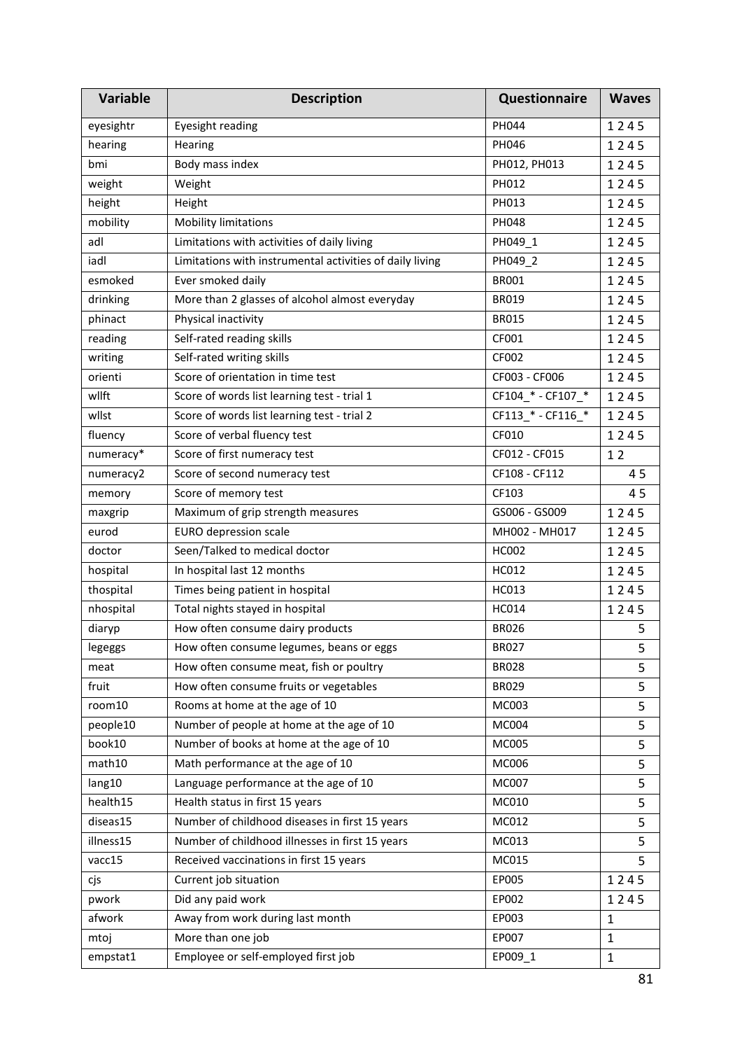| Variable | Description | Questionnaire | Waves |
|---|---|---|---|
| eyesightr | Eyesight reading | PH044 | 1 2 4 5 |
| hearing | Hearing | PH046 | 1 2 4 5 |
| bmi | Body mass index | PH012, PH013 | 1 2 4 5 |
| weight | Weight | PH012 | 1 2 4 5 |
| height | Height | PH013 | 1 2 4 5 |
| mobility | Mobility limitations | PH048 | 1 2 4 5 |
| adl | Limitations with activities of daily living | PH049_1 | 1 2 4 5 |
| iadl | Limitations with instrumental activities of daily living | PH049_2 | 1 2 4 5 |
| esmoked | Ever smoked daily | BR001 | 1 2 4 5 |
| drinking | More than 2 glasses of alcohol almost everyday | BR019 | 1 2 4 5 |
| phinact | Physical inactivity | BR015 | 1 2 4 5 |
| reading | Self-rated reading skills | CF001 | 1 2 4 5 |
| writing | Self-rated writing skills | CF002 | 1 2 4 5 |
| orienti | Score of orientation in time test | CF003 - CF006 | 1 2 4 5 |
| wllft | Score of words list learning test - trial 1 | CF104_* - CF107_* | 1 2 4 5 |
| wllst | Score of words list learning test - trial 2 | CF113_* - CF116_* | 1 2 4 5 |
| fluency | Score of verbal fluency test | CF010 | 1 2 4 5 |
| numeracy* | Score of first numeracy test | CF012 - CF015 | 1 2 |
| numeracy2 | Score of second numeracy test | CF108 - CF112 | 4 5 |
| memory | Score of memory test | CF103 | 4 5 |
| maxgrip | Maximum of grip strength measures | GS006 - GS009 | 1 2 4 5 |
| eurod | EURO depression scale | MH002 - MH017 | 1 2 4 5 |
| doctor | Seen/Talked to medical doctor | HC002 | 1 2 4 5 |
| hospital | In hospital last 12 months | HC012 | 1 2 4 5 |
| thospital | Times being patient in hospital | HC013 | 1 2 4 5 |
| nhospital | Total nights stayed in hospital | HC014 | 1 2 4 5 |
| diaryp | How often consume dairy products | BR026 | 5 |
| legeggs | How often consume legumes, beans or eggs | BR027 | 5 |
| meat | How often consume meat, fish or poultry | BR028 | 5 |
| fruit | How often consume fruits or vegetables | BR029 | 5 |
| room10 | Rooms at home at the age of 10 | MC003 | 5 |
| people10 | Number of people at home at the age of 10 | MC004 | 5 |
| book10 | Number of books at home at the age of 10 | MC005 | 5 |
| math10 | Math performance at the age of 10 | MC006 | 5 |
| lang10 | Language performance at the age of 10 | MC007 | 5 |
| health15 | Health status in first 15 years | MC010 | 5 |
| diseas15 | Number of childhood diseases in first 15 years | MC012 | 5 |
| illness15 | Number of childhood illnesses in first 15 years | MC013 | 5 |
| vacc15 | Received vaccinations in first 15 years | MC015 | 5 |
| cjs | Current job situation | EP005 | 1 2 4 5 |
| pwork | Did any paid work | EP002 | 1 2 4 5 |
| afwork | Away from work during last month | EP003 | 1 |
| mtoj | More than one job | EP007 | 1 |
| empstat1 | Employee or self-employed first job | EP009_1 | 1 |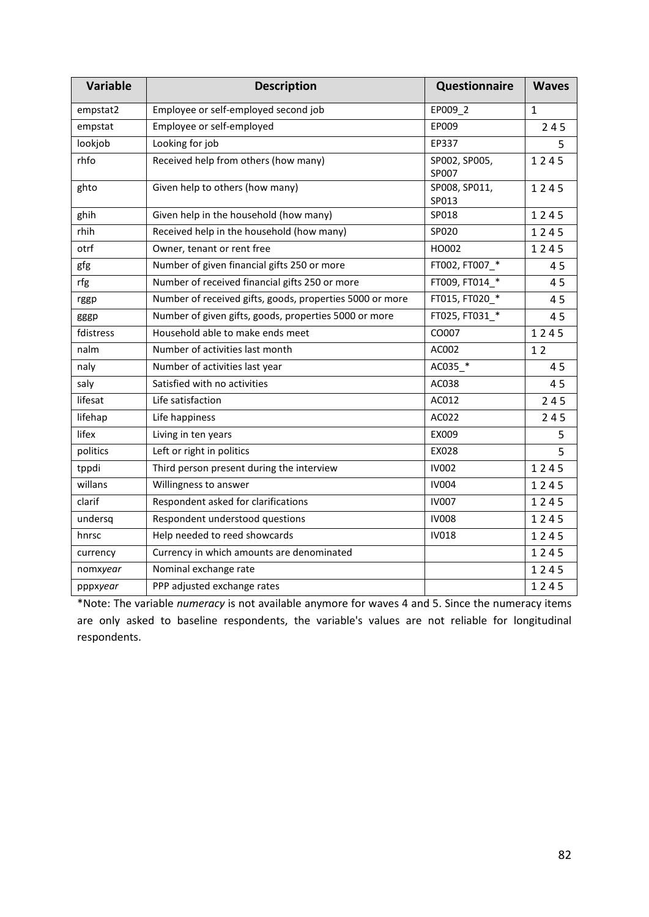| Variable | Description | Questionnaire | Waves |
|---|---|---|---|
| empstat2 | Employee or self-employed second job | EP009_2 | 1 |
| empstat | Employee or self-employed | EP009 | 2 4 5 |
| lookjob | Looking for job | EP337 | 5 |
| rhfo | Received help from others (how many) | SP002, SP005, SP007 | 1 2 4 5 |
| ghto | Given help to others (how many) | SP008, SP011, SP013 | 1 2 4 5 |
| ghih | Given help in the household (how many) | SP018 | 1 2 4 5 |
| rhih | Received help in the household (how many) | SP020 | 1 2 4 5 |
| otrf | Owner, tenant or rent free | HO002 | 1 2 4 5 |
| gfg | Number of given financial gifts 250 or more | FT002, FT007_* | 4 5 |
| rfg | Number of received financial gifts 250 or more | FT009, FT014_* | 4 5 |
| rggp | Number of received gifts, goods, properties 5000 or more | FT015, FT020_* | 4 5 |
| gggp | Number of given gifts, goods, properties 5000 or more | FT025, FT031_* | 4 5 |
| fdistress | Household able to make ends meet | CO007 | 1 2 4 5 |
| nalm | Number of activities last month | AC002 | 1 2 |
| naly | Number of activities last year | AC035_* | 4 5 |
| saly | Satisfied with no activities | AC038 | 4 5 |
| lifesat | Life satisfaction | AC012 | 2 4 5 |
| lifehap | Life happiness | AC022 | 2 4 5 |
| lifex | Living in ten years | EX009 | 5 |
| politics | Left or right in politics | EX028 | 5 |
| tppdi | Third person present during the interview | IV002 | 1 2 4 5 |
| willans | Willingness to answer | IV004 | 1 2 4 5 |
| clarif | Respondent asked for clarifications | IV007 | 1 2 4 5 |
| undersq | Respondent understood questions | IV008 | 1 2 4 5 |
| hnrsc | Help needed to reed showcards | IV018 | 1 2 4 5 |
| currency | Currency in which amounts are denominated | | 1 2 4 5 |
| nomx*year* | Nominal exchange rate | | 1 2 4 5 |
| pppx*year* | PPP adjusted exchange rates | | 1 2 4 5 |

*Note: The variable *numeracy* is not available anymore for waves 4 and 5. Since the numeracy items are only asked to baseline respondents, the variable's values are not reliable for longitudinal respondents.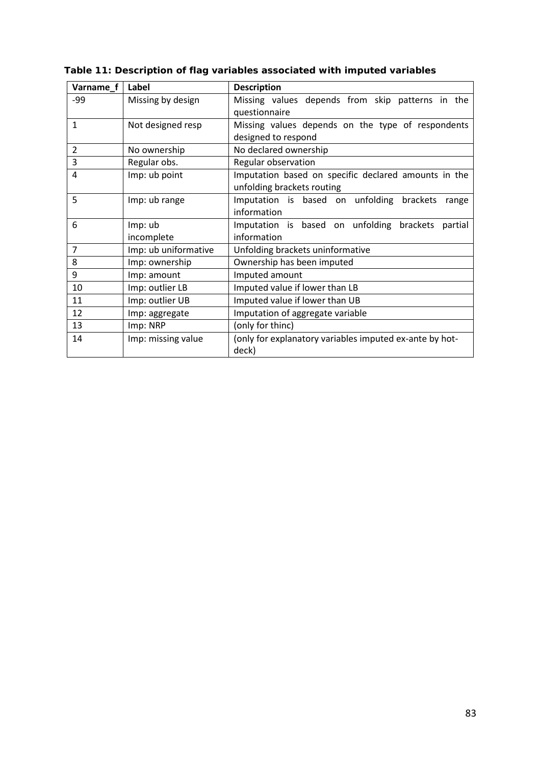**Table 11: Description of flag variables associated with imputed variables**

| Varname_f | Label | Description |
| --- | --- | --- |
| -99 | Missing by design | Missing values depends from skip patterns in the questionnaire |
| 1 | Not designed resp | Missing values depends on the type of respondents designed to respond |
| 2 | No ownership | No declared ownership |
| 3 | Regular obs. | Regular observation |
| 4 | Imp: ub point | Imputation based on specific declared amounts in the unfolding brackets routing |
| 5 | Imp: ub range | Imputation is based on unfolding brackets range information |
| 6 | Imp: ub incomplete | Imputation is based on unfolding brackets partial information |
| 7 | Imp: ub uniformative | Unfolding brackets uninformative |
| 8 | Imp: ownership | Ownership has been imputed |
| 9 | Imp: amount | Imputed amount |
| 10 | Imp: outlier LB | Imputed value if lower than LB |
| 11 | Imp: outlier UB | Imputed value if lower than UB |
| 12 | Imp: aggregate | Imputation of aggregate variable |
| 13 | Imp: NRP | (only for thinc) |
| 14 | Imp: missing value | (only for explanatory variables imputed ex-ante by hot-deck) |